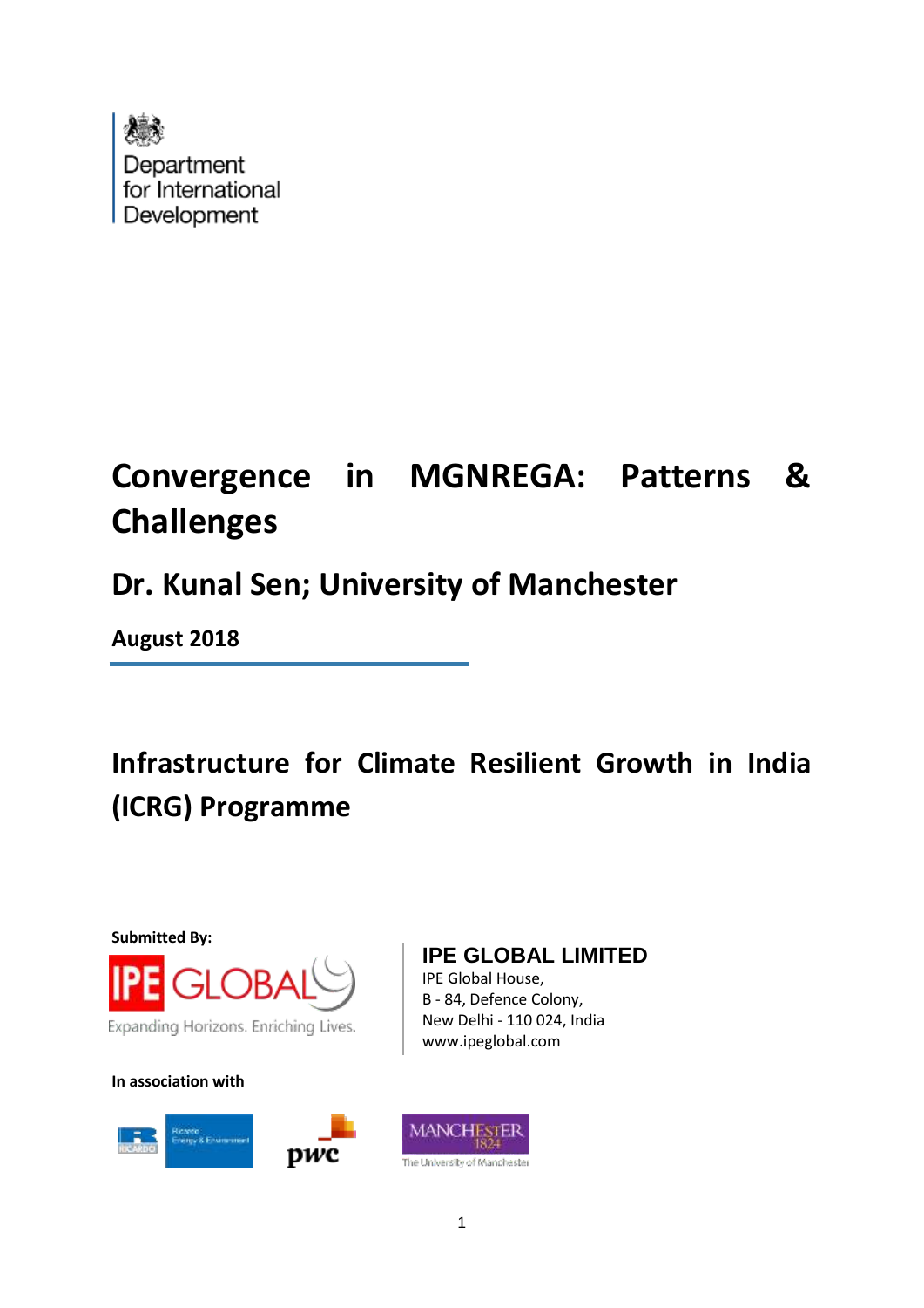Department for International Development

# Convergence in MGNREGA: Patterns & Challenges

## Dr. Kunal Sen; University of Manchester

**August 2018**

## Infrastructure for Climate Resilient Growth in India (ICRG) Programme

**Submitted By:**

IPE GLOBAL

Expanding Horizons. Enriching Lives.

**IPE GLOBAL LIMITED**
IPE Global House,
B - 84, Defence Colony,
New Delhi - 110 024, India
www.ipeglobal.com

**In association with**

Ricardo Energy & Environment

pwc

MANCHESTER 1824
The University of Manchester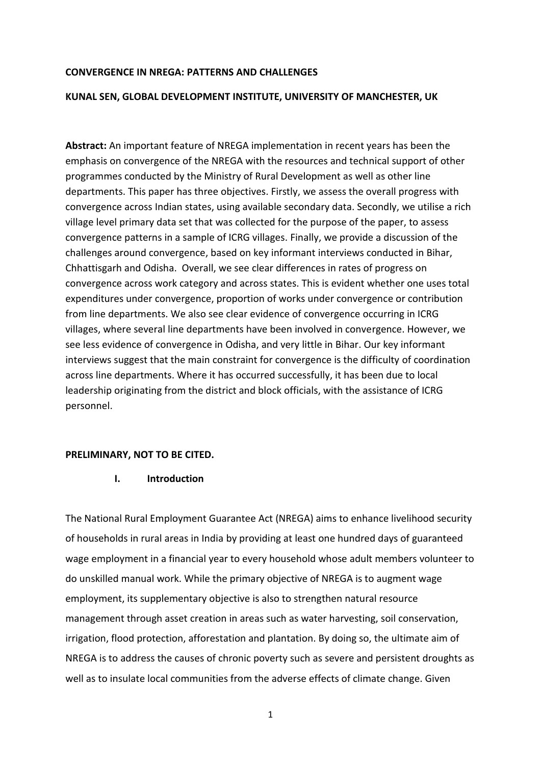**CONVERGENCE IN NREGA: PATTERNS AND CHALLENGES**

**KUNAL SEN, GLOBAL DEVELOPMENT INSTITUTE, UNIVERSITY OF MANCHESTER, UK**

**Abstract:** An important feature of NREGA implementation in recent years has been the emphasis on convergence of the NREGA with the resources and technical support of other programmes conducted by the Ministry of Rural Development as well as other line departments. This paper has three objectives. Firstly, we assess the overall progress with convergence across Indian states, using available secondary data. Secondly, we utilise a rich village level primary data set that was collected for the purpose of the paper, to assess convergence patterns in a sample of ICRG villages. Finally, we provide a discussion of the challenges around convergence, based on key informant interviews conducted in Bihar, Chhattisgarh and Odisha. Overall, we see clear differences in rates of progress on convergence across work category and across states. This is evident whether one uses total expenditures under convergence, proportion of works under convergence or contribution from line departments. We also see clear evidence of convergence occurring in ICRG villages, where several line departments have been involved in convergence. However, we see less evidence of convergence in Odisha, and very little in Bihar. Our key informant interviews suggest that the main constraint for convergence is the difficulty of coordination across line departments. Where it has occurred successfully, it has been due to local leadership originating from the district and block officials, with the assistance of ICRG personnel.

**PRELIMINARY, NOT TO BE CITED.**

## I. Introduction

The National Rural Employment Guarantee Act (NREGA) aims to enhance livelihood security of households in rural areas in India by providing at least one hundred days of guaranteed wage employment in a financial year to every household whose adult members volunteer to do unskilled manual work. While the primary objective of NREGA is to augment wage employment, its supplementary objective is also to strengthen natural resource management through asset creation in areas such as water harvesting, soil conservation, irrigation, flood protection, afforestation and plantation. By doing so, the ultimate aim of NREGA is to address the causes of chronic poverty such as severe and persistent droughts as well as to insulate local communities from the adverse effects of climate change. Given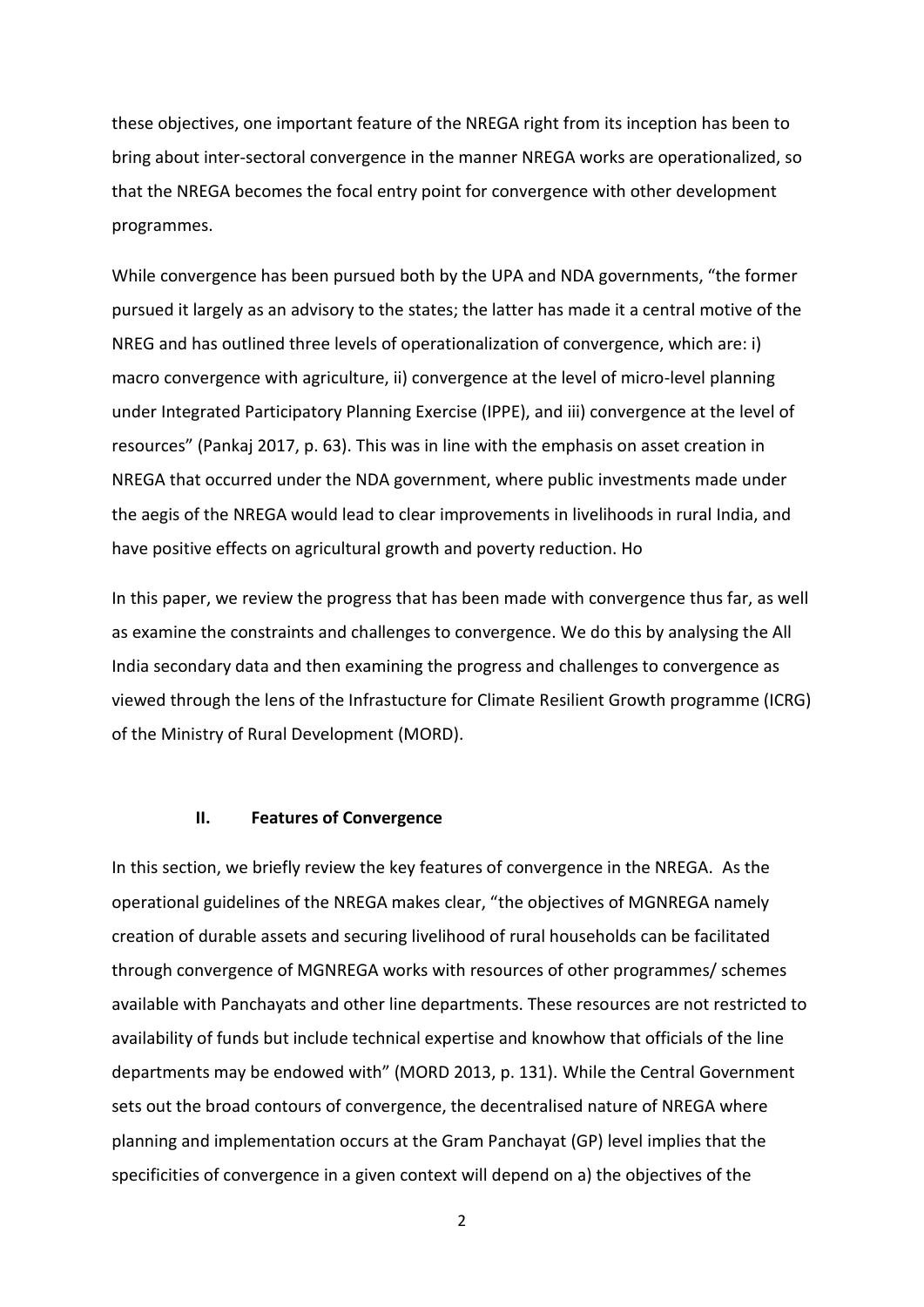these objectives, one important feature of the NREGA right from its inception has been to bring about inter-sectoral convergence in the manner NREGA works are operationalized, so that the NREGA becomes the focal entry point for convergence with other development programmes.

While convergence has been pursued both by the UPA and NDA governments, "the former pursued it largely as an advisory to the states; the latter has made it a central motive of the NREG and has outlined three levels of operationalization of convergence, which are: i) macro convergence with agriculture, ii) convergence at the level of micro-level planning under Integrated Participatory Planning Exercise (IPPE), and iii) convergence at the level of resources" (Pankaj 2017, p. 63). This was in line with the emphasis on asset creation in NREGA that occurred under the NDA government, where public investments made under the aegis of the NREGA would lead to clear improvements in livelihoods in rural India, and have positive effects on agricultural growth and poverty reduction. Ho

In this paper, we review the progress that has been made with convergence thus far, as well as examine the constraints and challenges to convergence. We do this by analysing the All India secondary data and then examining the progress and challenges to convergence as viewed through the lens of the Infrastucture for Climate Resilient Growth programme (ICRG) of the Ministry of Rural Development (MORD).

## II. Features of Convergence

In this section, we briefly review the key features of convergence in the NREGA. As the operational guidelines of the NREGA makes clear, "the objectives of MGNREGA namely creation of durable assets and securing livelihood of rural households can be facilitated through convergence of MGNREGA works with resources of other programmes/ schemes available with Panchayats and other line departments. These resources are not restricted to availability of funds but include technical expertise and knowhow that officials of the line departments may be endowed with" (MORD 2013, p. 131). While the Central Government sets out the broad contours of convergence, the decentralised nature of NREGA where planning and implementation occurs at the Gram Panchayat (GP) level implies that the specificities of convergence in a given context will depend on a) the objectives of the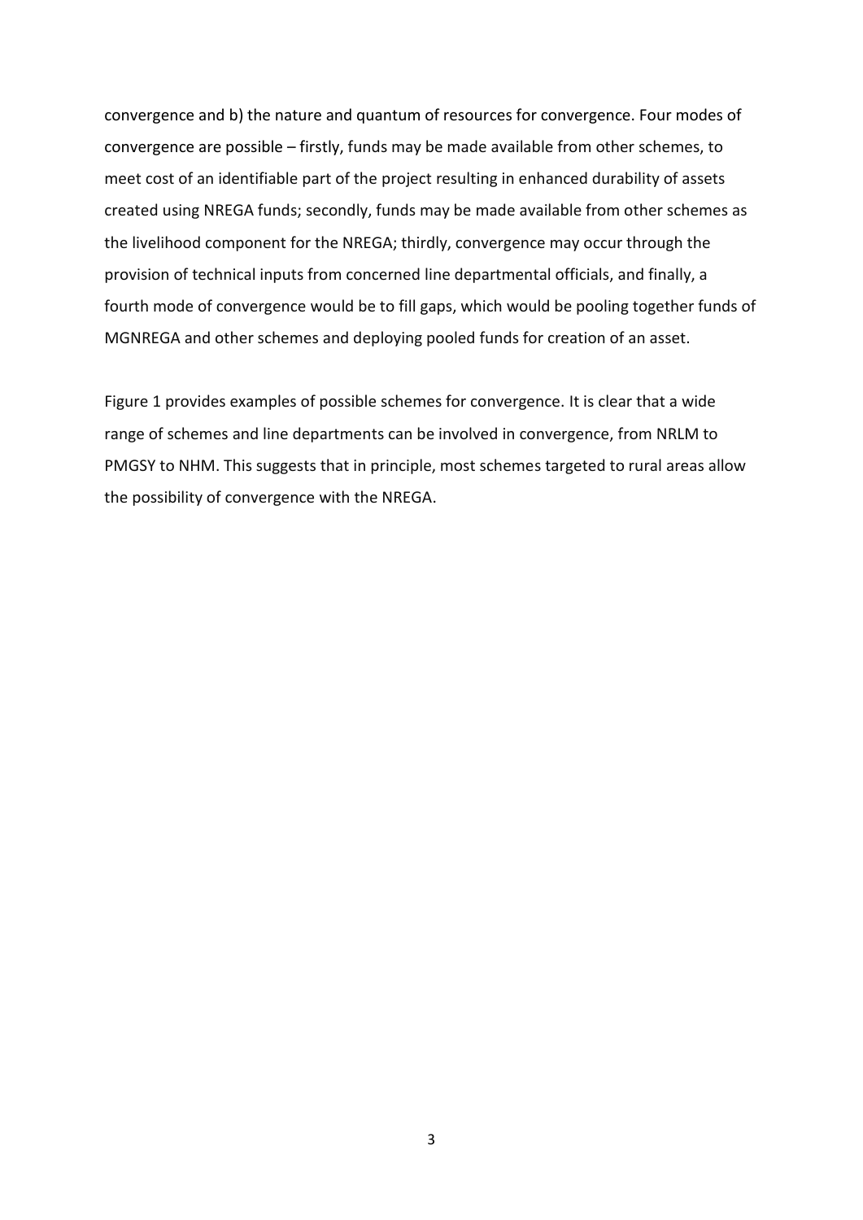convergence and b) the nature and quantum of resources for convergence. Four modes of convergence are possible – firstly, funds may be made available from other schemes, to meet cost of an identifiable part of the project resulting in enhanced durability of assets created using NREGA funds; secondly, funds may be made available from other schemes as the livelihood component for the NREGA; thirdly, convergence may occur through the provision of technical inputs from concerned line departmental officials, and finally, a fourth mode of convergence would be to fill gaps, which would be pooling together funds of MGNREGA and other schemes and deploying pooled funds for creation of an asset.

Figure 1 provides examples of possible schemes for convergence. It is clear that a wide range of schemes and line departments can be involved in convergence, from NRLM to PMGSY to NHM. This suggests that in principle, most schemes targeted to rural areas allow the possibility of convergence with the NREGA.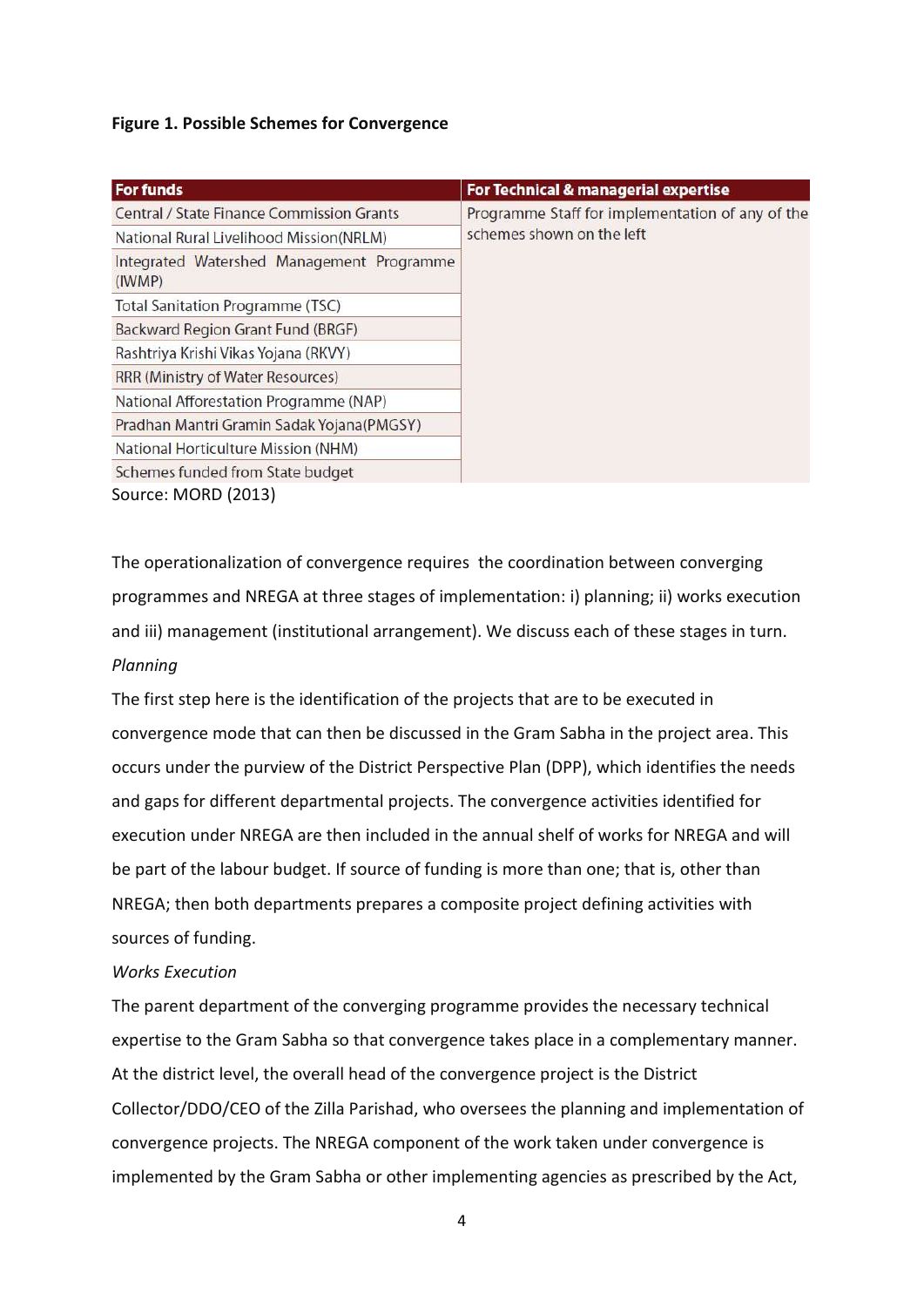**Figure 1. Possible Schemes for Convergence**

| For funds | For Technical & managerial expertise |
|---|---|
| Central / State Finance Commission Grants | Programme Staff for implementation of any of the schemes shown on the left |
| National Rural Livelihood Mission(NRLM) | |
| Integrated Watershed Management Programme (IWMP) | |
| Total Sanitation Programme (TSC) | |
| Backward Region Grant Fund (BRGF) | |
| Rashtriya Krishi Vikas Yojana (RKVY) | |
| RRR (Ministry of Water Resources) | |
| National Afforestation Programme (NAP) | |
| Pradhan Mantri Gramin Sadak Yojana(PMGSY) | |
| National Horticulture Mission (NHM) | |
| Schemes funded from State budget | |

Source: MORD (2013)

The operationalization of convergence requires the coordination between converging programmes and NREGA at three stages of implementation: i) planning; ii) works execution and iii) management (institutional arrangement). We discuss each of these stages in turn.

*Planning*

The first step here is the identification of the projects that are to be executed in convergence mode that can then be discussed in the Gram Sabha in the project area. This occurs under the purview of the District Perspective Plan (DPP), which identifies the needs and gaps for different departmental projects. The convergence activities identified for execution under NREGA are then included in the annual shelf of works for NREGA and will be part of the labour budget. If source of funding is more than one; that is, other than NREGA; then both departments prepares a composite project defining activities with sources of funding.

*Works Execution*

The parent department of the converging programme provides the necessary technical expertise to the Gram Sabha so that convergence takes place in a complementary manner. At the district level, the overall head of the convergence project is the District Collector/DDO/CEO of the Zilla Parishad, who oversees the planning and implementation of convergence projects. The NREGA component of the work taken under convergence is implemented by the Gram Sabha or other implementing agencies as prescribed by the Act,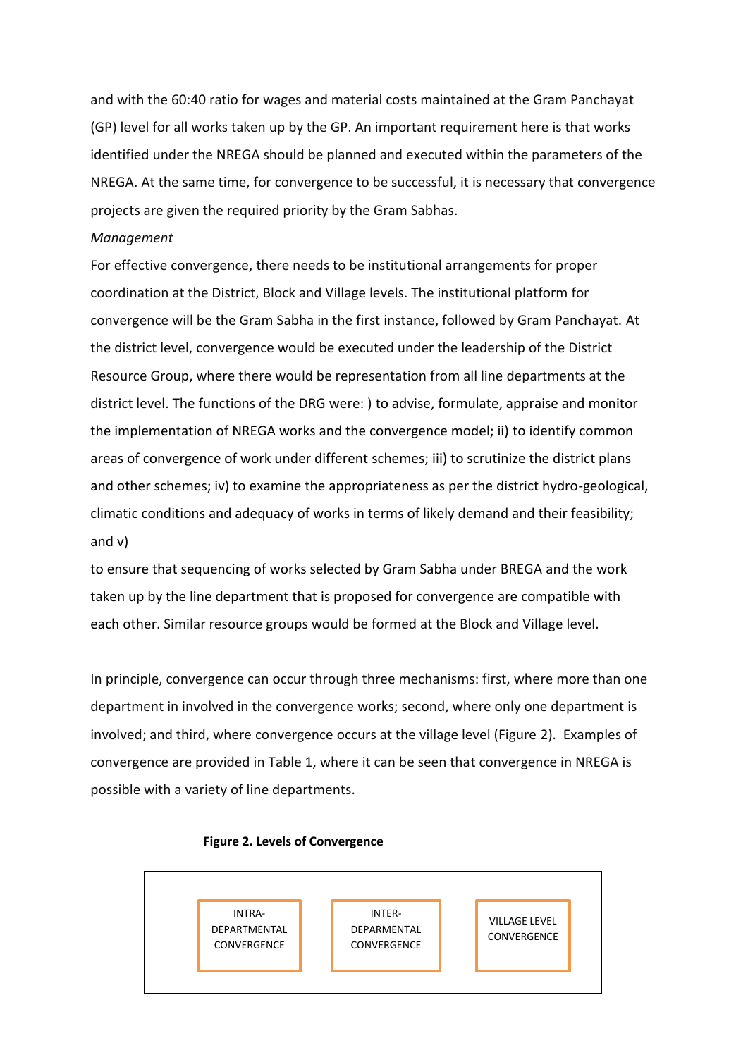and with the 60:40 ratio for wages and material costs maintained at the Gram Panchayat (GP) level for all works taken up by the GP. An important requirement here is that works identified under the NREGA should be planned and executed within the parameters of the NREGA. At the same time, for convergence to be successful, it is necessary that convergence projects are given the required priority by the Gram Sabhas.

*Management*

For effective convergence, there needs to be institutional arrangements for proper coordination at the District, Block and Village levels. The institutional platform for convergence will be the Gram Sabha in the first instance, followed by Gram Panchayat. At the district level, convergence would be executed under the leadership of the District Resource Group, where there would be representation from all line departments at the district level. The functions of the DRG were: ) to advise, formulate, appraise and monitor the implementation of NREGA works and the convergence model; ii) to identify common areas of convergence of work under different schemes; iii) to scrutinize the district plans and other schemes; iv) to examine the appropriateness as per the district hydro-geological, climatic conditions and adequacy of works in terms of likely demand and their feasibility; and v)

to ensure that sequencing of works selected by Gram Sabha under BREGA and the work taken up by the line department that is proposed for convergence are compatible with each other. Similar resource groups would be formed at the Block and Village level.

In principle, convergence can occur through three mechanisms: first, where more than one department in involved in the convergence works; second, where only one department is involved; and third, where convergence occurs at the village level (Figure 2). Examples of convergence are provided in Table 1, where it can be seen that convergence in NREGA is possible with a variety of line departments.

**Figure 2. Levels of Convergence**

INTRA-DEPARTMENTAL CONVERGENCE

INTER-DEPARMENTAL CONVERGENCE

VILLAGE LEVEL CONVERGENCE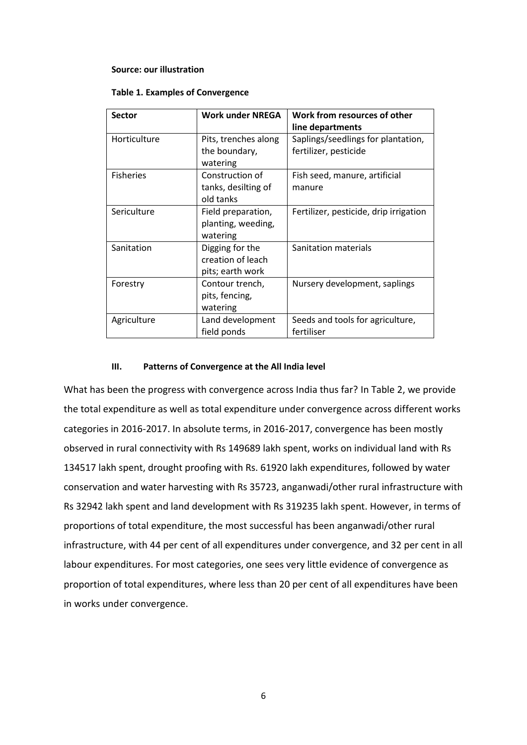**Source: our illustration**

**Table 1. Examples of Convergence**

| Sector | Work under NREGA | Work from resources of other line departments |
|---|---|---|
| Horticulture | Pits, trenches along the boundary, watering | Saplings/seedlings for plantation, fertilizer, pesticide |
| Fisheries | Construction of tanks, desilting of old tanks | Fish seed, manure, artificial manure |
| Sericulture | Field preparation, planting, weeding, watering | Fertilizer, pesticide, drip irrigation |
| Sanitation | Digging for the creation of leach pits; earth work | Sanitation materials |
| Forestry | Contour trench, pits, fencing, watering | Nursery development, saplings |
| Agriculture | Land development field ponds | Seeds and tools for agriculture, fertiliser |

### III. Patterns of Convergence at the All India level

What has been the progress with convergence across India thus far? In Table 2, we provide the total expenditure as well as total expenditure under convergence across different works categories in 2016-2017. In absolute terms, in 2016-2017, convergence has been mostly observed in rural connectivity with Rs 149689 lakh spent, works on individual land with Rs 134517 lakh spent, drought proofing with Rs. 61920 lakh expenditures, followed by water conservation and water harvesting with Rs 35723, anganwadi/other rural infrastructure with Rs 32942 lakh spent and land development with Rs 319235 lakh spent. However, in terms of proportions of total expenditure, the most successful has been anganwadi/other rural infrastructure, with 44 per cent of all expenditures under convergence, and 32 per cent in all labour expenditures. For most categories, one sees very little evidence of convergence as proportion of total expenditures, where less than 20 per cent of all expenditures have been in works under convergence.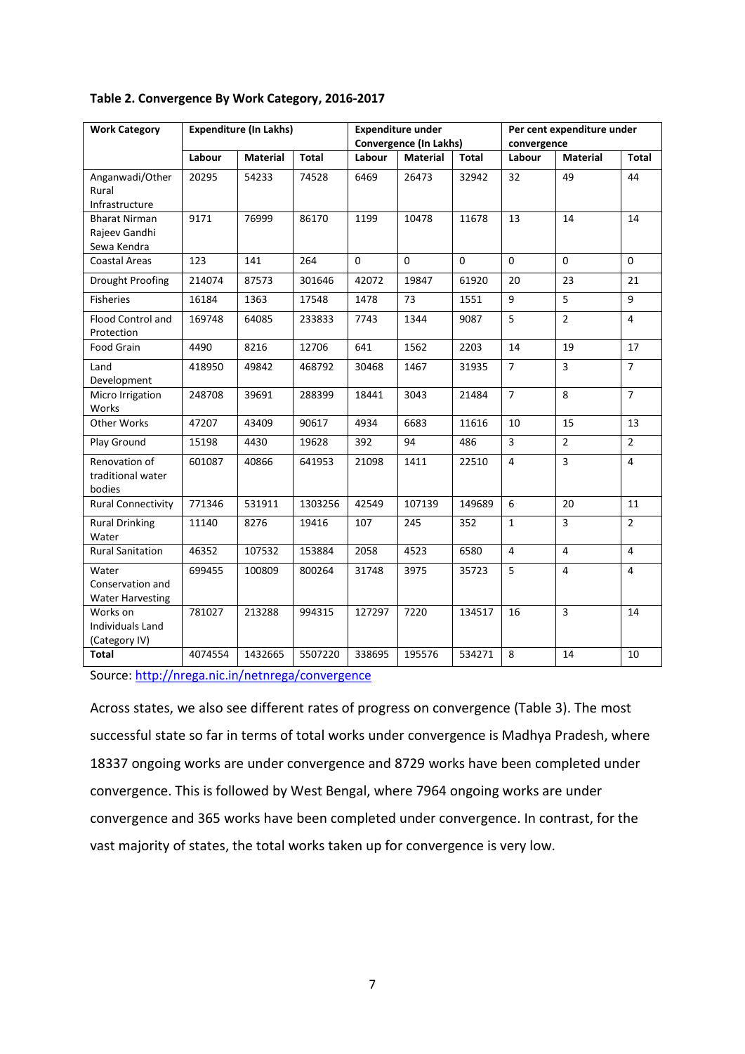**Table 2. Convergence By Work Category, 2016-2017**

| Work Category | Expenditure (In Lakhs) | | | Expenditure under Convergence (In Lakhs) | | | Per cent expenditure under convergence | | |
|---|---|---|---|---|---|---|---|---|---|
| | Labour | Material | Total | Labour | Material | Total | Labour | Material | Total |
| Anganwadi/Other Rural Infrastructure | 20295 | 54233 | 74528 | 6469 | 26473 | 32942 | 32 | 49 | 44 |
| Bharat Nirman Rajeev Gandhi Sewa Kendra | 9171 | 76999 | 86170 | 1199 | 10478 | 11678 | 13 | 14 | 14 |
| Coastal Areas | 123 | 141 | 264 | 0 | 0 | 0 | 0 | 0 | 0 |
| Drought Proofing | 214074 | 87573 | 301646 | 42072 | 19847 | 61920 | 20 | 23 | 21 |
| Fisheries | 16184 | 1363 | 17548 | 1478 | 73 | 1551 | 9 | 5 | 9 |
| Flood Control and Protection | 169748 | 64085 | 233833 | 7743 | 1344 | 9087 | 5 | 2 | 4 |
| Food Grain | 4490 | 8216 | 12706 | 641 | 1562 | 2203 | 14 | 19 | 17 |
| Land Development | 418950 | 49842 | 468792 | 30468 | 1467 | 31935 | 7 | 3 | 7 |
| Micro Irrigation Works | 248708 | 39691 | 288399 | 18441 | 3043 | 21484 | 7 | 8 | 7 |
| Other Works | 47207 | 43409 | 90617 | 4934 | 6683 | 11616 | 10 | 15 | 13 |
| Play Ground | 15198 | 4430 | 19628 | 392 | 94 | 486 | 3 | 2 | 2 |
| Renovation of traditional water bodies | 601087 | 40866 | 641953 | 21098 | 1411 | 22510 | 4 | 3 | 4 |
| Rural Connectivity | 771346 | 531911 | 1303256 | 42549 | 107139 | 149689 | 6 | 20 | 11 |
| Rural Drinking Water | 11140 | 8276 | 19416 | 107 | 245 | 352 | 1 | 3 | 2 |
| Rural Sanitation | 46352 | 107532 | 153884 | 2058 | 4523 | 6580 | 4 | 4 | 4 |
| Water Conservation and Water Harvesting | 699455 | 100809 | 800264 | 31748 | 3975 | 35723 | 5 | 4 | 4 |
| Works on Individuals Land (Category IV) | 781027 | 213288 | 994315 | 127297 | 7220 | 134517 | 16 | 3 | 14 |
| **Total** | 4074554 | 1432665 | 5507220 | 338695 | 195576 | 534271 | 8 | 14 | 10 |

Source: http://nrega.nic.in/netnrega/convergence

Across states, we also see different rates of progress on convergence (Table 3). The most successful state so far in terms of total works under convergence is Madhya Pradesh, where 18337 ongoing works are under convergence and 8729 works have been completed under convergence. This is followed by West Bengal, where 7964 ongoing works are under convergence and 365 works have been completed under convergence. In contrast, for the vast majority of states, the total works taken up for convergence is very low.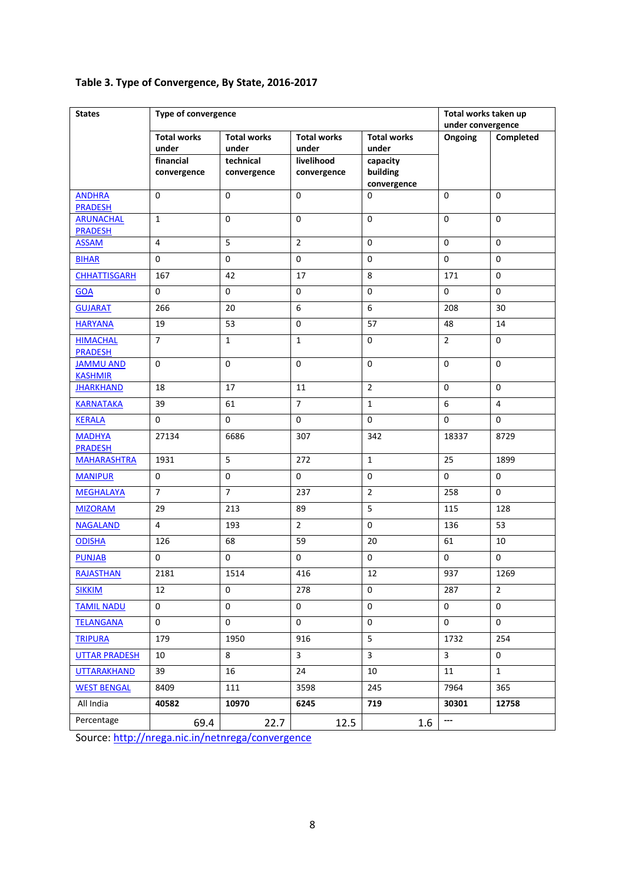**Table 3. Type of Convergence, By State, 2016-2017**

| States | Type of convergence | | | | Total works taken up under convergence | |
|---|---|---|---|---|---|---|
| | Total works under financial convergence | Total works under technical convergence | Total works under livelihood convergence | Total works under capacity building convergence | Ongoing | Completed |
| ANDHRA PRADESH | 0 | 0 | 0 | 0 | 0 | 0 |
| ARUNACHAL PRADESH | 1 | 0 | 0 | 0 | 0 | 0 |
| ASSAM | 4 | 5 | 2 | 0 | 0 | 0 |
| BIHAR | 0 | 0 | 0 | 0 | 0 | 0 |
| CHHATTISGARH | 167 | 42 | 17 | 8 | 171 | 0 |
| GOA | 0 | 0 | 0 | 0 | 0 | 0 |
| GUJARAT | 266 | 20 | 6 | 6 | 208 | 30 |
| HARYANA | 19 | 53 | 0 | 57 | 48 | 14 |
| HIMACHAL PRADESH | 7 | 1 | 1 | 0 | 2 | 0 |
| JAMMU AND KASHMIR | 0 | 0 | 0 | 0 | 0 | 0 |
| JHARKHAND | 18 | 17 | 11 | 2 | 0 | 0 |
| KARNATAKA | 39 | 61 | 7 | 1 | 6 | 4 |
| KERALA | 0 | 0 | 0 | 0 | 0 | 0 |
| MADHYA PRADESH | 27134 | 6686 | 307 | 342 | 18337 | 8729 |
| MAHARASHTRA | 1931 | 5 | 272 | 1 | 25 | 1899 |
| MANIPUR | 0 | 0 | 0 | 0 | 0 | 0 |
| MEGHALAYA | 7 | 7 | 237 | 2 | 258 | 0 |
| MIZORAM | 29 | 213 | 89 | 5 | 115 | 128 |
| NAGALAND | 4 | 193 | 2 | 0 | 136 | 53 |
| ODISHA | 126 | 68 | 59 | 20 | 61 | 10 |
| PUNJAB | 0 | 0 | 0 | 0 | 0 | 0 |
| RAJASTHAN | 2181 | 1514 | 416 | 12 | 937 | 1269 |
| SIKKIM | 12 | 0 | 278 | 0 | 287 | 2 |
| TAMIL NADU | 0 | 0 | 0 | 0 | 0 | 0 |
| TELANGANA | 0 | 0 | 0 | 0 | 0 | 0 |
| TRIPURA | 179 | 1950 | 916 | 5 | 1732 | 254 |
| UTTAR PRADESH | 10 | 8 | 3 | 3 | 3 | 0 |
| UTTARAKHAND | 39 | 16 | 24 | 10 | 11 | 1 |
| WEST BENGAL | 8409 | 111 | 3598 | 245 | 7964 | 365 |
| All India | **40582** | **10970** | **6245** | **719** | **30301** | **12758** |
| Percentage | 69.4 | 22.7 | 12.5 | 1.6 | --- | |

Source: http://nrega.nic.in/netnrega/convergence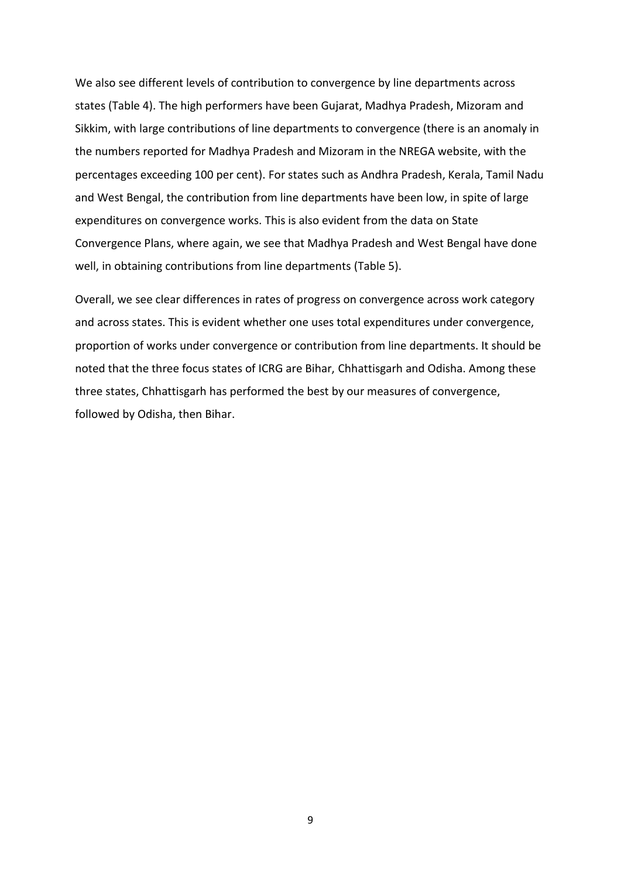We also see different levels of contribution to convergence by line departments across states (Table 4). The high performers have been Gujarat, Madhya Pradesh, Mizoram and Sikkim, with large contributions of line departments to convergence (there is an anomaly in the numbers reported for Madhya Pradesh and Mizoram in the NREGA website, with the percentages exceeding 100 per cent). For states such as Andhra Pradesh, Kerala, Tamil Nadu and West Bengal, the contribution from line departments have been low, in spite of large expenditures on convergence works. This is also evident from the data on State Convergence Plans, where again, we see that Madhya Pradesh and West Bengal have done well, in obtaining contributions from line departments (Table 5).

Overall, we see clear differences in rates of progress on convergence across work category and across states. This is evident whether one uses total expenditures under convergence, proportion of works under convergence or contribution from line departments. It should be noted that the three focus states of ICRG are Bihar, Chhattisgarh and Odisha. Among these three states, Chhattisgarh has performed the best by our measures of convergence, followed by Odisha, then Bihar.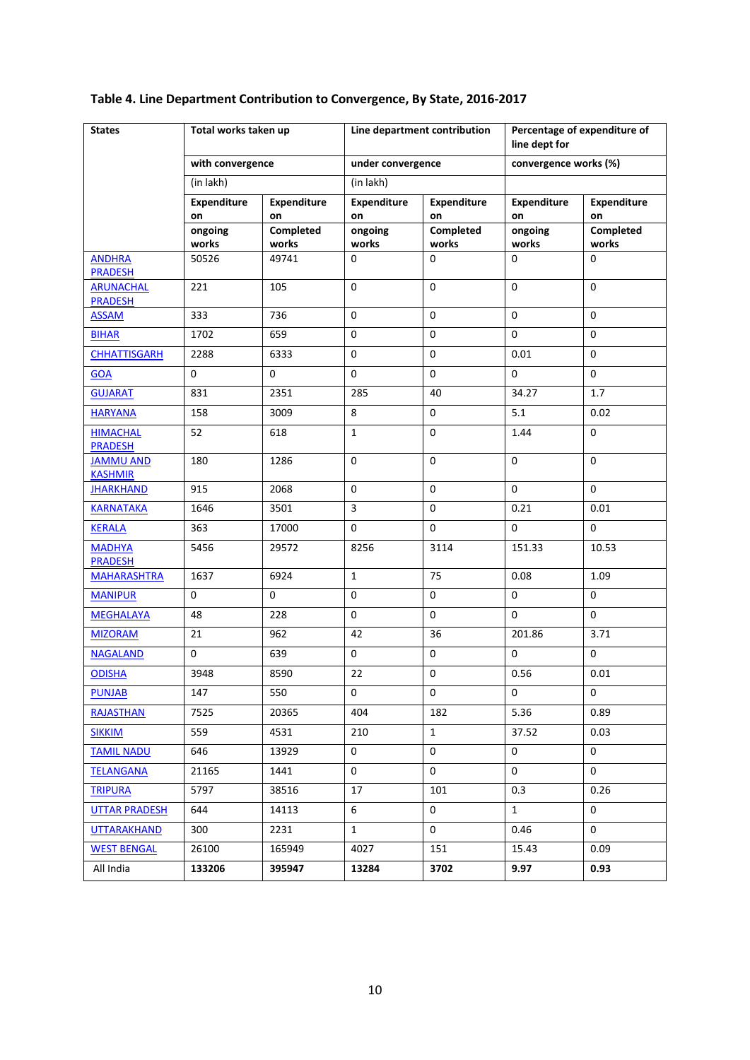**Table 4. Line Department Contribution to Convergence, By State, 2016-2017**

| States | Total works taken up with convergence (in lakh) | | Line department contribution under convergence (in lakh) | | Percentage of expenditure of line dept for convergence works (%) | |
|---|---|---|---|---|---|---|
| | Expenditure on ongoing works | Expenditure on Completed works | Expenditure on ongoing works | Expenditure on Completed works | Expenditure on ongoing works | Expenditure on Completed works |
| ANDHRA PRADESH | 50526 | 49741 | 0 | 0 | 0 | 0 |
| ARUNACHAL PRADESH | 221 | 105 | 0 | 0 | 0 | 0 |
| ASSAM | 333 | 736 | 0 | 0 | 0 | 0 |
| BIHAR | 1702 | 659 | 0 | 0 | 0 | 0 |
| CHHATTISGARH | 2288 | 6333 | 0 | 0 | 0.01 | 0 |
| GOA | 0 | 0 | 0 | 0 | 0 | 0 |
| GUJARAT | 831 | 2351 | 285 | 40 | 34.27 | 1.7 |
| HARYANA | 158 | 3009 | 8 | 0 | 5.1 | 0.02 |
| HIMACHAL PRADESH | 52 | 618 | 1 | 0 | 1.44 | 0 |
| JAMMU AND KASHMIR | 180 | 1286 | 0 | 0 | 0 | 0 |
| JHARKHAND | 915 | 2068 | 0 | 0 | 0 | 0 |
| KARNATAKA | 1646 | 3501 | 3 | 0 | 0.21 | 0.01 |
| KERALA | 363 | 17000 | 0 | 0 | 0 | 0 |
| MADHYA PRADESH | 5456 | 29572 | 8256 | 3114 | 151.33 | 10.53 |
| MAHARASHTRA | 1637 | 6924 | 1 | 75 | 0.08 | 1.09 |
| MANIPUR | 0 | 0 | 0 | 0 | 0 | 0 |
| MEGHALAYA | 48 | 228 | 0 | 0 | 0 | 0 |
| MIZORAM | 21 | 962 | 42 | 36 | 201.86 | 3.71 |
| NAGALAND | 0 | 639 | 0 | 0 | 0 | 0 |
| ODISHA | 3948 | 8590 | 22 | 0 | 0.56 | 0.01 |
| PUNJAB | 147 | 550 | 0 | 0 | 0 | 0 |
| RAJASTHAN | 7525 | 20365 | 404 | 182 | 5.36 | 0.89 |
| SIKKIM | 559 | 4531 | 210 | 1 | 37.52 | 0.03 |
| TAMIL NADU | 646 | 13929 | 0 | 0 | 0 | 0 |
| TELANGANA | 21165 | 1441 | 0 | 0 | 0 | 0 |
| TRIPURA | 5797 | 38516 | 17 | 101 | 0.3 | 0.26 |
| UTTAR PRADESH | 644 | 14113 | 6 | 0 | 1 | 0 |
| UTTARAKHAND | 300 | 2231 | 1 | 0 | 0.46 | 0 |
| WEST BENGAL | 26100 | 165949 | 4027 | 151 | 15.43 | 0.09 |
| All India | **133206** | **395947** | **13284** | **3702** | **9.97** | **0.93** |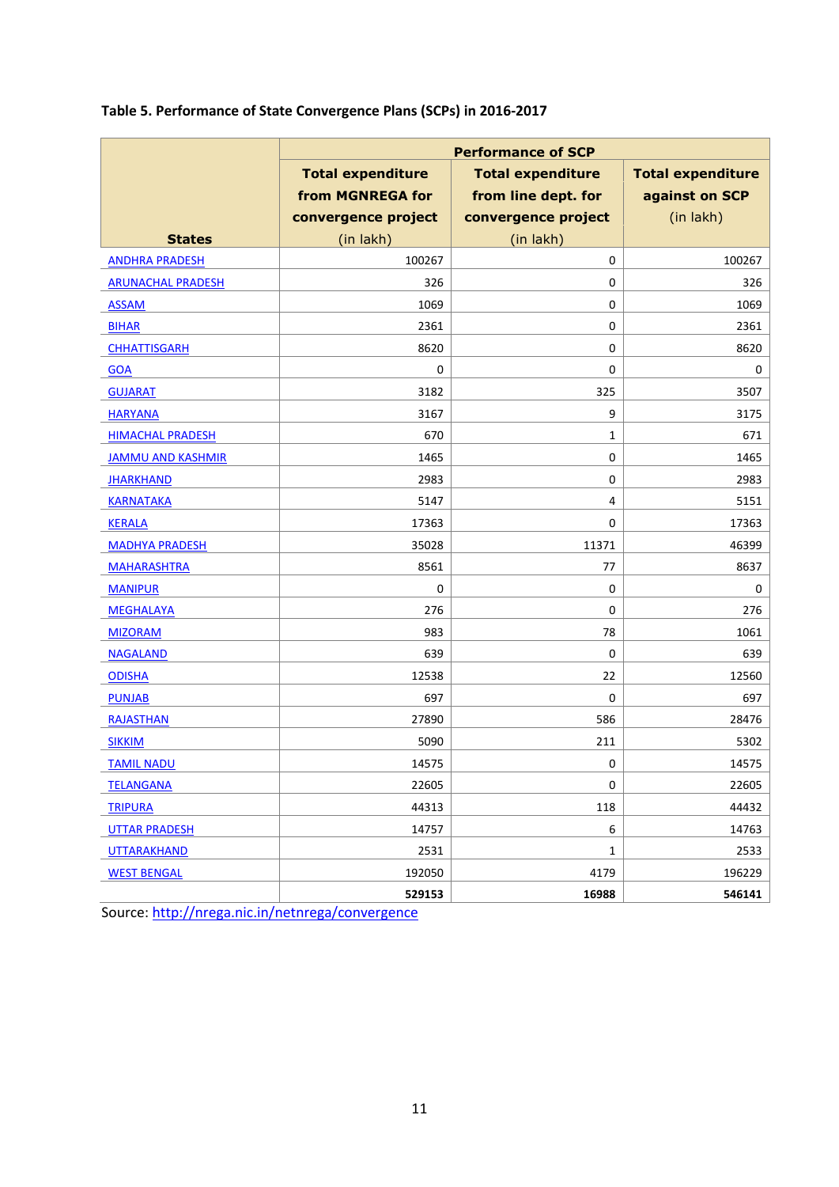**Table 5. Performance of State Convergence Plans (SCPs) in 2016-2017**

| States | Performance of SCP | | |
|---|---|---|---|
| | Total expenditure from MGNREGA for convergence project (in lakh) | Total expenditure from line dept. for convergence project (in lakh) | Total expenditure against on SCP (in lakh) |
| ANDHRA PRADESH | 100267 | 0 | 100267 |
| ARUNACHAL PRADESH | 326 | 0 | 326 |
| ASSAM | 1069 | 0 | 1069 |
| BIHAR | 2361 | 0 | 2361 |
| CHHATTISGARH | 8620 | 0 | 8620 |
| GOA | 0 | 0 | 0 |
| GUJARAT | 3182 | 325 | 3507 |
| HARYANA | 3167 | 9 | 3175 |
| HIMACHAL PRADESH | 670 | 1 | 671 |
| JAMMU AND KASHMIR | 1465 | 0 | 1465 |
| JHARKHAND | 2983 | 0 | 2983 |
| KARNATAKA | 5147 | 4 | 5151 |
| KERALA | 17363 | 0 | 17363 |
| MADHYA PRADESH | 35028 | 11371 | 46399 |
| MAHARASHTRA | 8561 | 77 | 8637 |
| MANIPUR | 0 | 0 | 0 |
| MEGHALAYA | 276 | 0 | 276 |
| MIZORAM | 983 | 78 | 1061 |
| NAGALAND | 639 | 0 | 639 |
| ODISHA | 12538 | 22 | 12560 |
| PUNJAB | 697 | 0 | 697 |
| RAJASTHAN | 27890 | 586 | 28476 |
| SIKKIM | 5090 | 211 | 5302 |
| TAMIL NADU | 14575 | 0 | 14575 |
| TELANGANA | 22605 | 0 | 22605 |
| TRIPURA | 44313 | 118 | 44432 |
| UTTAR PRADESH | 14757 | 6 | 14763 |
| UTTARAKHAND | 2531 | 1 | 2533 |
| WEST BENGAL | 192050 | 4179 | 196229 |
| | **529153** | **16988** | **546141** |

Source: http://nrega.nic.in/netnrega/convergence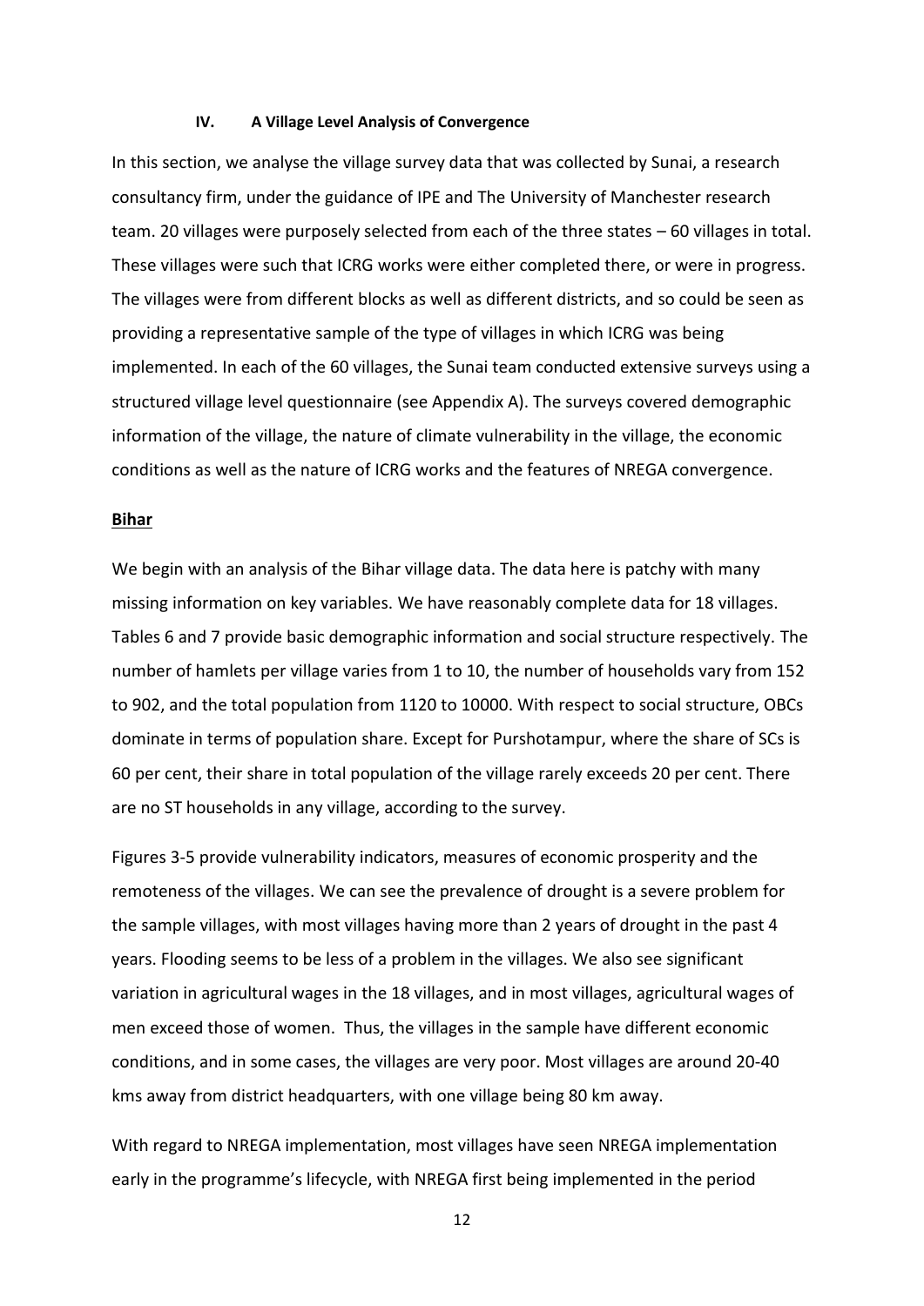### IV. A Village Level Analysis of Convergence

In this section, we analyse the village survey data that was collected by Sunai, a research consultancy firm, under the guidance of IPE and The University of Manchester research team. 20 villages were purposely selected from each of the three states – 60 villages in total. These villages were such that ICRG works were either completed there, or were in progress. The villages were from different blocks as well as different districts, and so could be seen as providing a representative sample of the type of villages in which ICRG was being implemented. In each of the 60 villages, the Sunai team conducted extensive surveys using a structured village level questionnaire (see Appendix A). The surveys covered demographic information of the village, the nature of climate vulnerability in the village, the economic conditions as well as the nature of ICRG works and the features of NREGA convergence.

**Bihar**

We begin with an analysis of the Bihar village data. The data here is patchy with many missing information on key variables. We have reasonably complete data for 18 villages. Tables 6 and 7 provide basic demographic information and social structure respectively. The number of hamlets per village varies from 1 to 10, the number of households vary from 152 to 902, and the total population from 1120 to 10000. With respect to social structure, OBCs dominate in terms of population share. Except for Purshotampur, where the share of SCs is 60 per cent, their share in total population of the village rarely exceeds 20 per cent. There are no ST households in any village, according to the survey.

Figures 3-5 provide vulnerability indicators, measures of economic prosperity and the remoteness of the villages. We can see the prevalence of drought is a severe problem for the sample villages, with most villages having more than 2 years of drought in the past 4 years. Flooding seems to be less of a problem in the villages. We also see significant variation in agricultural wages in the 18 villages, and in most villages, agricultural wages of men exceed those of women. Thus, the villages in the sample have different economic conditions, and in some cases, the villages are very poor. Most villages are around 20-40 kms away from district headquarters, with one village being 80 km away.

With regard to NREGA implementation, most villages have seen NREGA implementation early in the programme's lifecycle, with NREGA first being implemented in the period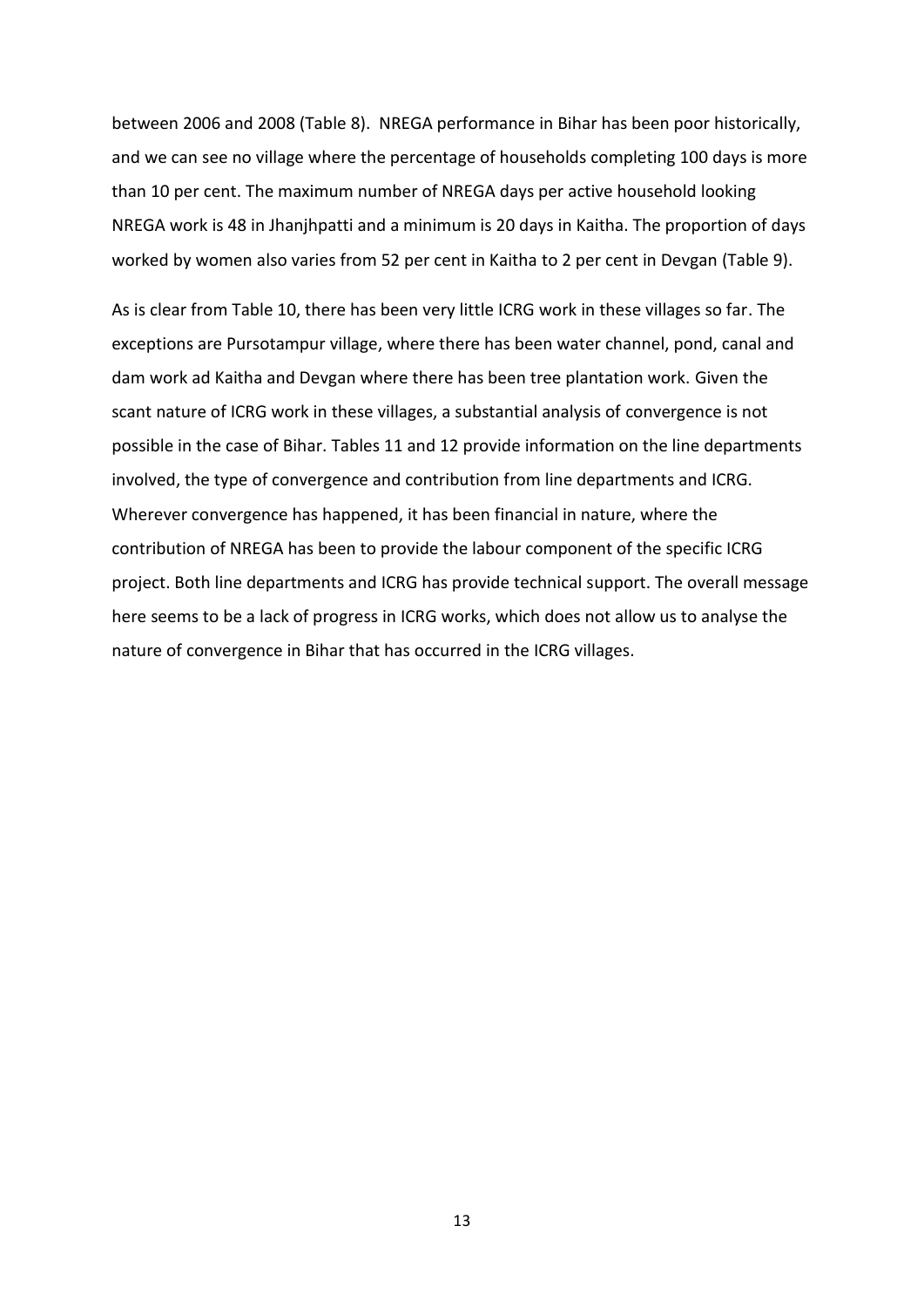between 2006 and 2008 (Table 8). NREGA performance in Bihar has been poor historically, and we can see no village where the percentage of households completing 100 days is more than 10 per cent. The maximum number of NREGA days per active household looking NREGA work is 48 in Jhanjhpatti and a minimum is 20 days in Kaitha. The proportion of days worked by women also varies from 52 per cent in Kaitha to 2 per cent in Devgan (Table 9).

As is clear from Table 10, there has been very little ICRG work in these villages so far. The exceptions are Pursotampur village, where there has been water channel, pond, canal and dam work ad Kaitha and Devgan where there has been tree plantation work. Given the scant nature of ICRG work in these villages, a substantial analysis of convergence is not possible in the case of Bihar. Tables 11 and 12 provide information on the line departments involved, the type of convergence and contribution from line departments and ICRG. Wherever convergence has happened, it has been financial in nature, where the contribution of NREGA has been to provide the labour component of the specific ICRG project. Both line departments and ICRG has provide technical support. The overall message here seems to be a lack of progress in ICRG works, which does not allow us to analyse the nature of convergence in Bihar that has occurred in the ICRG villages.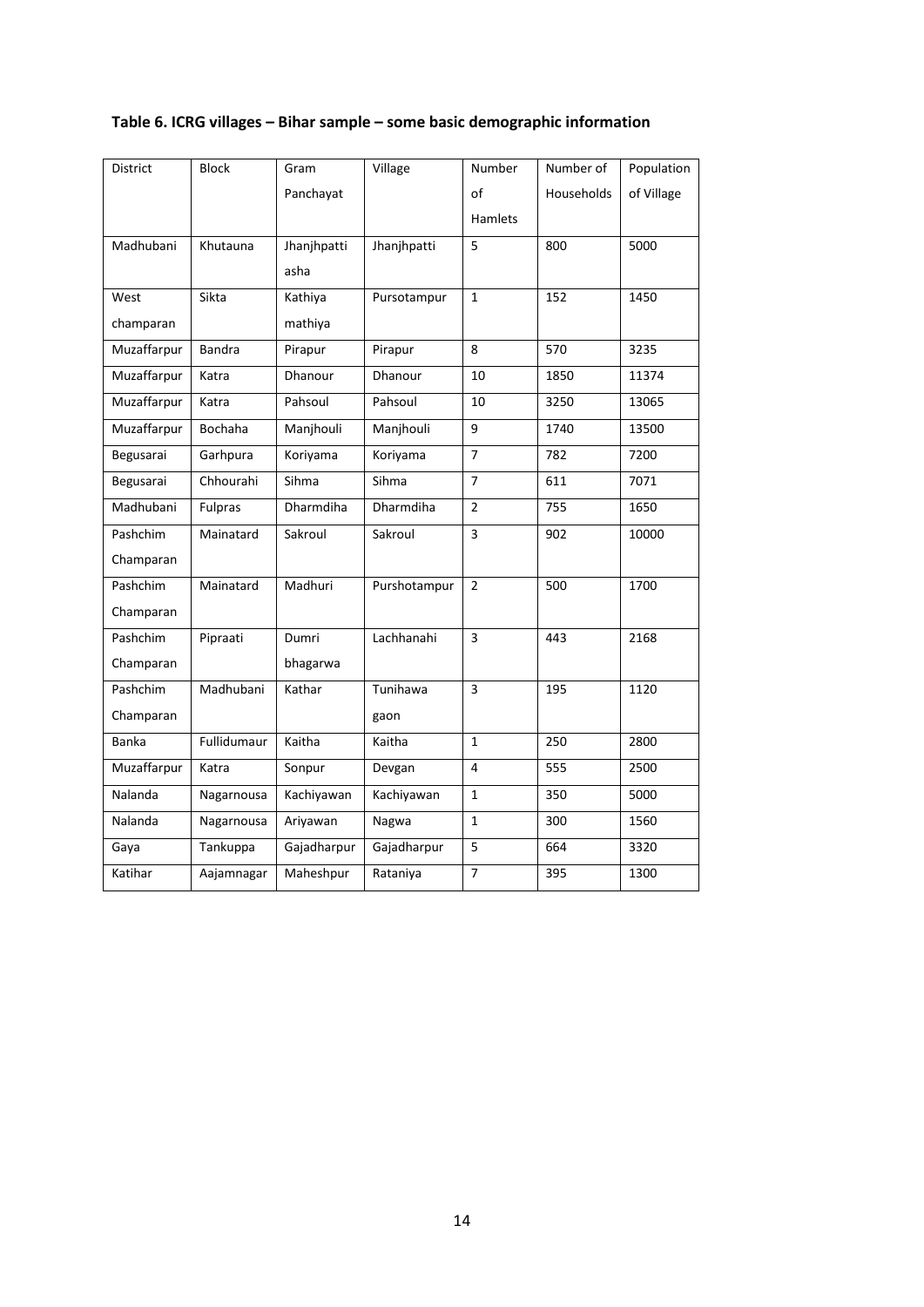**Table 6. ICRG villages – Bihar sample – some basic demographic information**

| District | Block | Gram Panchayat | Village | Number of Hamlets | Number of Households | Population of Village |
|---|---|---|---|---|---|---|
| Madhubani | Khutauna | Jhanjhpatti asha | Jhanjhpatti | 5 | 800 | 5000 |
| West champaran | Sikta | Kathiya mathiya | Pursotampur | 1 | 152 | 1450 |
| Muzaffarpur | Bandra | Pirapur | Pirapur | 8 | 570 | 3235 |
| Muzaffarpur | Katra | Dhanour | Dhanour | 10 | 1850 | 11374 |
| Muzaffarpur | Katra | Pahsoul | Pahsoul | 10 | 3250 | 13065 |
| Muzaffarpur | Bochaha | Manjhouli | Manjhouli | 9 | 1740 | 13500 |
| Begusarai | Garhpura | Koriyama | Koriyama | 7 | 782 | 7200 |
| Begusarai | Chhourahi | Sihma | Sihma | 7 | 611 | 7071 |
| Madhubani | Fulpras | Dharmdiha | Dharmdiha | 2 | 755 | 1650 |
| Pashchim Champaran | Mainatard | Sakroul | Sakroul | 3 | 902 | 10000 |
| Pashchim Champaran | Mainatard | Madhuri | Purshotampur | 2 | 500 | 1700 |
| Pashchim Champaran | Pipraati | Dumri bhagarwa | Lachhanahi | 3 | 443 | 2168 |
| Pashchim Champaran | Madhubani | Kathar | Tunihawa gaon | 3 | 195 | 1120 |
| Banka | Fullidumaur | Kaitha | Kaitha | 1 | 250 | 2800 |
| Muzaffarpur | Katra | Sonpur | Devgan | 4 | 555 | 2500 |
| Nalanda | Nagarnousa | Kachiyawan | Kachiyawan | 1 | 350 | 5000 |
| Nalanda | Nagarnousa | Ariyawan | Nagwa | 1 | 300 | 1560 |
| Gaya | Tankuppa | Gajadharpur | Gajadharpur | 5 | 664 | 3320 |
| Katihar | Aajamnagar | Maheshpur | Rataniya | 7 | 395 | 1300 |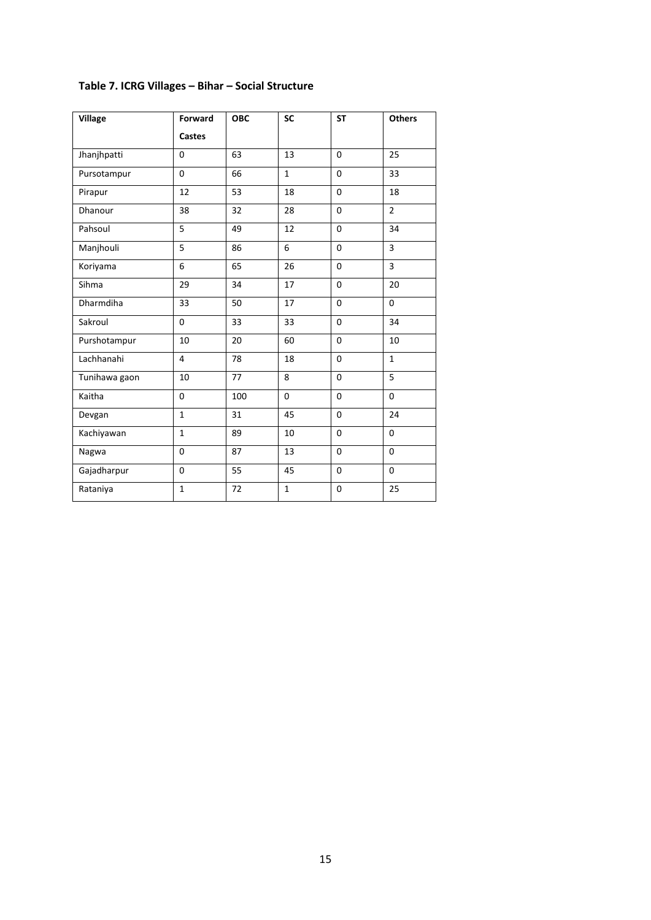**Table 7. ICRG Villages – Bihar – Social Structure**

| Village | Forward Castes | OBC | SC | ST | Others |
|---|---|---|---|---|---|
| Jhanjhpatti | 0 | 63 | 13 | 0 | 25 |
| Pursotampur | 0 | 66 | 1 | 0 | 33 |
| Pirapur | 12 | 53 | 18 | 0 | 18 |
| Dhanour | 38 | 32 | 28 | 0 | 2 |
| Pahsoul | 5 | 49 | 12 | 0 | 34 |
| Manjhouli | 5 | 86 | 6 | 0 | 3 |
| Koriyama | 6 | 65 | 26 | 0 | 3 |
| Sihma | 29 | 34 | 17 | 0 | 20 |
| Dharmdiha | 33 | 50 | 17 | 0 | 0 |
| Sakroul | 0 | 33 | 33 | 0 | 34 |
| Purshotampur | 10 | 20 | 60 | 0 | 10 |
| Lachhanahi | 4 | 78 | 18 | 0 | 1 |
| Tunihawa gaon | 10 | 77 | 8 | 0 | 5 |
| Kaitha | 0 | 100 | 0 | 0 | 0 |
| Devgan | 1 | 31 | 45 | 0 | 24 |
| Kachiyawan | 1 | 89 | 10 | 0 | 0 |
| Nagwa | 0 | 87 | 13 | 0 | 0 |
| Gajadharpur | 0 | 55 | 45 | 0 | 0 |
| Rataniya | 1 | 72 | 1 | 0 | 25 |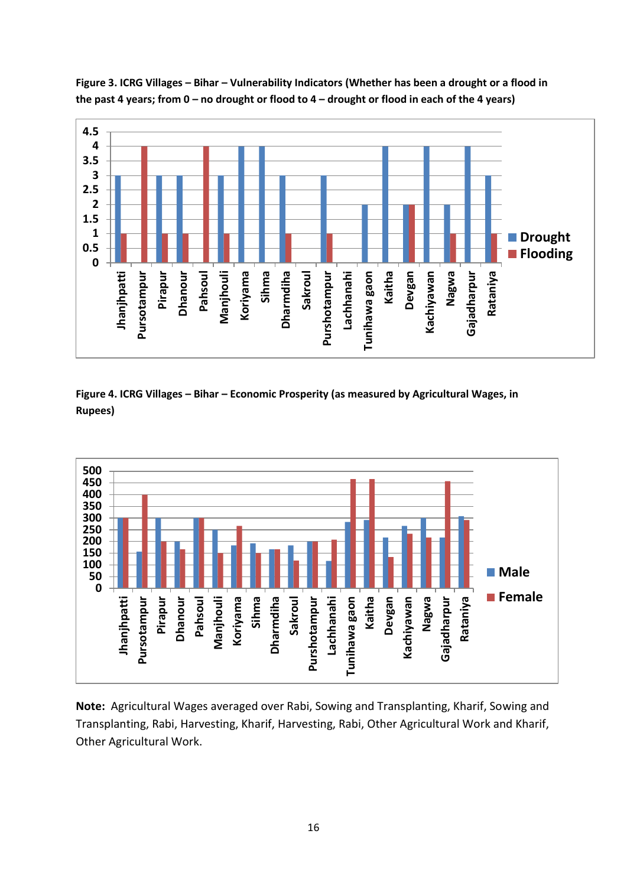**Figure 3. ICRG Villages – Bihar – Vulnerability Indicators (Whether has been a drought or a flood in the past 4 years; from 0 – no drought or flood to 4 – drought or flood in each of the 4 years)**

**Figure 4. ICRG Villages – Bihar – Economic Prosperity (as measured by Agricultural Wages, in Rupees)**

**Note:** Agricultural Wages averaged over Rabi, Sowing and Transplanting, Kharif, Sowing and Transplanting, Rabi, Harvesting, Kharif, Harvesting, Rabi, Other Agricultural Work and Kharif, Other Agricultural Work.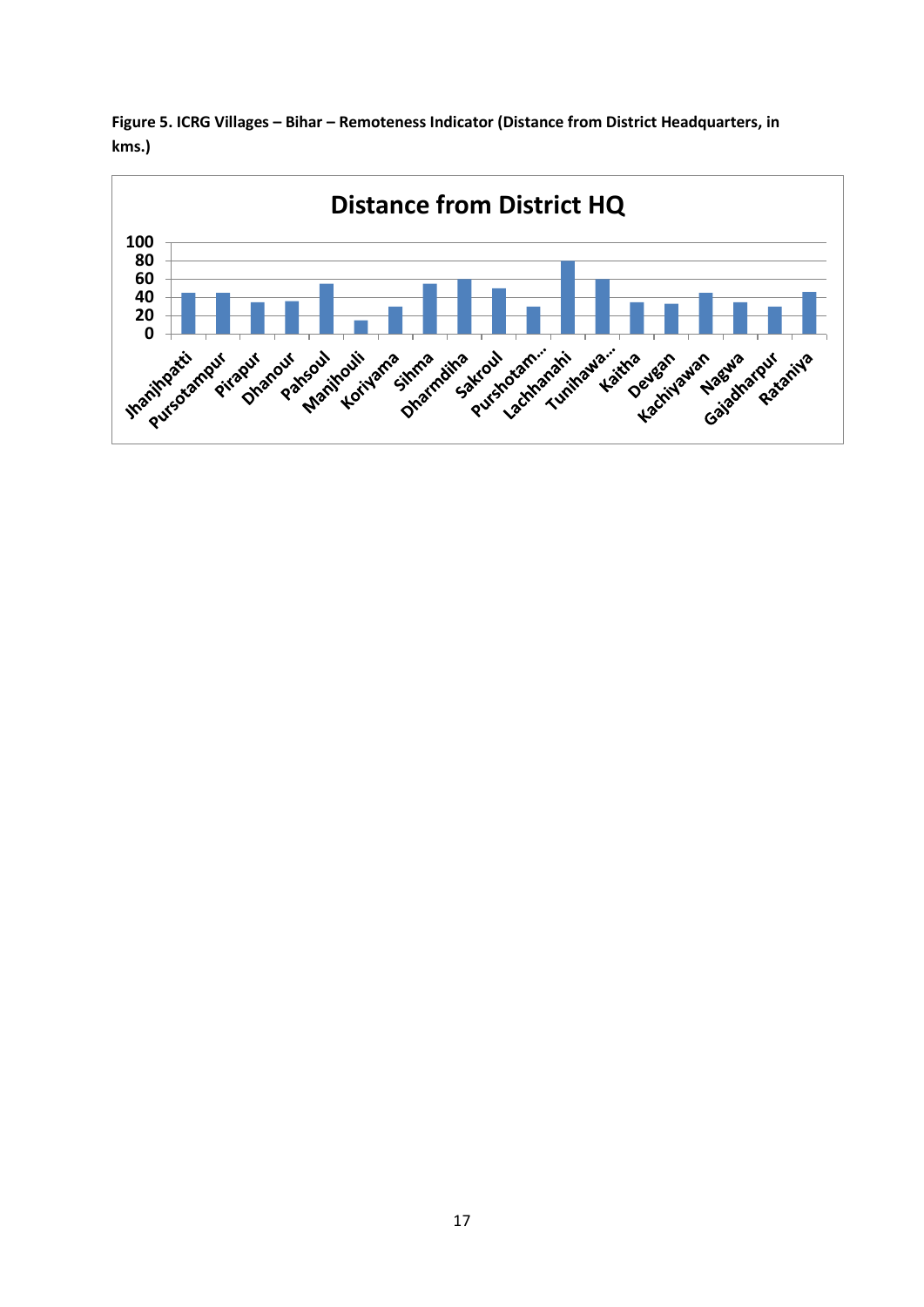**Figure 5. ICRG Villages – Bihar – Remoteness Indicator (Distance from District Headquarters, in kms.)**

**Distance from District HQ**

| Village | Distance (km) |
|---|---|
| Jhanjhpatti | 45 |
| Pursotampur | 45 |
| Pirapur | 35 |
| Dhanour | 36 |
| Pahsoul | 55 |
| Manjhouli | 15 |
| Koriyama | 30 |
| Sihma | 55 |
| Dharmdiha | 60 |
| Sakroul | 50 |
| Purshotam... | 30 |
| Lachhanahi | 80 |
| Tunihawa... | 60 |
| Kaitha | 35 |
| Devgan | 33 |
| Kachiyawan | 45 |
| Nagwa | 35 |
| Gajadharpur | 30 |
| Rataniya | 46 |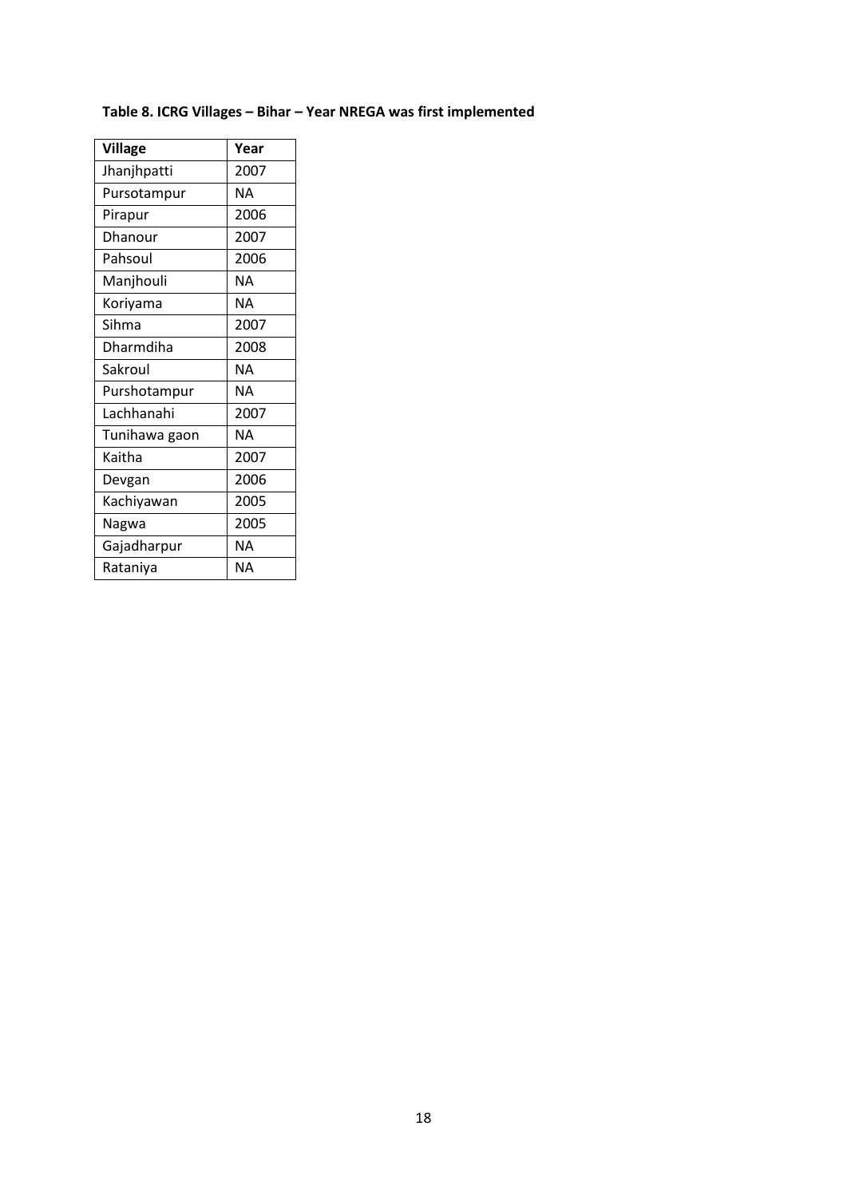**Table 8. ICRG Villages – Bihar – Year NREGA was first implemented**

| Village | Year |
|---|---|
| Jhanjhpatti | 2007 |
| Pursotampur | NA |
| Pirapur | 2006 |
| Dhanour | 2007 |
| Pahsoul | 2006 |
| Manjhouli | NA |
| Koriyama | NA |
| Sihma | 2007 |
| Dharmdiha | 2008 |
| Sakroul | NA |
| Purshotampur | NA |
| Lachhanahi | 2007 |
| Tunihawa gaon | NA |
| Kaitha | 2007 |
| Devgan | 2006 |
| Kachiyawan | 2005 |
| Nagwa | 2005 |
| Gajadharpur | NA |
| Rataniya | NA |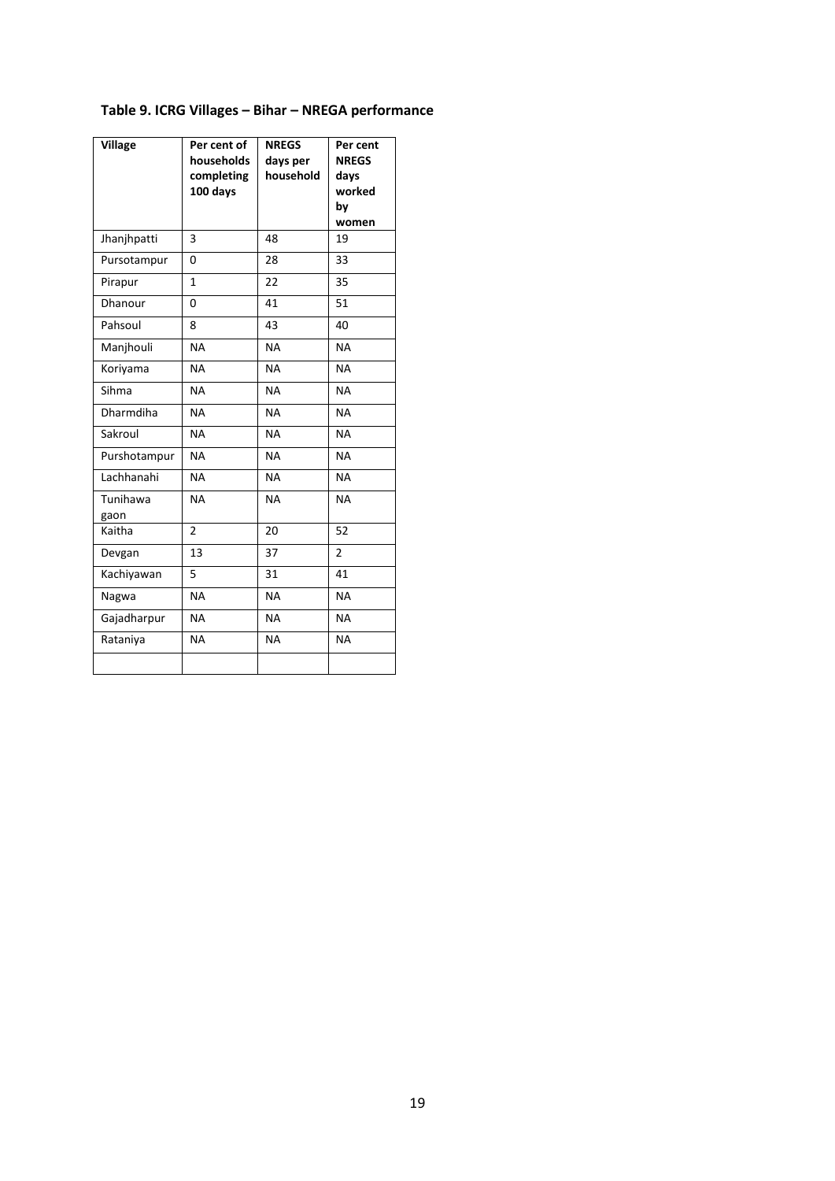**Table 9. ICRG Villages – Bihar – NREGA performance**

| Village | Per cent of households completing 100 days | NREGS days per household | Per cent NREGS days worked by women |
|---|---|---|---|
| Jhanjhpatti | 3 | 48 | 19 |
| Pursotampur | 0 | 28 | 33 |
| Pirapur | 1 | 22 | 35 |
| Dhanour | 0 | 41 | 51 |
| Pahsoul | 8 | 43 | 40 |
| Manjhouli | NA | NA | NA |
| Koriyama | NA | NA | NA |
| Sihma | NA | NA | NA |
| Dharmdiha | NA | NA | NA |
| Sakroul | NA | NA | NA |
| Purshotampur | NA | NA | NA |
| Lachhanahi | NA | NA | NA |
| Tunihawa gaon | NA | NA | NA |
| Kaitha | 2 | 20 | 52 |
| Devgan | 13 | 37 | 2 |
| Kachiyawan | 5 | 31 | 41 |
| Nagwa | NA | NA | NA |
| Gajadharpur | NA | NA | NA |
| Rataniya | NA | NA | NA |
| | | | |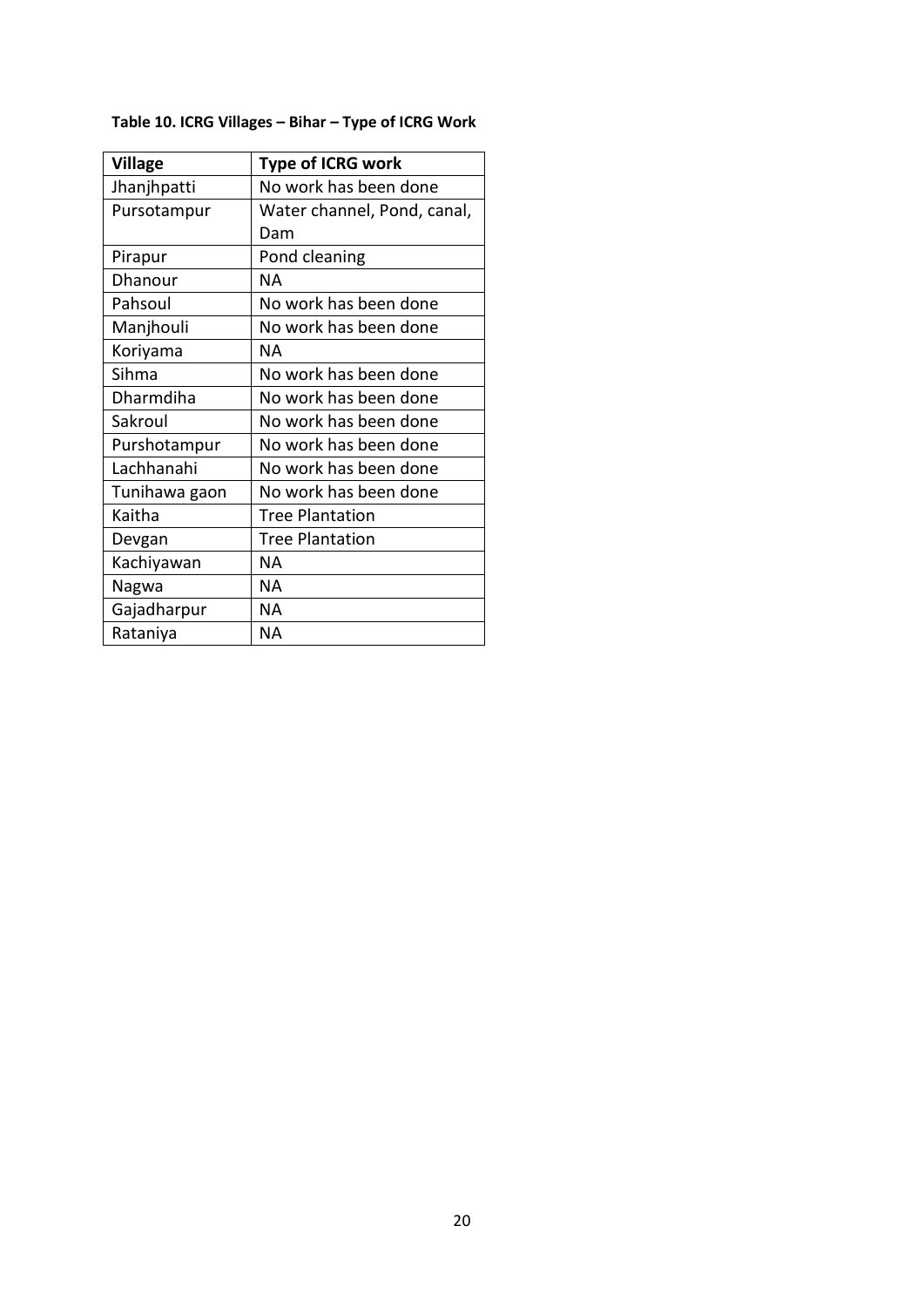**Table 10. ICRG Villages – Bihar – Type of ICRG Work**

| Village | Type of ICRG work |
| --- | --- |
| Jhanjhpatti | No work has been done |
| Pursotampur | Water channel, Pond, canal, Dam |
| Pirapur | Pond cleaning |
| Dhanour | NA |
| Pahsoul | No work has been done |
| Manjhouli | No work has been done |
| Koriyama | NA |
| Sihma | No work has been done |
| Dharmdiha | No work has been done |
| Sakroul | No work has been done |
| Purshotampur | No work has been done |
| Lachhanahi | No work has been done |
| Tunihawa gaon | No work has been done |
| Kaitha | Tree Plantation |
| Devgan | Tree Plantation |
| Kachiyawan | NA |
| Nagwa | NA |
| Gajadharpur | NA |
| Rataniya | NA |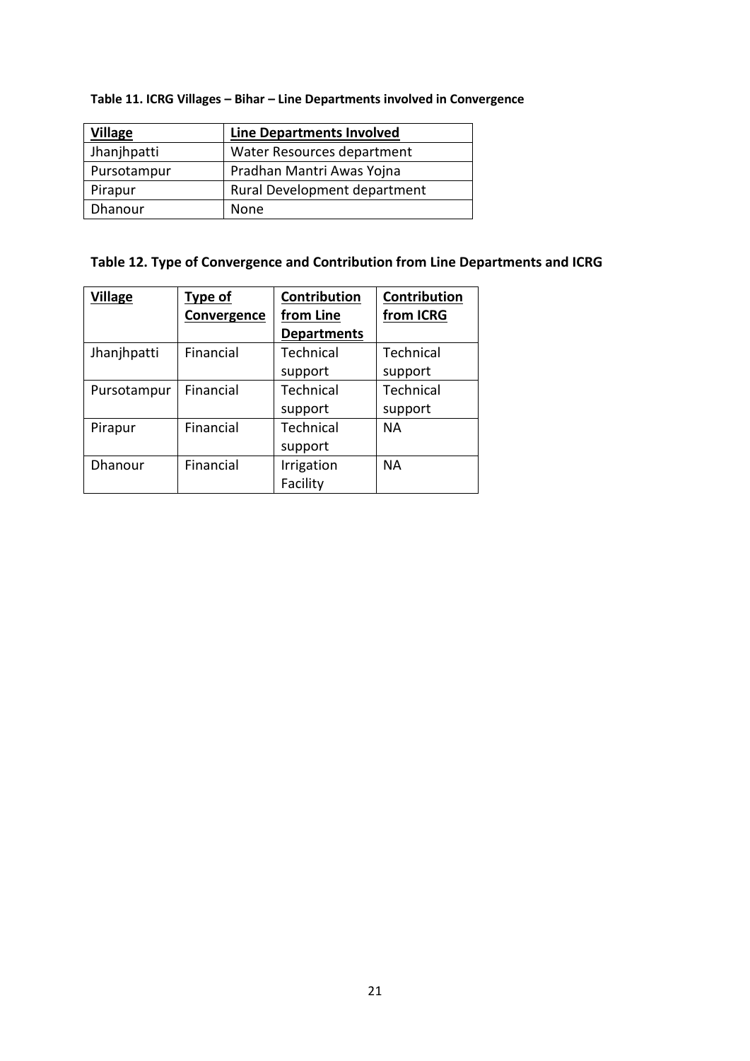**Table 11. ICRG Villages – Bihar – Line Departments involved in Convergence**

| Village | Line Departments Involved |
|---|---|
| Jhanjhpatti | Water Resources department |
| Pursotampur | Pradhan Mantri Awas Yojna |
| Pirapur | Rural Development department |
| Dhanour | None |

**Table 12. Type of Convergence and Contribution from Line Departments and ICRG**

| Village | Type of Convergence | Contribution from Line Departments | Contribution from ICRG |
|---|---|---|---|
| Jhanjhpatti | Financial | Technical support | Technical support |
| Pursotampur | Financial | Technical support | Technical support |
| Pirapur | Financial | Technical support | NA |
| Dhanour | Financial | Irrigation Facility | NA |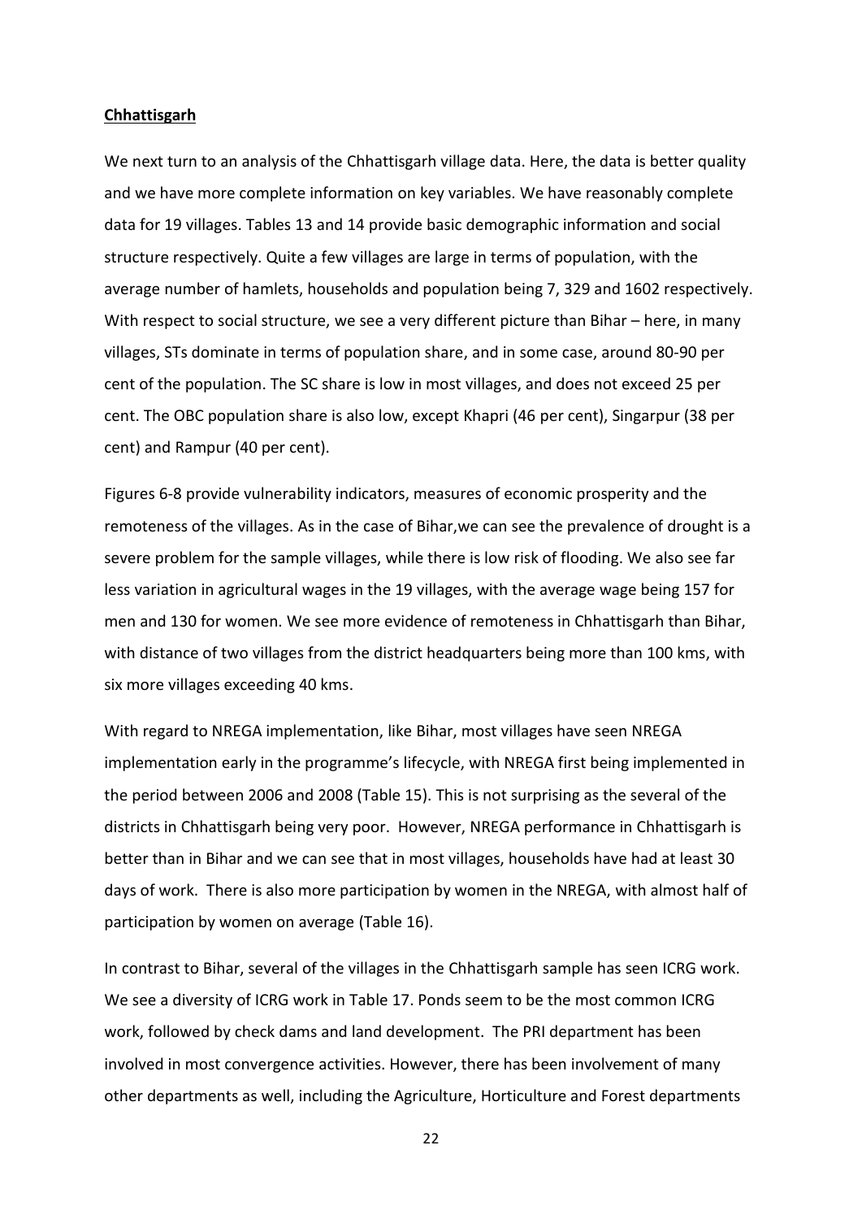**Chhattisgarh**

We next turn to an analysis of the Chhattisgarh village data. Here, the data is better quality and we have more complete information on key variables. We have reasonably complete data for 19 villages. Tables 13 and 14 provide basic demographic information and social structure respectively. Quite a few villages are large in terms of population, with the average number of hamlets, households and population being 7, 329 and 1602 respectively. With respect to social structure, we see a very different picture than Bihar – here, in many villages, STs dominate in terms of population share, and in some case, around 80-90 per cent of the population. The SC share is low in most villages, and does not exceed 25 per cent. The OBC population share is also low, except Khapri (46 per cent), Singarpur (38 per cent) and Rampur (40 per cent).

Figures 6-8 provide vulnerability indicators, measures of economic prosperity and the remoteness of the villages. As in the case of Bihar,we can see the prevalence of drought is a severe problem for the sample villages, while there is low risk of flooding. We also see far less variation in agricultural wages in the 19 villages, with the average wage being 157 for men and 130 for women. We see more evidence of remoteness in Chhattisgarh than Bihar, with distance of two villages from the district headquarters being more than 100 kms, with six more villages exceeding 40 kms.

With regard to NREGA implementation, like Bihar, most villages have seen NREGA implementation early in the programme's lifecycle, with NREGA first being implemented in the period between 2006 and 2008 (Table 15). This is not surprising as the several of the districts in Chhattisgarh being very poor. However, NREGA performance in Chhattisgarh is better than in Bihar and we can see that in most villages, households have had at least 30 days of work. There is also more participation by women in the NREGA, with almost half of participation by women on average (Table 16).

In contrast to Bihar, several of the villages in the Chhattisgarh sample has seen ICRG work. We see a diversity of ICRG work in Table 17. Ponds seem to be the most common ICRG work, followed by check dams and land development. The PRI department has been involved in most convergence activities. However, there has been involvement of many other departments as well, including the Agriculture, Horticulture and Forest departments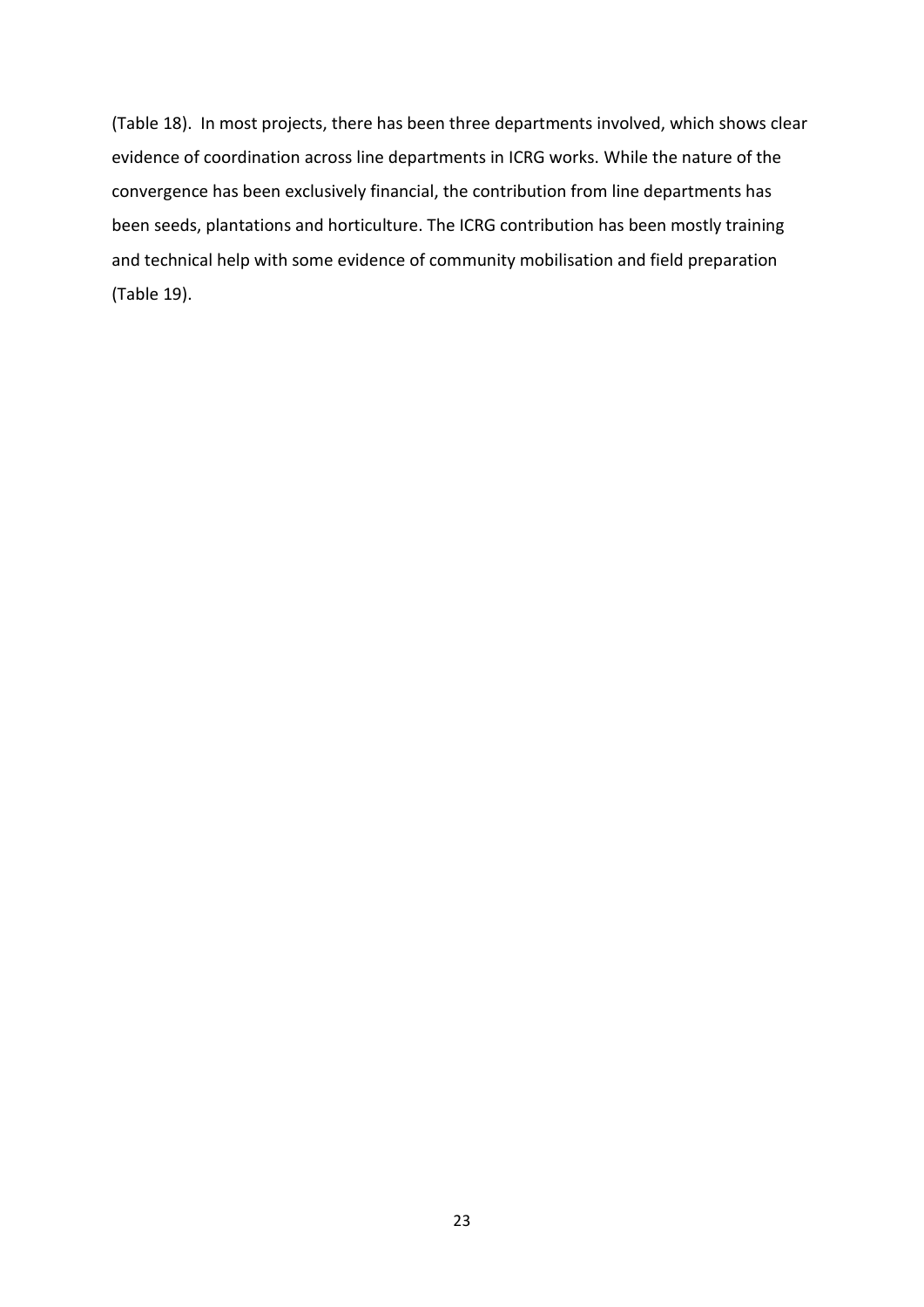(Table 18). In most projects, there has been three departments involved, which shows clear evidence of coordination across line departments in ICRG works. While the nature of the convergence has been exclusively financial, the contribution from line departments has been seeds, plantations and horticulture. The ICRG contribution has been mostly training and technical help with some evidence of community mobilisation and field preparation (Table 19).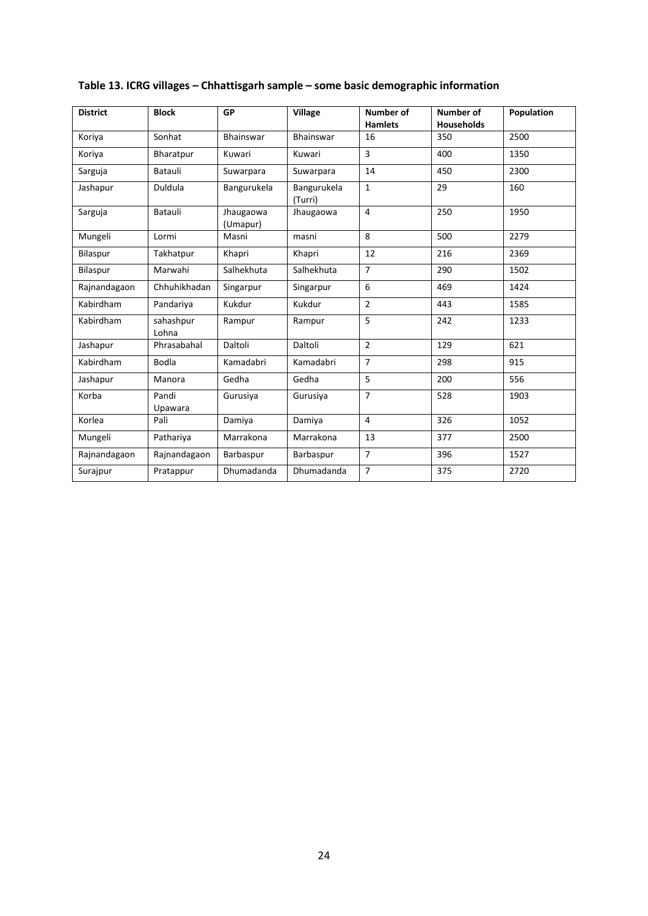**Table 13. ICRG villages – Chhattisgarh sample – some basic demographic information**

| District | Block | GP | Village | Number of Hamlets | Number of Households | Population |
|---|---|---|---|---|---|---|
| Koriya | Sonhat | Bhainswar | Bhainswar | 16 | 350 | 2500 |
| Koriya | Bharatpur | Kuwari | Kuwari | 3 | 400 | 1350 |
| Sarguja | Batauli | Suwarpara | Suwarpara | 14 | 450 | 2300 |
| Jashapur | Duldula | Bangurukela | Bangurukela (Turri) | 1 | 29 | 160 |
| Sarguja | Batauli | Jhaugaowa (Umapur) | Jhaugaowa | 4 | 250 | 1950 |
| Mungeli | Lormi | Masni | masni | 8 | 500 | 2279 |
| Bilaspur | Takhatpur | Khapri | Khapri | 12 | 216 | 2369 |
| Bilaspur | Marwahi | Salhekhuta | Salhekhuta | 7 | 290 | 1502 |
| Rajnandagaon | Chhuhikhadan | Singarpur | Singarpur | 6 | 469 | 1424 |
| Kabirdham | Pandariya | Kukdur | Kukdur | 2 | 443 | 1585 |
| Kabirdham | sahashpur Lohna | Rampur | Rampur | 5 | 242 | 1233 |
| Jashapur | Phrasabahal | Daltoli | Daltoli | 2 | 129 | 621 |
| Kabirdham | Bodla | Kamadabri | Kamadabri | 7 | 298 | 915 |
| Jashapur | Manora | Gedha | Gedha | 5 | 200 | 556 |
| Korba | Pandi Upawara | Gurusiya | Gurusiya | 7 | 528 | 1903 |
| Korlea | Pali | Damiya | Damiya | 4 | 326 | 1052 |
| Mungeli | Pathariya | Marrakona | Marrakona | 13 | 377 | 2500 |
| Rajnandagaon | Rajnandagaon | Barbaspur | Barbaspur | 7 | 396 | 1527 |
| Surajpur | Pratappur | Dhumadanda | Dhumadanda | 7 | 375 | 2720 |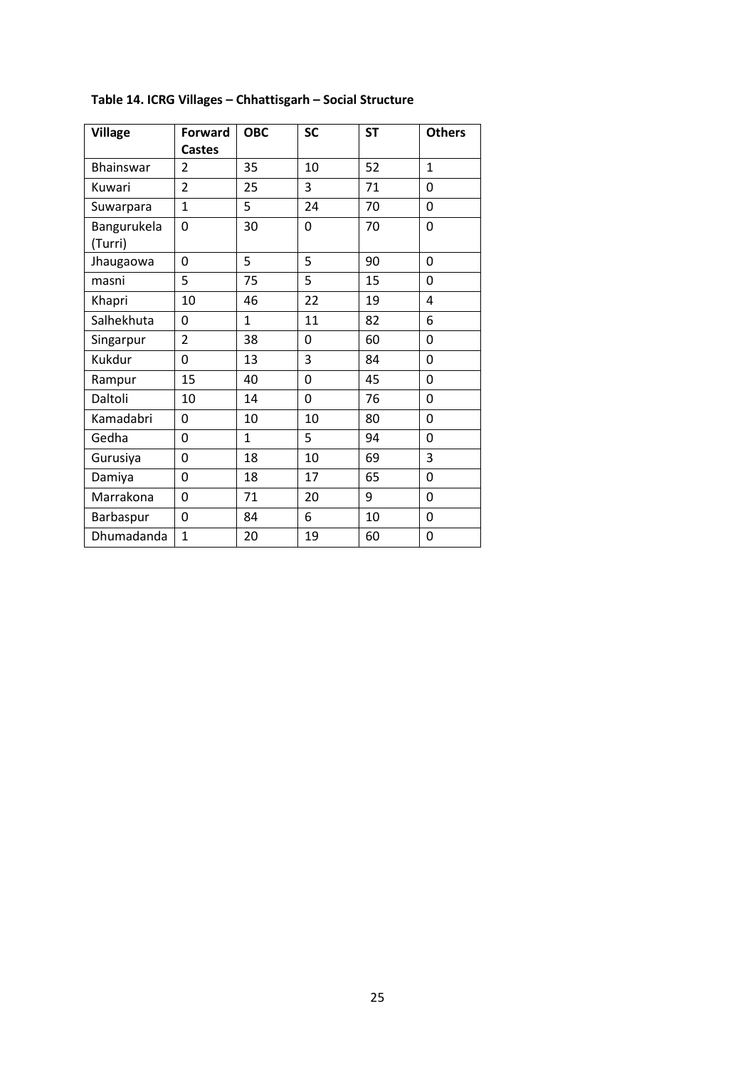**Table 14. ICRG Villages – Chhattisgarh – Social Structure**

| Village | Forward Castes | OBC | SC | ST | Others |
|---|---|---|---|---|---|
| Bhainswar | 2 | 35 | 10 | 52 | 1 |
| Kuwari | 2 | 25 | 3 | 71 | 0 |
| Suwarpara | 1 | 5 | 24 | 70 | 0 |
| Bangurukela (Turri) | 0 | 30 | 0 | 70 | 0 |
| Jhaugaowa | 0 | 5 | 5 | 90 | 0 |
| masni | 5 | 75 | 5 | 15 | 0 |
| Khapri | 10 | 46 | 22 | 19 | 4 |
| Salhekhuta | 0 | 1 | 11 | 82 | 6 |
| Singarpur | 2 | 38 | 0 | 60 | 0 |
| Kukdur | 0 | 13 | 3 | 84 | 0 |
| Rampur | 15 | 40 | 0 | 45 | 0 |
| Daltoli | 10 | 14 | 0 | 76 | 0 |
| Kamadabri | 0 | 10 | 10 | 80 | 0 |
| Gedha | 0 | 1 | 5 | 94 | 0 |
| Gurusiya | 0 | 18 | 10 | 69 | 3 |
| Damiya | 0 | 18 | 17 | 65 | 0 |
| Marrakona | 0 | 71 | 20 | 9 | 0 |
| Barbaspur | 0 | 84 | 6 | 10 | 0 |
| Dhumadanda | 1 | 20 | 19 | 60 | 0 |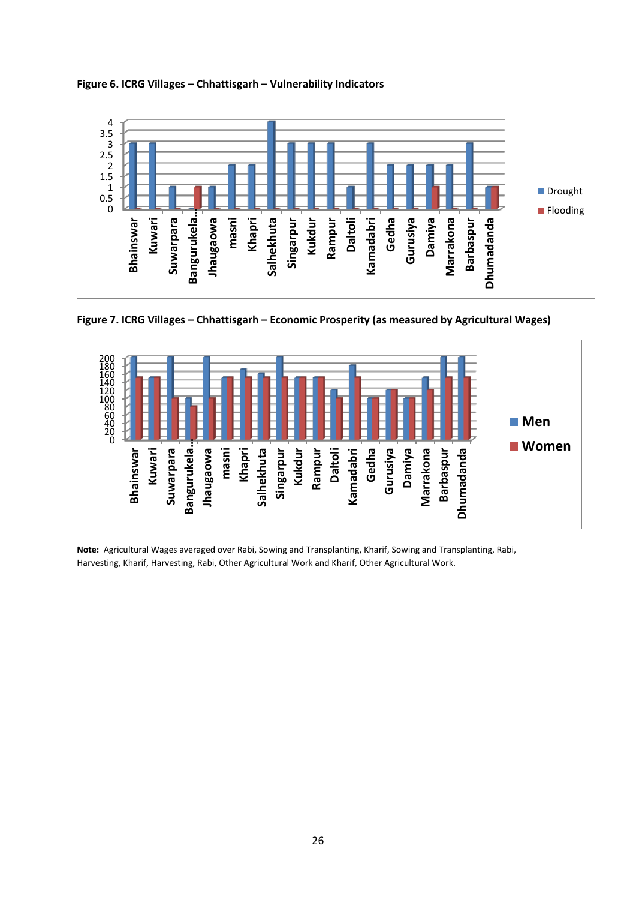**Figure 6. ICRG Villages – Chhattisgarh – Vulnerability Indicators**

**Figure 7. ICRG Villages – Chhattisgarh – Economic Prosperity (as measured by Agricultural Wages)**

**Note:** Agricultural Wages averaged over Rabi, Sowing and Transplanting, Kharif, Sowing and Transplanting, Rabi, Harvesting, Kharif, Harvesting, Rabi, Other Agricultural Work and Kharif, Other Agricultural Work.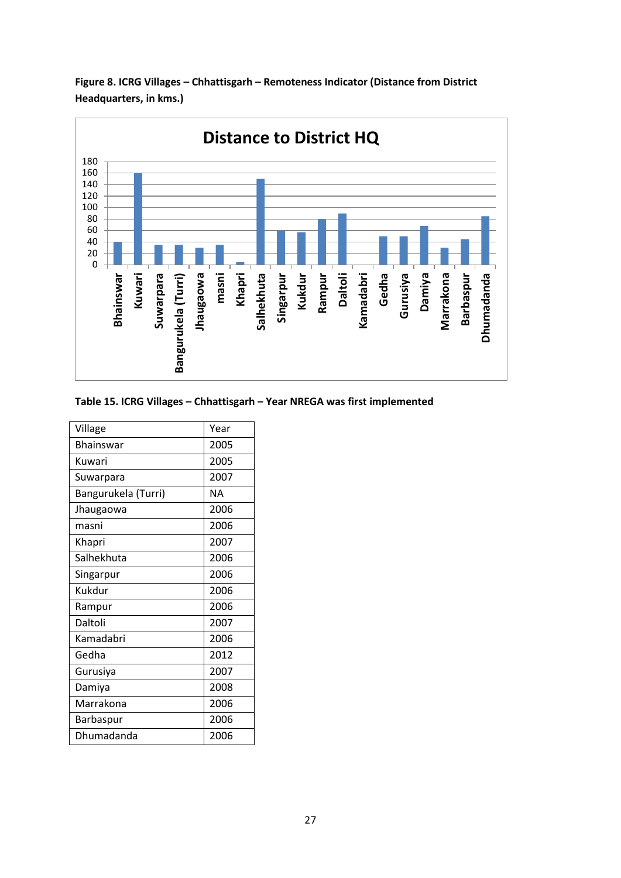**Figure 8. ICRG Villages – Chhattisgarh – Remoteness Indicator (Distance from District Headquarters, in kms.)**

**Table 15. ICRG Villages – Chhattisgarh – Year NREGA was first implemented**

| Village | Year |
|---|---|
| Bhainswar | 2005 |
| Kuwari | 2005 |
| Suwarpara | 2007 |
| Bangurukela (Turri) | NA |
| Jhaugaowa | 2006 |
| masni | 2006 |
| Khapri | 2007 |
| Salhekhuta | 2006 |
| Singarpur | 2006 |
| Kukdur | 2006 |
| Rampur | 2006 |
| Daltoli | 2007 |
| Kamadabri | 2006 |
| Gedha | 2012 |
| Gurusiya | 2007 |
| Damiya | 2008 |
| Marrakona | 2006 |
| Barbaspur | 2006 |
| Dhumadanda | 2006 |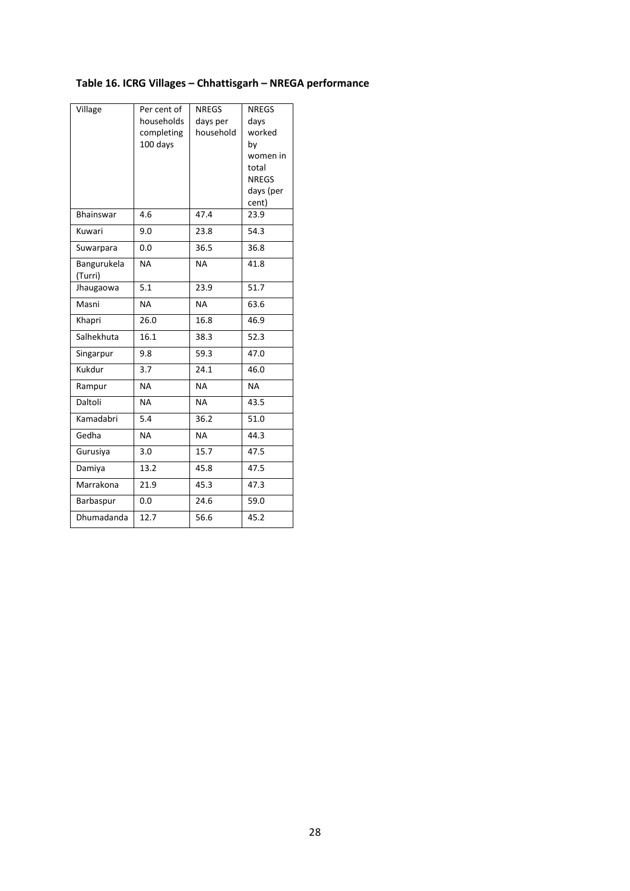**Table 16. ICRG Villages – Chhattisgarh – NREGA performance**

| Village | Per cent of households completing 100 days | NREGS days per household | NREGS days worked by women in total NREGS days (per cent) |
|---|---|---|---|
| Bhainswar | 4.6 | 47.4 | 23.9 |
| Kuwari | 9.0 | 23.8 | 54.3 |
| Suwarpara | 0.0 | 36.5 | 36.8 |
| Bangurukela (Turri) | NA | NA | 41.8 |
| Jhaugaowa | 5.1 | 23.9 | 51.7 |
| Masni | NA | NA | 63.6 |
| Khapri | 26.0 | 16.8 | 46.9 |
| Salhekhuta | 16.1 | 38.3 | 52.3 |
| Singarpur | 9.8 | 59.3 | 47.0 |
| Kukdur | 3.7 | 24.1 | 46.0 |
| Rampur | NA | NA | NA |
| Daltoli | NA | NA | 43.5 |
| Kamadabri | 5.4 | 36.2 | 51.0 |
| Gedha | NA | NA | 44.3 |
| Gurusiya | 3.0 | 15.7 | 47.5 |
| Damiya | 13.2 | 45.8 | 47.5 |
| Marrakona | 21.9 | 45.3 | 47.3 |
| Barbaspur | 0.0 | 24.6 | 59.0 |
| Dhumadanda | 12.7 | 56.6 | 45.2 |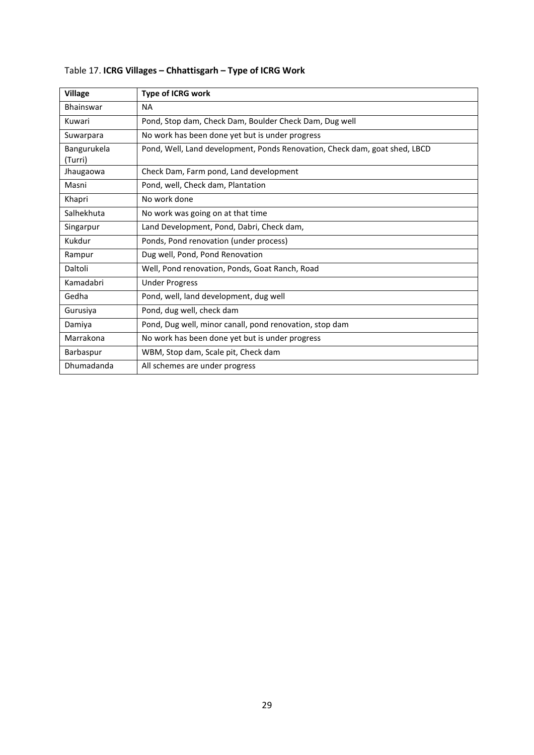Table 17. **ICRG Villages – Chhattisgarh – Type of ICRG Work**

| **Village** | **Type of ICRG work** |
|---|---|
| Bhainswar | NA |
| Kuwari | Pond, Stop dam, Check Dam, Boulder Check Dam, Dug well |
| Suwarpara | No work has been done yet but is under progress |
| Bangurukela (Turri) | Pond, Well, Land development, Ponds Renovation, Check dam, goat shed, LBCD |
| Jhaugaowa | Check Dam, Farm pond, Land development |
| Masni | Pond, well, Check dam, Plantation |
| Khapri | No work done |
| Salhekhuta | No work was going on at that time |
| Singarpur | Land Development, Pond, Dabri, Check dam, |
| Kukdur | Ponds, Pond renovation (under process) |
| Rampur | Dug well, Pond, Pond Renovation |
| Daltoli | Well, Pond renovation, Ponds, Goat Ranch, Road |
| Kamadabri | Under Progress |
| Gedha | Pond, well, land development, dug well |
| Gurusiya | Pond, dug well, check dam |
| Damiya | Pond, Dug well, minor canall, pond renovation, stop dam |
| Marrakona | No work has been done yet but is under progress |
| Barbaspur | WBM, Stop dam, Scale pit, Check dam |
| Dhumadanda | All schemes are under progress |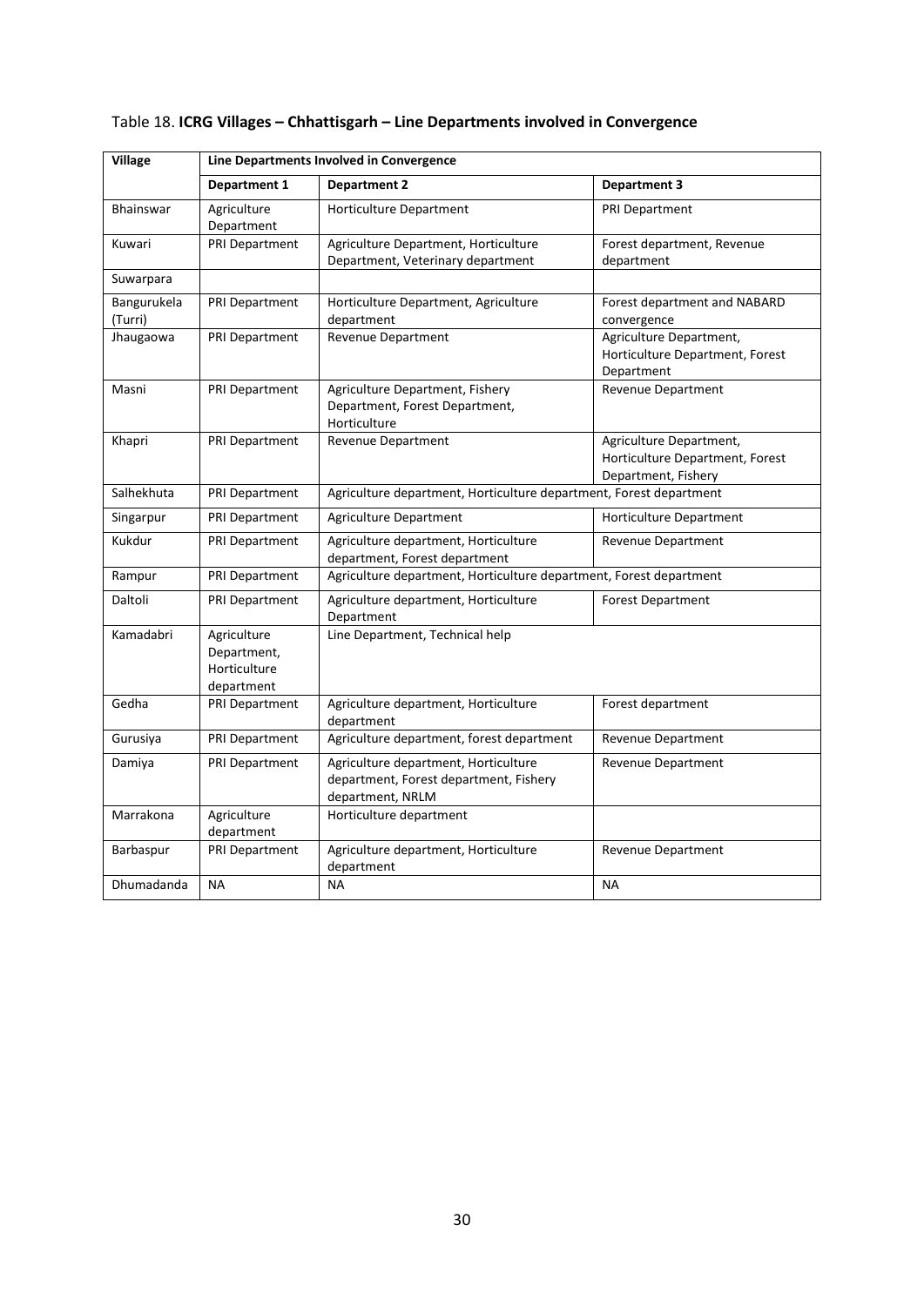Table 18. **ICRG Villages – Chhattisgarh – Line Departments involved in Convergence**

| Village | Line Departments Involved in Convergence | | |
|---|---|---|---|
| | **Department 1** | **Department 2** | **Department 3** |
| Bhainswar | Agriculture Department | Horticulture Department | PRI Department |
| Kuwari | PRI Department | Agriculture Department, Horticulture Department, Veterinary department | Forest department, Revenue department |
| Suwarpara | | | |
| Bangurukela (Turri) | PRI Department | Horticulture Department, Agriculture department | Forest department and NABARD convergence |
| Jhaugaowa | PRI Department | Revenue Department | Agriculture Department, Horticulture Department, Forest Department |
| Masni | PRI Department | Agriculture Department, Fishery Department, Forest Department, Horticulture | Revenue Department |
| Khapri | PRI Department | Revenue Department | Agriculture Department, Horticulture Department, Forest Department, Fishery |
| Salhekhuta | PRI Department | Agriculture department, Horticulture department, Forest department | |
| Singarpur | PRI Department | Agriculture Department | Horticulture Department |
| Kukdur | PRI Department | Agriculture department, Horticulture department, Forest department | Revenue Department |
| Rampur | PRI Department | Agriculture department, Horticulture department, Forest department | |
| Daltoli | PRI Department | Agriculture department, Horticulture Department | Forest Department |
| Kamadabri | Agriculture Department, Horticulture department | Line Department, Technical help | |
| Gedha | PRI Department | Agriculture department, Horticulture department | Forest department |
| Gurusiya | PRI Department | Agriculture department, forest department | Revenue Department |
| Damiya | PRI Department | Agriculture department, Horticulture department, Forest department, Fishery department, NRLM | Revenue Department |
| Marrakona | Agriculture department | Horticulture department | |
| Barbaspur | PRI Department | Agriculture department, Horticulture department | Revenue Department |
| Dhumadanda | NA | NA | NA |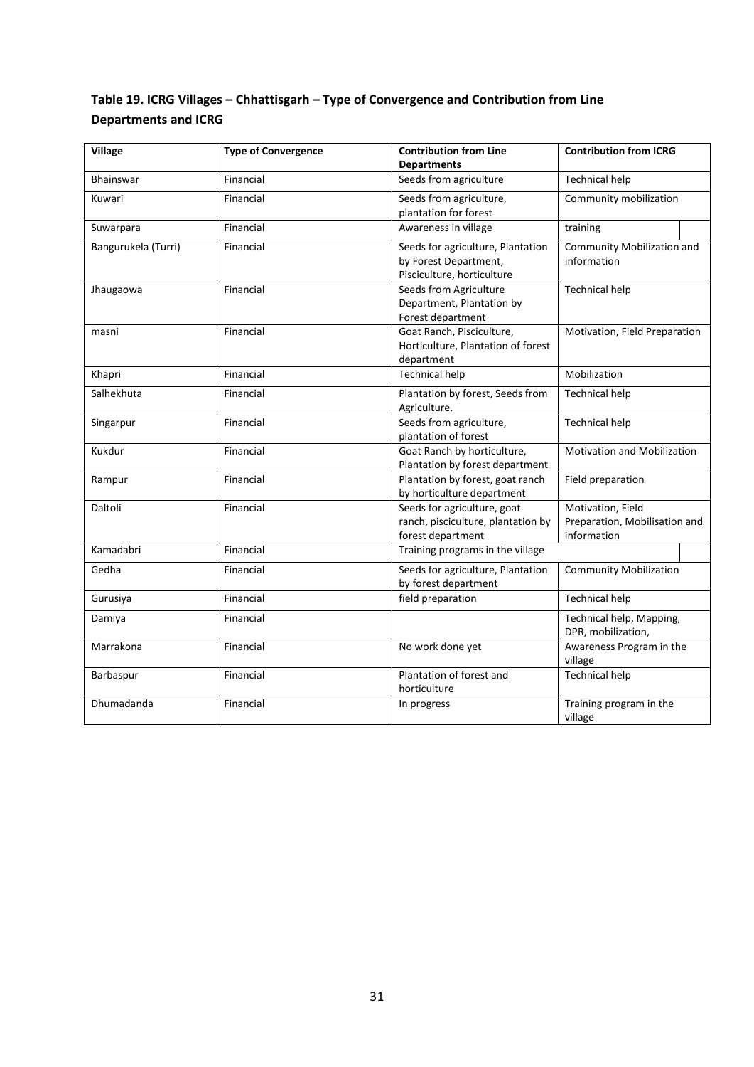**Table 19. ICRG Villages – Chhattisgarh – Type of Convergence and Contribution from Line Departments and ICRG**

| Village | Type of Convergence | Contribution from Line Departments | Contribution from ICRG |
|---|---|---|---|
| Bhainswar | Financial | Seeds from agriculture | Technical help |
| Kuwari | Financial | Seeds from agriculture, plantation for forest | Community mobilization |
| Suwarpara | Financial | Awareness in village | training |
| Bangurukela (Turri) | Financial | Seeds for agriculture, Plantation by Forest Department, Pisciculture, horticulture | Community Mobilization and information |
| Jhaugaowa | Financial | Seeds from Agriculture Department, Plantation by Forest department | Technical help |
| masni | Financial | Goat Ranch, Pisciculture, Horticulture, Plantation of forest department | Motivation, Field Preparation |
| Khapri | Financial | Technical help | Mobilization |
| Salhekhuta | Financial | Plantation by forest, Seeds from Agriculture. | Technical help |
| Singarpur | Financial | Seeds from agriculture, plantation of forest | Technical help |
| Kukdur | Financial | Goat Ranch by horticulture, Plantation by forest department | Motivation and Mobilization |
| Rampur | Financial | Plantation by forest, goat ranch by horticulture department | Field preparation |
| Daltoli | Financial | Seeds for agriculture, goat ranch, pisciculture, plantation by forest department | Motivation, Field Preparation, Mobilisation and information |
| Kamadabri | Financial | Training programs in the village | |
| Gedha | Financial | Seeds for agriculture, Plantation by forest department | Community Mobilization |
| Gurusiya | Financial | field preparation | Technical help |
| Damiya | Financial | | Technical help, Mapping, DPR, mobilization, |
| Marrakona | Financial | No work done yet | Awareness Program in the village |
| Barbaspur | Financial | Plantation of forest and horticulture | Technical help |
| Dhumadanda | Financial | In progress | Training program in the village |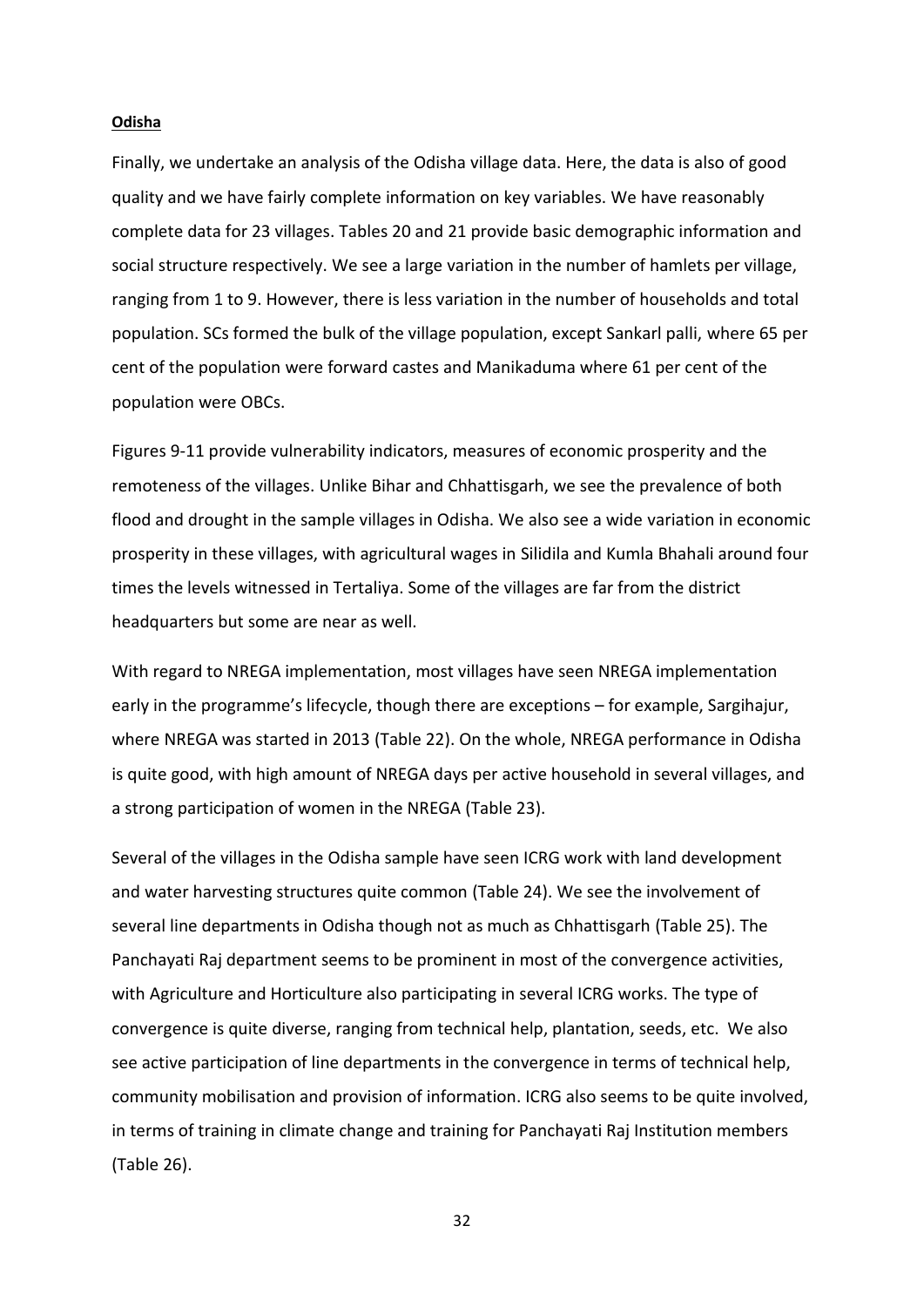**Odisha**

Finally, we undertake an analysis of the Odisha village data. Here, the data is also of good quality and we have fairly complete information on key variables. We have reasonably complete data for 23 villages. Tables 20 and 21 provide basic demographic information and social structure respectively. We see a large variation in the number of hamlets per village, ranging from 1 to 9. However, there is less variation in the number of households and total population. SCs formed the bulk of the village population, except Sankarl palli, where 65 per cent of the population were forward castes and Manikaduma where 61 per cent of the population were OBCs.

Figures 9-11 provide vulnerability indicators, measures of economic prosperity and the remoteness of the villages. Unlike Bihar and Chhattisgarh, we see the prevalence of both flood and drought in the sample villages in Odisha. We also see a wide variation in economic prosperity in these villages, with agricultural wages in Silidila and Kumla Bhahali around four times the levels witnessed in Tertaliya. Some of the villages are far from the district headquarters but some are near as well.

With regard to NREGA implementation, most villages have seen NREGA implementation early in the programme's lifecycle, though there are exceptions – for example, Sargihajur, where NREGA was started in 2013 (Table 22). On the whole, NREGA performance in Odisha is quite good, with high amount of NREGA days per active household in several villages, and a strong participation of women in the NREGA (Table 23).

Several of the villages in the Odisha sample have seen ICRG work with land development and water harvesting structures quite common (Table 24). We see the involvement of several line departments in Odisha though not as much as Chhattisgarh (Table 25). The Panchayati Raj department seems to be prominent in most of the convergence activities, with Agriculture and Horticulture also participating in several ICRG works. The type of convergence is quite diverse, ranging from technical help, plantation, seeds, etc. We also see active participation of line departments in the convergence in terms of technical help, community mobilisation and provision of information. ICRG also seems to be quite involved, in terms of training in climate change and training for Panchayati Raj Institution members (Table 26).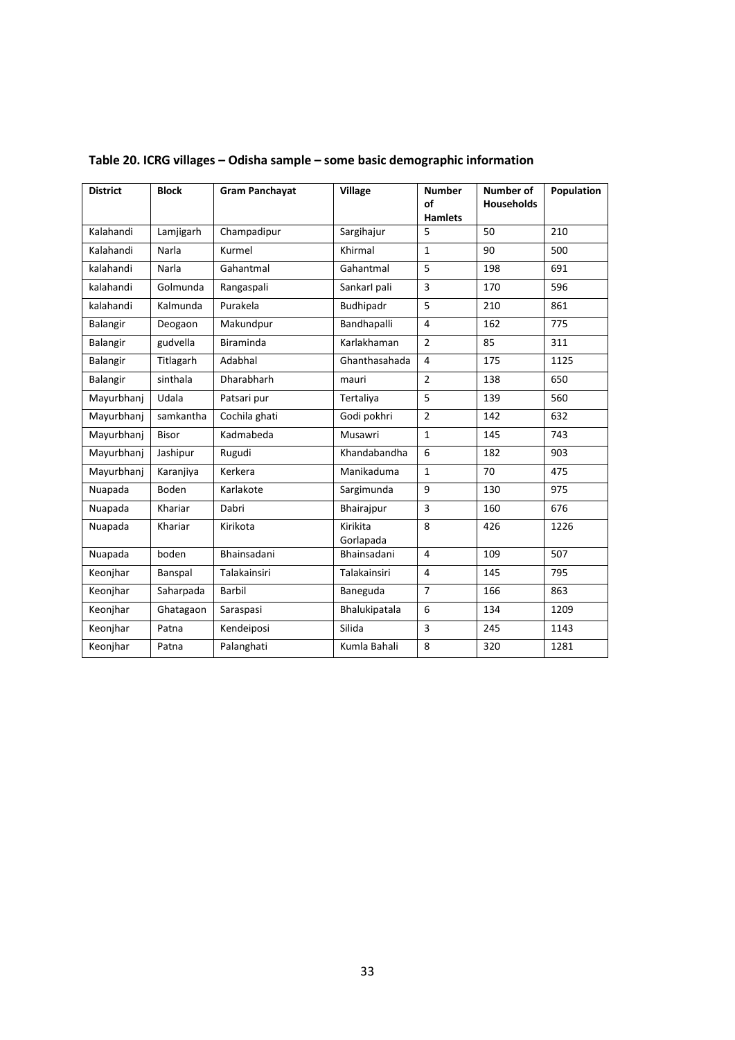**Table 20. ICRG villages – Odisha sample – some basic demographic information**

| District | Block | Gram Panchayat | Village | Number of Hamlets | Number of Households | Population |
|---|---|---|---|---|---|---|
| Kalahandi | Lamjigarh | Champadipur | Sargihajur | 5 | 50 | 210 |
| Kalahandi | Narla | Kurmel | Khirmal | 1 | 90 | 500 |
| kalahandi | Narla | Gahantmal | Gahantmal | 5 | 198 | 691 |
| kalahandi | Golmunda | Rangaspali | Sankarl pali | 3 | 170 | 596 |
| kalahandi | Kalmunda | Purakela | Budhipadr | 5 | 210 | 861 |
| Balangir | Deogaon | Makundpur | Bandhapalli | 4 | 162 | 775 |
| Balangir | gudvella | Biraminda | Karlakhaman | 2 | 85 | 311 |
| Balangir | Titlagarh | Adabhal | Ghanthasahada | 4 | 175 | 1125 |
| Balangir | sinthala | Dharabharh | mauri | 2 | 138 | 650 |
| Mayurbhanj | Udala | Patsari pur | Tertaliya | 5 | 139 | 560 |
| Mayurbhanj | samkantha | Cochila ghati | Godi pokhri | 2 | 142 | 632 |
| Mayurbhanj | Bisor | Kadmabeda | Musawri | 1 | 145 | 743 |
| Mayurbhanj | Jashipur | Rugudi | Khandabandha | 6 | 182 | 903 |
| Mayurbhanj | Karanjiya | Kerkera | Manikaduma | 1 | 70 | 475 |
| Nuapada | Boden | Karlakote | Sargimunda | 9 | 130 | 975 |
| Nuapada | Khariar | Dabri | Bhairajpur | 3 | 160 | 676 |
| Nuapada | Khariar | Kirikota | Kirikita Gorlapada | 8 | 426 | 1226 |
| Nuapada | boden | Bhainsadani | Bhainsadani | 4 | 109 | 507 |
| Keonjhar | Banspal | Talakainsiri | Talakainsiri | 4 | 145 | 795 |
| Keonjhar | Saharpada | Barbil | Baneguda | 7 | 166 | 863 |
| Keonjhar | Ghatagaon | Saraspasi | Bhalukipatala | 6 | 134 | 1209 |
| Keonjhar | Patna | Kendeiposi | Silida | 3 | 245 | 1143 |
| Keonjhar | Patna | Palanghati | Kumla Bahali | 8 | 320 | 1281 |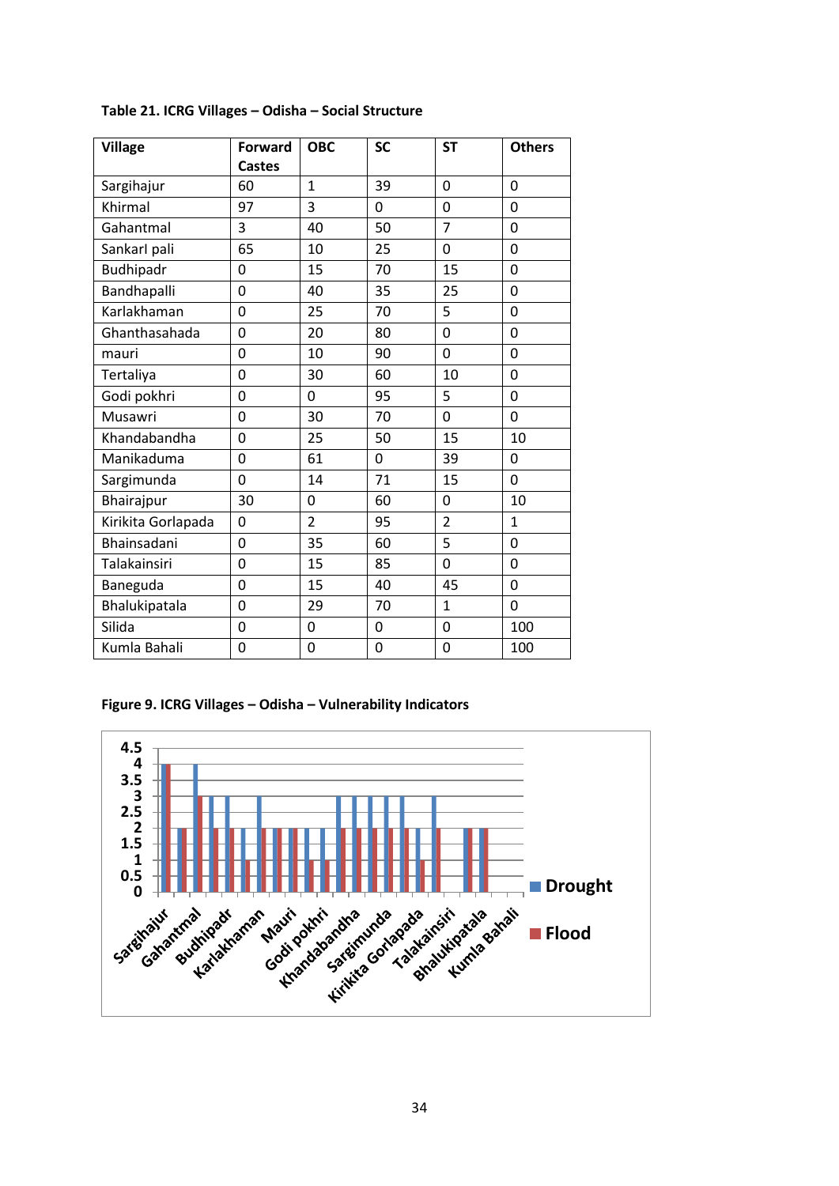**Table 21. ICRG Villages – Odisha – Social Structure**

| Village | Forward Castes | OBC | SC | ST | Others |
|---|---|---|---|---|---|
| Sargihajur | 60 | 1 | 39 | 0 | 0 |
| Khirmal | 97 | 3 | 0 | 0 | 0 |
| Gahantmal | 3 | 40 | 50 | 7 | 0 |
| SankarI pali | 65 | 10 | 25 | 0 | 0 |
| Budhipadr | 0 | 15 | 70 | 15 | 0 |
| Bandhapalli | 0 | 40 | 35 | 25 | 0 |
| Karlakhaman | 0 | 25 | 70 | 5 | 0 |
| Ghanthasahada | 0 | 20 | 80 | 0 | 0 |
| mauri | 0 | 10 | 90 | 0 | 0 |
| Tertaliya | 0 | 30 | 60 | 10 | 0 |
| Godi pokhri | 0 | 0 | 95 | 5 | 0 |
| Musawri | 0 | 30 | 70 | 0 | 0 |
| Khandabandha | 0 | 25 | 50 | 15 | 10 |
| Manikaduma | 0 | 61 | 0 | 39 | 0 |
| Sargimunda | 0 | 14 | 71 | 15 | 0 |
| Bhairajpur | 30 | 0 | 60 | 0 | 10 |
| Kirikita Gorlapada | 0 | 2 | 95 | 2 | 1 |
| Bhainsadani | 0 | 35 | 60 | 5 | 0 |
| Talakainsiri | 0 | 15 | 85 | 0 | 0 |
| Baneguda | 0 | 15 | 40 | 45 | 0 |
| Bhalukipatala | 0 | 29 | 70 | 1 | 0 |
| Silida | 0 | 0 | 0 | 0 | 100 |
| Kumla Bahali | 0 | 0 | 0 | 0 | 100 |

**Figure 9. ICRG Villages – Odisha – Vulnerability Indicators**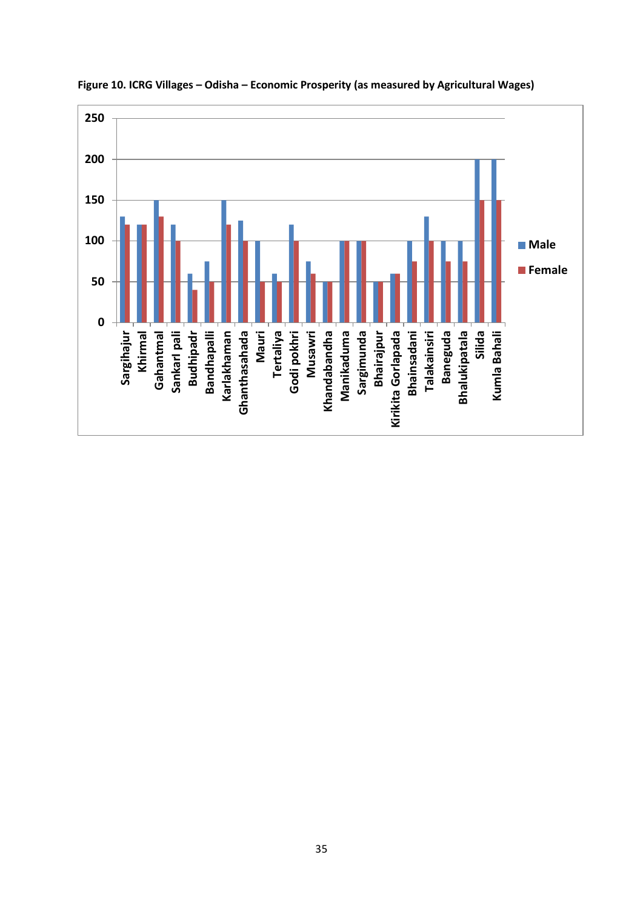**Figure 10. ICRG Villages – Odisha – Economic Prosperity (as measured by Agricultural Wages)**

| Village | Male | Female |
|---|---|---|
| Sargihajur | 130 | 120 |
| Khirmal | 120 | 120 |
| Gahantmal | 150 | 130 |
| Sankarl pali | 120 | 100 |
| Budhipadr | 60 | 40 |
| Bandhapalli | 75 | 50 |
| Karlakhaman | 150 | 120 |
| Ghanthasahada | 125 | 100 |
| Mauri | 100 | 50 |
| Tertaliya | 60 | 50 |
| Godi pokhri | 120 | 100 |
| Musawri | 75 | 60 |
| Khandabandha | 50 | 50 |
| Manikaduma | 100 | 100 |
| Sargimunda | 100 | 100 |
| Bhairajpur | 50 | 50 |
| Kirikita Gorlapada | 60 | 60 |
| Bhainsadani | 100 | 75 |
| Talakainsiri | 130 | 100 |
| Baneguda | 100 | 75 |
| Bhalukipatala | 100 | 75 |
| Silida | 200 | 150 |
| Kumla Bahali | 200 | 150 |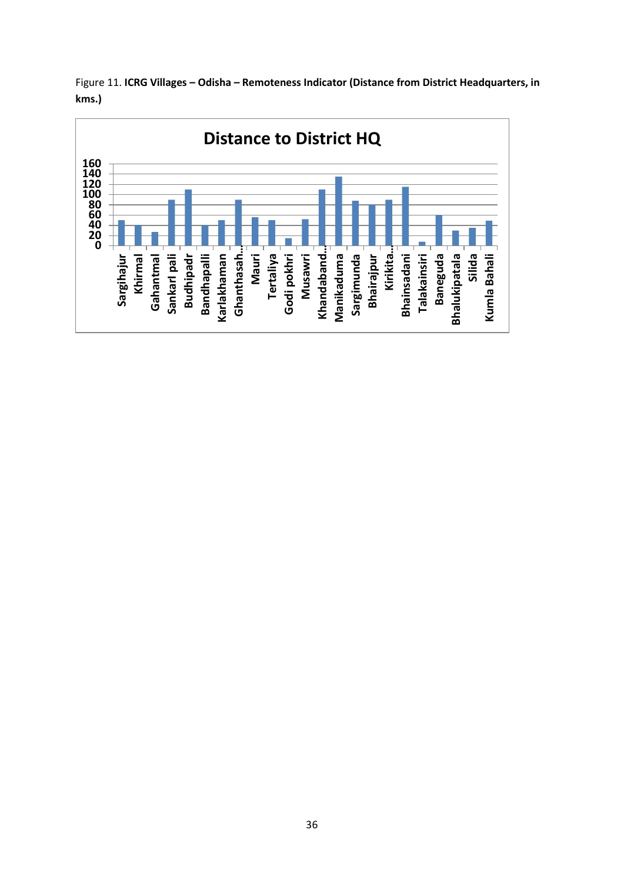Figure 11. **ICRG Villages – Odisha – Remoteness Indicator (Distance from District Headquarters, in kms.)**

**Distance to District HQ**

| Village | Distance (km) |
|---|---|
| Sargihajur | 50 |
| Khirmal | 40 |
| Gahantmal | 27 |
| Sankarl pali | 90 |
| Budhipadr | 110 |
| Bandhapalli | 39 |
| Karlakhaman | 50 |
| Ghanthasah... | 90 |
| Mauri | 55 |
| Tertaliya | 50 |
| Godi pokhri | 15 |
| Musawri | 52 |
| Khandaband... | 110 |
| Manikaduma | 135 |
| Sargimunda | 88 |
| Bhairajpur | 80 |
| Kirikita... | 90 |
| Bhainsadani | 115 |
| Talakainsiri | 8 |
| Baneguda | 60 |
| Bhalukipatala | 30 |
| Silida | 35 |
| Kumla Bahali | 49 |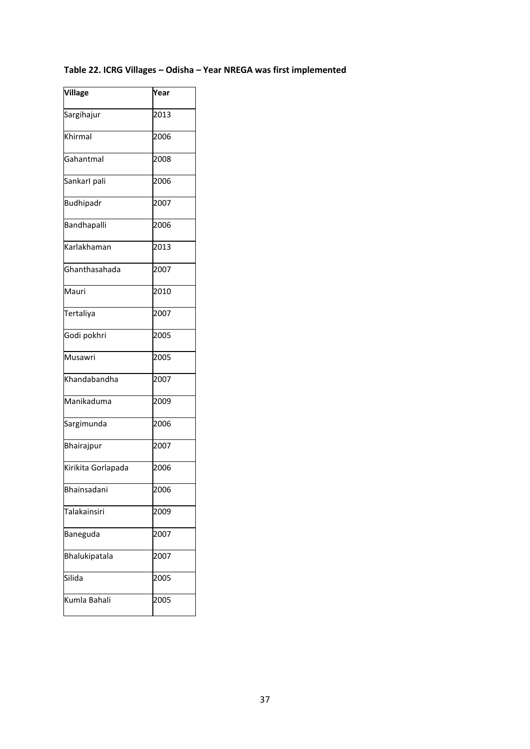**Table 22. ICRG Villages – Odisha – Year NREGA was first implemented**

| Village | Year |
|---|---|
| Sargihajur | 2013 |
| Khirmal | 2006 |
| Gahantmal | 2008 |
| Sankarl pali | 2006 |
| Budhipadr | 2007 |
| Bandhapalli | 2006 |
| Karlakhaman | 2013 |
| Ghanthasahada | 2007 |
| Mauri | 2010 |
| Tertaliya | 2007 |
| Godi pokhri | 2005 |
| Musawri | 2005 |
| Khandabandha | 2007 |
| Manikaduma | 2009 |
| Sargimunda | 2006 |
| Bhairajpur | 2007 |
| Kirikita Gorlapada | 2006 |
| Bhainsadani | 2006 |
| Talakainsiri | 2009 |
| Baneguda | 2007 |
| Bhalukipatala | 2007 |
| Silida | 2005 |
| Kumla Bahali | 2005 |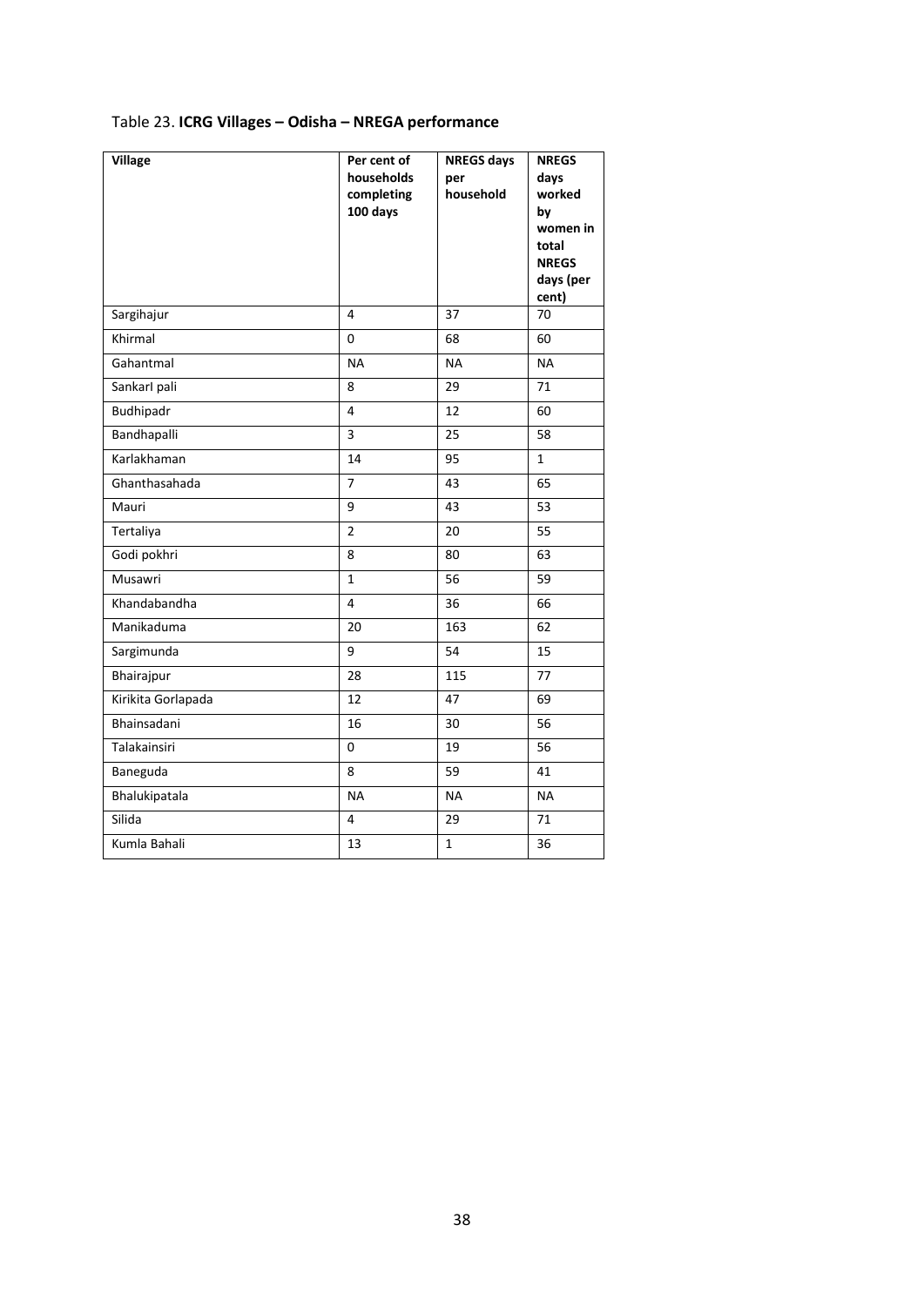Table 23. **ICRG Villages – Odisha – NREGA performance**

| Village | Per cent of households completing 100 days | NREGS days per household | NREGS days worked by women in total NREGS days (per cent) |
|---|---|---|---|
| Sargihajur | 4 | 37 | 70 |
| Khirmal | 0 | 68 | 60 |
| Gahantmal | NA | NA | NA |
| SankarI pali | 8 | 29 | 71 |
| Budhipadr | 4 | 12 | 60 |
| Bandhapalli | 3 | 25 | 58 |
| Karlakhaman | 14 | 95 | 1 |
| Ghanthasahada | 7 | 43 | 65 |
| Mauri | 9 | 43 | 53 |
| Tertaliya | 2 | 20 | 55 |
| Godi pokhri | 8 | 80 | 63 |
| Musawri | 1 | 56 | 59 |
| Khandabandha | 4 | 36 | 66 |
| Manikaduma | 20 | 163 | 62 |
| Sargimunda | 9 | 54 | 15 |
| Bhairajpur | 28 | 115 | 77 |
| Kirikita Gorlapada | 12 | 47 | 69 |
| Bhainsadani | 16 | 30 | 56 |
| Talakainsiri | 0 | 19 | 56 |
| Baneguda | 8 | 59 | 41 |
| Bhalukipatala | NA | NA | NA |
| Silida | 4 | 29 | 71 |
| Kumla Bahali | 13 | 1 | 36 |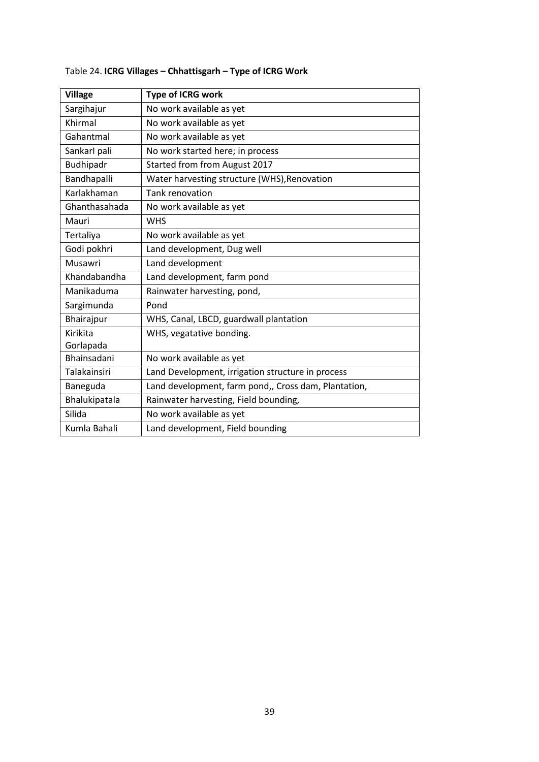Table 24. **ICRG Villages – Chhattisgarh – Type of ICRG Work**

| Village | Type of ICRG work |
|---|---|
| Sargihajur | No work available as yet |
| Khirmal | No work available as yet |
| Gahantmal | No work available as yet |
| Sankarl pali | No work started here; in process |
| Budhipadr | Started from from August 2017 |
| Bandhapalli | Water harvesting structure (WHS),Renovation |
| Karlakhaman | Tank renovation |
| Ghanthasahada | No work available as yet |
| Mauri | WHS |
| Tertaliya | No work available as yet |
| Godi pokhri | Land development, Dug well |
| Musawri | Land development |
| Khandabandha | Land development, farm pond |
| Manikaduma | Rainwater harvesting, pond, |
| Sargimunda | Pond |
| Bhairajpur | WHS, Canal, LBCD, guardwall plantation |
| Kirikita Gorlapada | WHS, vegatative bonding. |
| Bhainsadani | No work available as yet |
| Talakainsiri | Land Development, irrigation structure in process |
| Baneguda | Land development, farm pond,, Cross dam, Plantation, |
| Bhalukipatala | Rainwater harvesting, Field bounding, |
| Silida | No work available as yet |
| Kumla Bahali | Land development, Field bounding |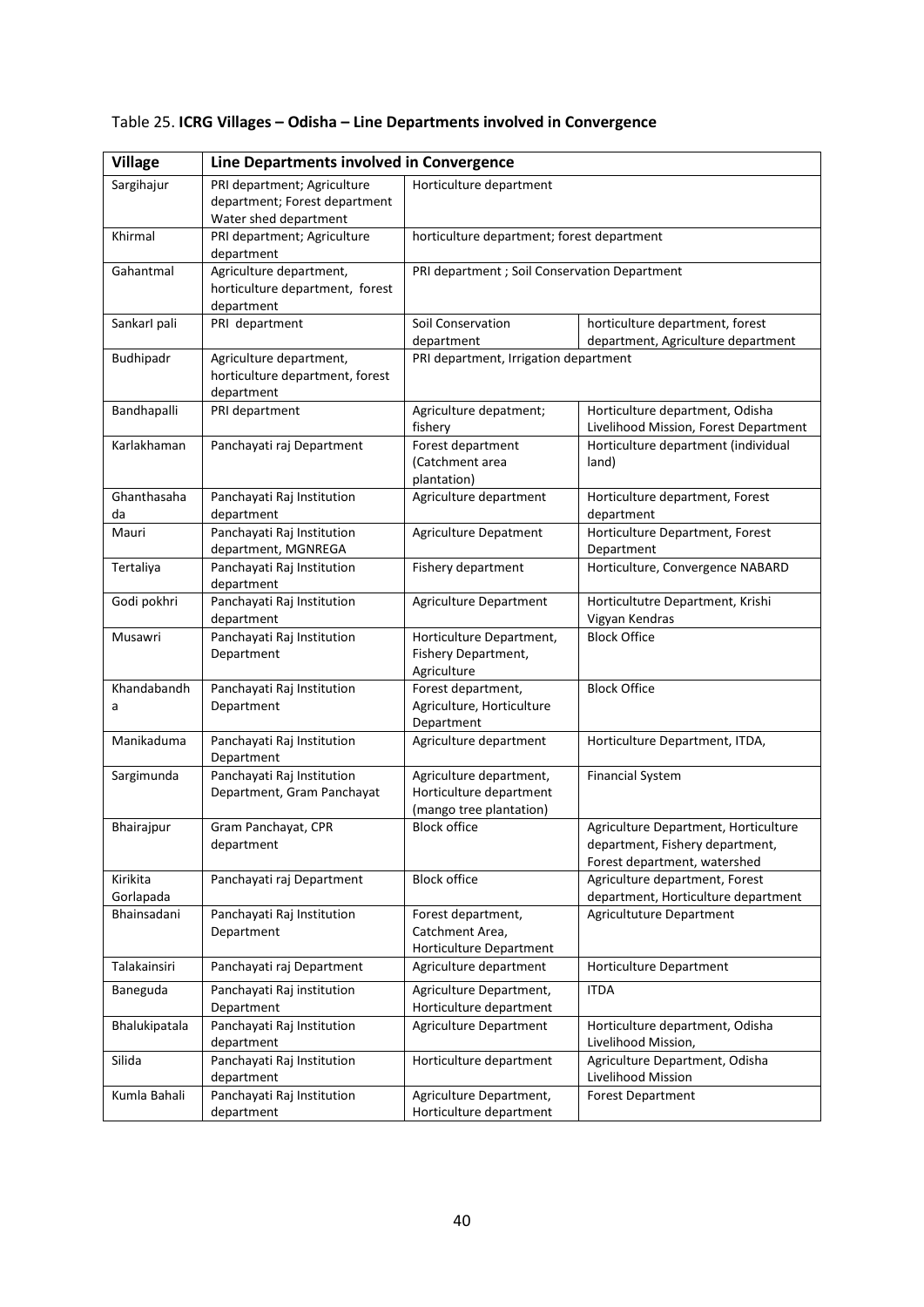Table 25. **ICRG Villages – Odisha – Line Departments involved in Convergence**

| Village | Line Departments involved in Convergence | | |
|---|---|---|---|
| Sargihajur | PRI department; Agriculture department; Forest department Water shed department | Horticulture department | |
| Khirmal | PRI department; Agriculture department | horticulture department; forest department | |
| Gahantmal | Agriculture department, horticulture department, forest department | PRI department ; Soil Conservation Department | |
| SankarI pali | PRI department | Soil Conservation department | horticulture department, forest department, Agriculture department |
| Budhipadr | Agriculture department, horticulture department, forest department | PRI department, Irrigation department | |
| Bandhapalli | PRI department | Agriculture depatment; fishery | Horticulture department, Odisha Livelihood Mission, Forest Department |
| Karlakhaman | Panchayati raj Department | Forest department (Catchment area plantation) | Horticulture department (individual land) |
| Ghanthasahada | Panchayati Raj Institution department | Agriculture department | Horticulture department, Forest department |
| Mauri | Panchayati Raj Institution department, MGNREGA | Agriculture Depatment | Horticulture Department, Forest Department |
| Tertaliya | Panchayati Raj Institution department | Fishery department | Horticulture, Convergence NABARD |
| Godi pokhri | Panchayati Raj Institution department | Agriculture Department | Horticultutre Department, Krishi Vigyan Kendras |
| Musawri | Panchayati Raj Institution Department | Horticulture Department, Fishery Department, Agriculture | Block Office |
| Khandabandha | Panchayati Raj Institution Department | Forest department, Agriculture, Horticulture Department | Block Office |
| Manikaduma | Panchayati Raj Institution Department | Agriculture department | Horticulture Department, ITDA, |
| Sargimunda | Panchayati Raj Institution Department, Gram Panchayat | Agriculture department, Horticulture department (mango tree plantation) | Financial System |
| Bhairajpur | Gram Panchayat, CPR department | Block office | Agriculture Department, Horticulture department, Fishery department, Forest department, watershed |
| Kirikita Gorlapada | Panchayati raj Department | Block office | Agriculture department, Forest department, Horticulture department |
| Bhainsadani | Panchayati Raj Institution Department | Forest department, Catchment Area, Horticulture Department | Agricultuture Department |
| Talakainsiri | Panchayati raj Department | Agriculture department | Horticulture Department |
| Baneguda | Panchayati Raj institution Department | Agriculture Department, Horticulture department | ITDA |
| Bhalukipatala | Panchayati Raj Institution department | Agriculture Department | Horticulture department, Odisha Livelihood Mission, |
| Silida | Panchayati Raj Institution department | Horticulture department | Agriculture Department, Odisha Livelihood Mission |
| Kumla Bahali | Panchayati Raj Institution department | Agriculture Department, Horticulture department | Forest Department |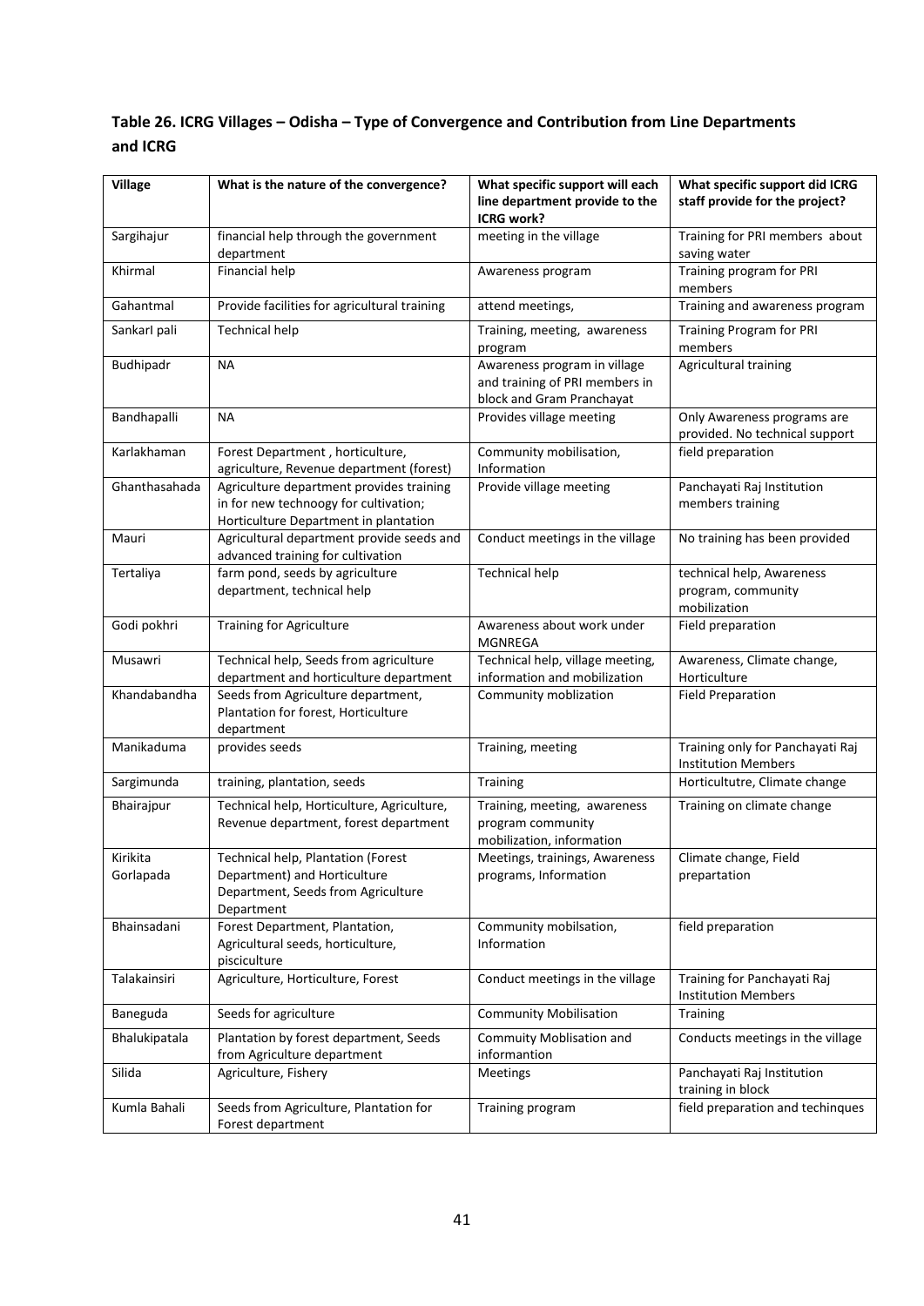**Table 26. ICRG Villages – Odisha – Type of Convergence and Contribution from Line Departments and ICRG**

| Village | What is the nature of the convergence? | What specific support will each line department provide to the ICRG work? | What specific support did ICRG staff provide for the project? |
|---|---|---|---|
| Sargihajur | financial help through the government department | meeting in the village | Training for PRI members about saving water |
| Khirmal | Financial help | Awareness program | Training program for PRI members |
| Gahantmal | Provide facilities for agricultural training | attend meetings, | Training and awareness program |
| SankarI pali | Technical help | Training, meeting, awareness program | Training Program for PRI members |
| Budhipadr | NA | Awareness program in village and training of PRI members in block and Gram Pranchayat | Agricultural training |
| Bandhapalli | NA | Provides village meeting | Only Awareness programs are provided. No technical support |
| Karlakhaman | Forest Department , horticulture, agriculture, Revenue department (forest) | Community mobilisation, Information | field preparation |
| Ghanthasahada | Agriculture department provides training in for new technoogy for cultivation; Horticulture Department in plantation | Provide village meeting | Panchayati Raj Institution members training |
| Mauri | Agricultural department provide seeds and advanced training for cultivation | Conduct meetings in the village | No training has been provided |
| Tertaliya | farm pond, seeds by agriculture department, technical help | Technical help | technical help, Awareness program, community mobilization |
| Godi pokhri | Training for Agriculture | Awareness about work under MGNREGA | Field preparation |
| Musawri | Technical help, Seeds from agriculture department and horticulture department | Technical help, village meeting, information and mobilization | Awareness, Climate change, Horticulture |
| Khandabandha | Seeds from Agriculture department, Plantation for forest, Horticulture department | Community moblization | Field Preparation |
| Manikaduma | provides seeds | Training, meeting | Training only for Panchayati Raj Institution Members |
| Sargimunda | training, plantation, seeds | Training | Horticultutre, Climate change |
| Bhairajpur | Technical help, Horticulture, Agriculture, Revenue department, forest department | Training, meeting, awareness program community mobilization, information | Training on climate change |
| Kirikita Gorlapada | Technical help, Plantation (Forest Department) and Horticulture Department, Seeds from Agriculture Department | Meetings, trainings, Awareness programs, Information | Climate change, Field prepartation |
| Bhainsadani | Forest Department, Plantation, Agricultural seeds, horticulture, pisciculture | Community mobilsation, Information | field preparation |
| Talakainsiri | Agriculture, Horticulture, Forest | Conduct meetings in the village | Training for Panchayati Raj Institution Members |
| Baneguda | Seeds for agriculture | Community Mobilisation | Training |
| Bhalukipatala | Plantation by forest department, Seeds from Agriculture department | Commuity Moblisation and informantion | Conducts meetings in the village |
| Silida | Agriculture, Fishery | Meetings | Panchayati Raj Institution training in block |
| Kumla Bahali | Seeds from Agriculture, Plantation for Forest department | Training program | field preparation and techinques |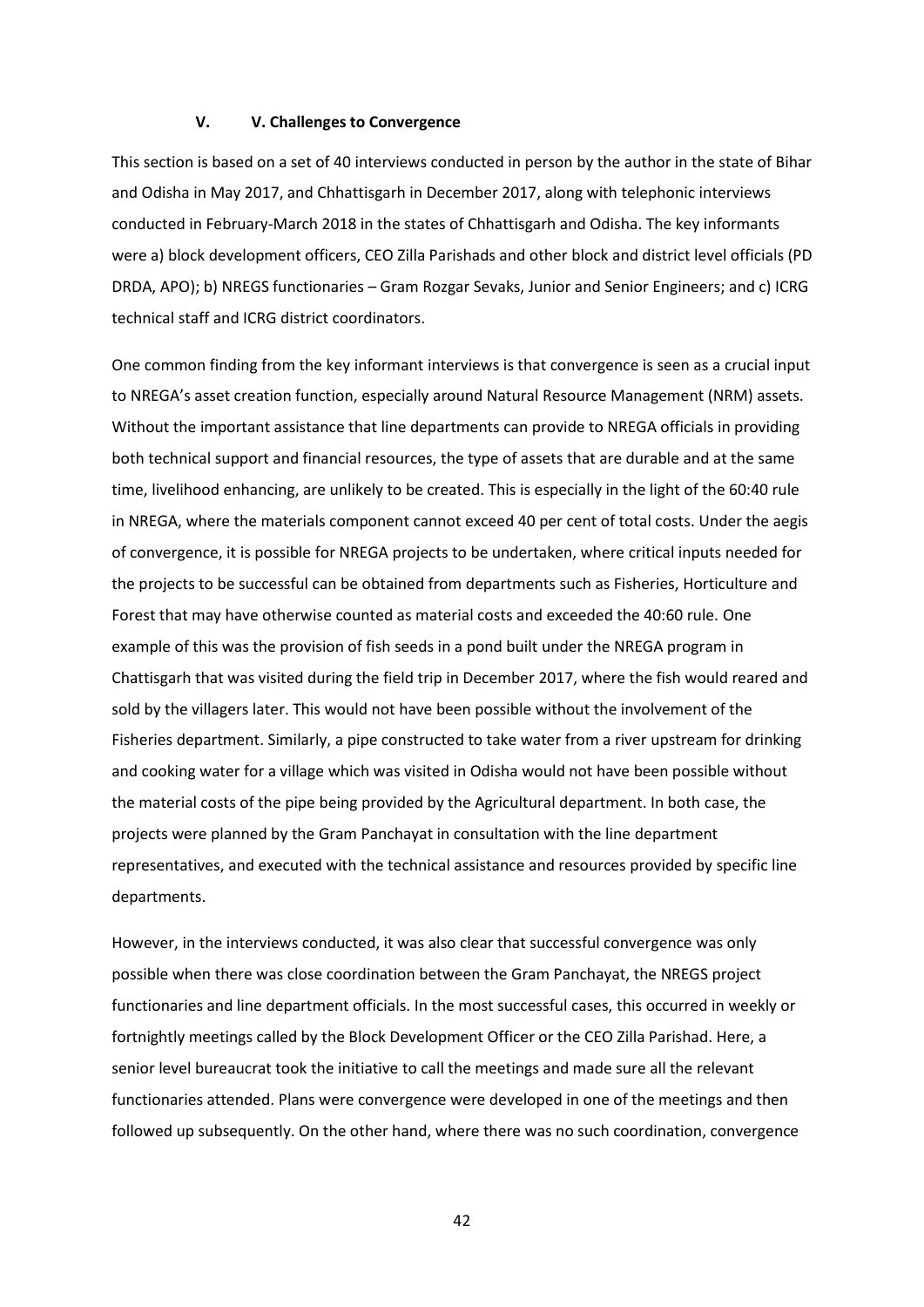## V. V. Challenges to Convergence

This section is based on a set of 40 interviews conducted in person by the author in the state of Bihar and Odisha in May 2017, and Chhattisgarh in December 2017, along with telephonic interviews conducted in February-March 2018 in the states of Chhattisgarh and Odisha. The key informants were a) block development officers, CEO Zilla Parishads and other block and district level officials (PD DRDA, APO); b) NREGS functionaries – Gram Rozgar Sevaks, Junior and Senior Engineers; and c) ICRG technical staff and ICRG district coordinators.

One common finding from the key informant interviews is that convergence is seen as a crucial input to NREGA's asset creation function, especially around Natural Resource Management (NRM) assets. Without the important assistance that line departments can provide to NREGA officials in providing both technical support and financial resources, the type of assets that are durable and at the same time, livelihood enhancing, are unlikely to be created. This is especially in the light of the 60:40 rule in NREGA, where the materials component cannot exceed 40 per cent of total costs. Under the aegis of convergence, it is possible for NREGA projects to be undertaken, where critical inputs needed for the projects to be successful can be obtained from departments such as Fisheries, Horticulture and Forest that may have otherwise counted as material costs and exceeded the 40:60 rule. One example of this was the provision of fish seeds in a pond built under the NREGA program in Chattisgarh that was visited during the field trip in December 2017, where the fish would reared and sold by the villagers later. This would not have been possible without the involvement of the Fisheries department. Similarly, a pipe constructed to take water from a river upstream for drinking and cooking water for a village which was visited in Odisha would not have been possible without the material costs of the pipe being provided by the Agricultural department. In both case, the projects were planned by the Gram Panchayat in consultation with the line department representatives, and executed with the technical assistance and resources provided by specific line departments.

However, in the interviews conducted, it was also clear that successful convergence was only possible when there was close coordination between the Gram Panchayat, the NREGS project functionaries and line department officials. In the most successful cases, this occurred in weekly or fortnightly meetings called by the Block Development Officer or the CEO Zilla Parishad. Here, a senior level bureaucrat took the initiative to call the meetings and made sure all the relevant functionaries attended. Plans were convergence were developed in one of the meetings and then followed up subsequently. On the other hand, where there was no such coordination, convergence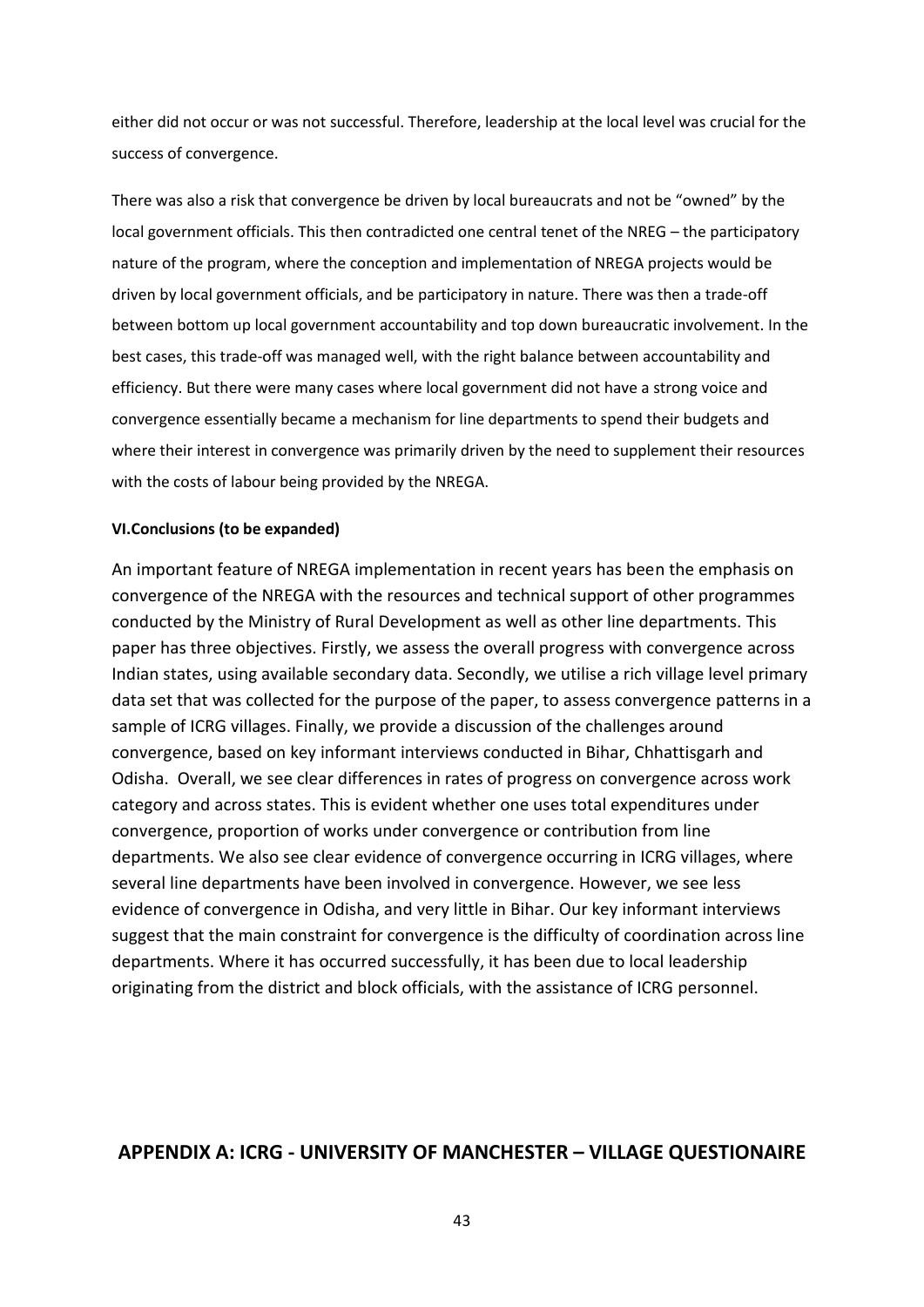either did not occur or was not successful. Therefore, leadership at the local level was crucial for the success of convergence.

There was also a risk that convergence be driven by local bureaucrats and not be "owned" by the local government officials. This then contradicted one central tenet of the NREG – the participatory nature of the program, where the conception and implementation of NREGA projects would be driven by local government officials, and be participatory in nature. There was then a trade-off between bottom up local government accountability and top down bureaucratic involvement. In the best cases, this trade-off was managed well, with the right balance between accountability and efficiency. But there were many cases where local government did not have a strong voice and convergence essentially became a mechanism for line departments to spend their budgets and where their interest in convergence was primarily driven by the need to supplement their resources with the costs of labour being provided by the NREGA.

#### VI.Conclusions (to be expanded)

An important feature of NREGA implementation in recent years has been the emphasis on convergence of the NREGA with the resources and technical support of other programmes conducted by the Ministry of Rural Development as well as other line departments. This paper has three objectives. Firstly, we assess the overall progress with convergence across Indian states, using available secondary data. Secondly, we utilise a rich village level primary data set that was collected for the purpose of the paper, to assess convergence patterns in a sample of ICRG villages. Finally, we provide a discussion of the challenges around convergence, based on key informant interviews conducted in Bihar, Chhattisgarh and Odisha. Overall, we see clear differences in rates of progress on convergence across work category and across states. This is evident whether one uses total expenditures under convergence, proportion of works under convergence or contribution from line departments. We also see clear evidence of convergence occurring in ICRG villages, where several line departments have been involved in convergence. However, we see less evidence of convergence in Odisha, and very little in Bihar. Our key informant interviews suggest that the main constraint for convergence is the difficulty of coordination across line departments. Where it has occurred successfully, it has been due to local leadership originating from the district and block officials, with the assistance of ICRG personnel.

## APPENDIX A: ICRG - UNIVERSITY OF MANCHESTER – VILLAGE QUESTIONAIRE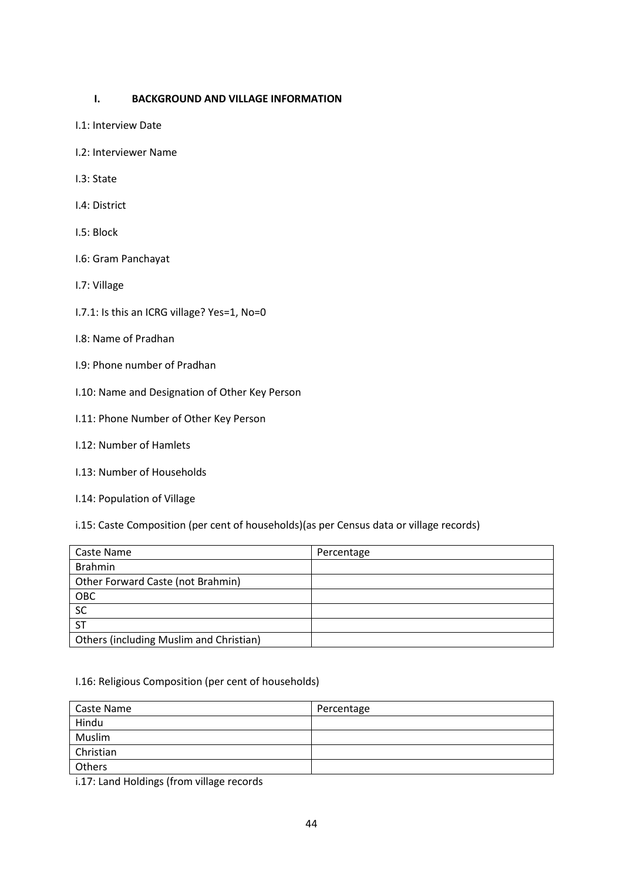## I. BACKGROUND AND VILLAGE INFORMATION

I.1: Interview Date

I.2: Interviewer Name

I.3: State

I.4: District

I.5: Block

I.6: Gram Panchayat

I.7: Village

I.7.1: Is this an ICRG village? Yes=1, No=0

I.8: Name of Pradhan

I.9: Phone number of Pradhan

I.10: Name and Designation of Other Key Person

I.11: Phone Number of Other Key Person

I.12: Number of Hamlets

I.13: Number of Households

I.14: Population of Village

i.15: Caste Composition (per cent of households)(as per Census data or village records)

| Caste Name | Percentage |
| --- | --- |
| Brahmin | |
| Other Forward Caste (not Brahmin) | |
| OBC | |
| SC | |
| ST | |
| Others (including Muslim and Christian) | |

I.16: Religious Composition (per cent of households)

| Caste Name | Percentage |
| --- | --- |
| Hindu | |
| Muslim | |
| Christian | |
| Others | |

i.17: Land Holdings (from village records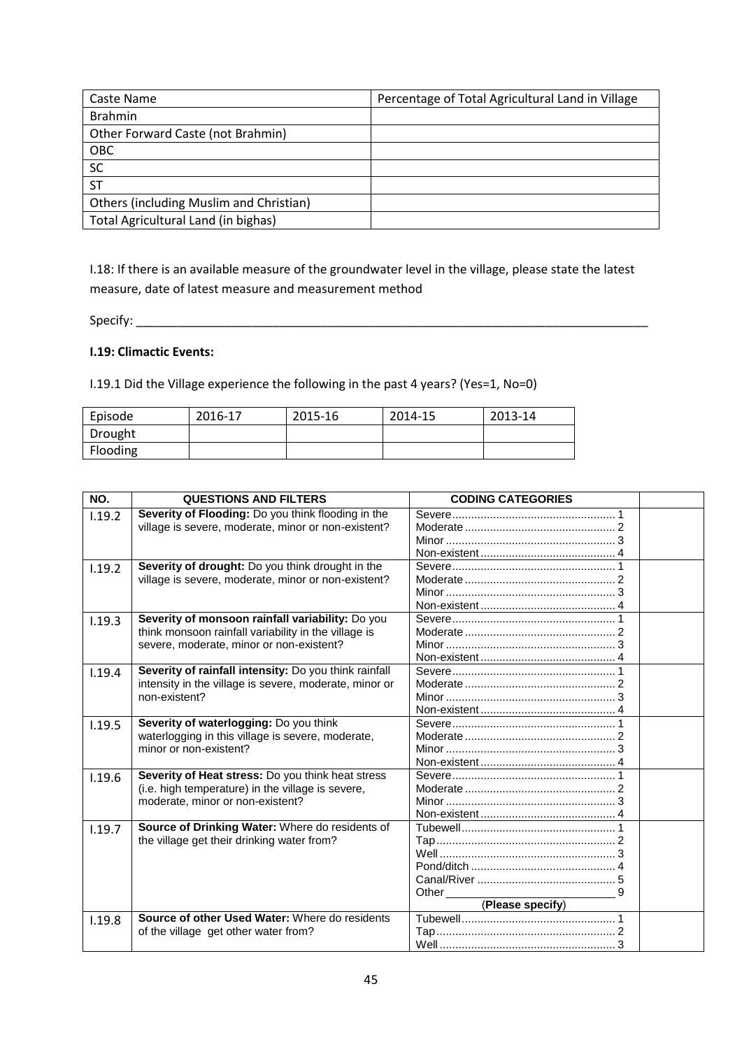| Caste Name | Percentage of Total Agricultural Land in Village |
|---|---|
| Brahmin | |
| Other Forward Caste (not Brahmin) | |
| OBC | |
| SC | |
| ST | |
| Others (including Muslim and Christian) | |
| Total Agricultural Land (in bighas) | |

I.18: If there is an available measure of the groundwater level in the village, please state the latest measure, date of latest measure and measurement method

Specify: ___________________________________________________________________________

**I.19: Climactic Events:**

I.19.1 Did the Village experience the following in the past 4 years? (Yes=1, No=0)

| Episode | 2016-17 | 2015-16 | 2014-15 | 2013-14 |
|---|---|---|---|---|
| Drought | | | | |
| Flooding | | | | |

| NO. | QUESTIONS AND FILTERS | CODING CATEGORIES | |
|---|---|---|---|
| I.19.2 | **Severity of Flooding:** Do you think flooding in the village is severe, moderate, minor or non-existent? | Severe.......1<br>Moderate.......2<br>Minor.......3<br>Non-existent.......4 | |
| I.19.2 | **Severity of drought:** Do you think drought in the village is severe, moderate, minor or non-existent? | Severe.......1<br>Moderate.......2<br>Minor.......3<br>Non-existent.......4 | |
| I.19.3 | **Severity of monsoon rainfall variability:** Do you think monsoon rainfall variability in the village is severe, moderate, minor or non-existent? | Severe.......1<br>Moderate.......2<br>Minor.......3<br>Non-existent.......4 | |
| I.19.4 | **Severity of rainfall intensity:** Do you think rainfall intensity in the village is severe, moderate, minor or non-existent? | Severe.......1<br>Moderate.......2<br>Minor.......3<br>Non-existent.......4 | |
| I.19.5 | **Severity of waterlogging:** Do you think waterlogging in this village is severe, moderate, minor or non-existent? | Severe.......1<br>Moderate.......2<br>Minor.......3<br>Non-existent.......4 | |
| I.19.6 | **Severity of Heat stress:** Do you think heat stress (i.e. high temperature) in the village is severe, moderate, minor or non-existent? | Severe.......1<br>Moderate.......2<br>Minor.......3<br>Non-existent.......4 | |
| I.19.7 | **Source of Drinking Water:** Where do residents of the village get their drinking water from? | Tubewell.......1<br>Tap.......2<br>Well.......3<br>Pond/ditch.......4<br>Canal/River.......5<br>Other_______________ 9<br>(**Please specify**) | |
| I.19.8 | **Source of other Used Water:** Where do residents of the village get other water from? | Tubewell.......1<br>Tap.......2<br>Well.......3 | |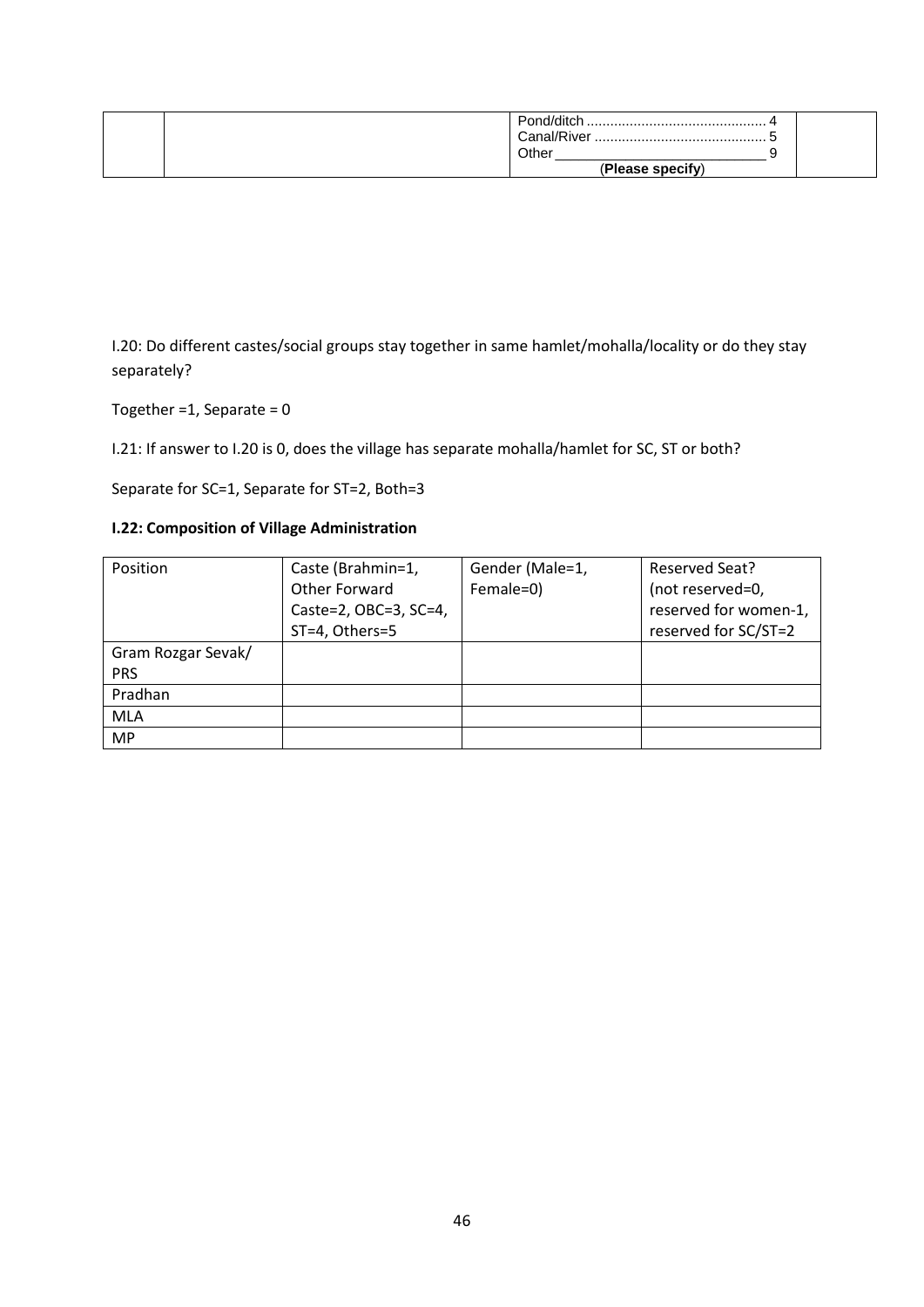|  |  | Pond/ditch ............................................. 4<br>Canal/River ........................................... 5<br>Other___________________________ 9<br>(**Please specify**) |  |
|---|---|---|---|

I.20: Do different castes/social groups stay together in same hamlet/mohalla/locality or do they stay separately?

Together =1, Separate = 0

I.21: If answer to I.20 is 0, does the village has separate mohalla/hamlet for SC, ST or both?

Separate for SC=1, Separate for ST=2, Both=3

**I.22: Composition of Village Administration**

| Position | Caste (Brahmin=1, Other Forward Caste=2, OBC=3, SC=4, ST=4, Others=5 | Gender (Male=1, Female=0) | Reserved Seat? (not reserved=0, reserved for women-1, reserved for SC/ST=2 |
|---|---|---|---|
| Gram Rozgar Sevak/ PRS | | | |
| Pradhan | | | |
| MLA | | | |
| MP | | | |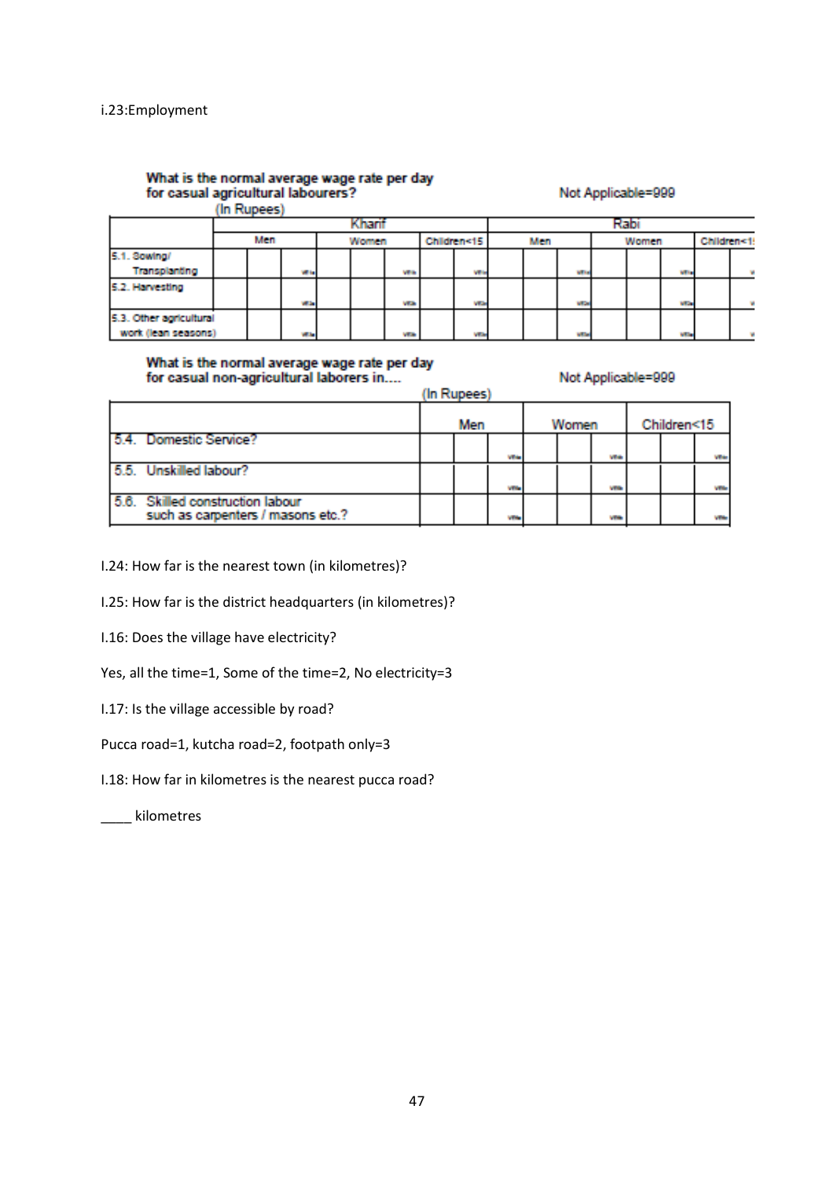i.23:Employment

What is the normal average wage rate per day for casual agricultural labourers? (In Rupees) Not Applicable=999

| | Kharif | | | Rabi | | |
|---|---|---|---|---|---|---|
| | Men | Women | Children<15 | Men | Women | Children<15 |
| 5.1. Sowing/ Transplanting | | | | | | |
| 5.2. Harvesting | | | | | | |
| 5.3. Other agricultural work (lean seasons) | | | | | | |

What is the normal average wage rate per day for casual non-agricultural laborers in.... (In Rupees) Not Applicable=999

| | Men | Women | Children<15 |
|---|---|---|---|
| 5.4. Domestic Service? | | | |
| 5.5. Unskilled labour? | | | |
| 5.6. Skilled construction labour such as carpenters / masons etc.? | | | |

I.24: How far is the nearest town (in kilometres)?

I.25: How far is the district headquarters (in kilometres)?

I.16: Does the village have electricity?

Yes, all the time=1, Some of the time=2, No electricity=3

I.17: Is the village accessible by road?

Pucca road=1, kutcha road=2, footpath only=3

I.18: How far in kilometres is the nearest pucca road?

____ kilometres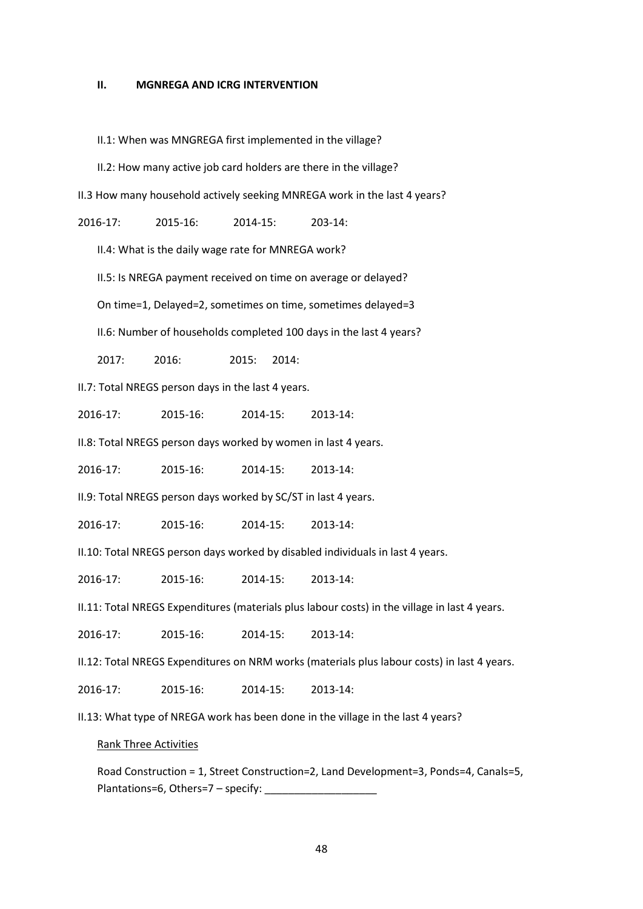### II. MGNREGA AND ICRG INTERVENTION

II.1: When was MNGREGA first implemented in the village?

II.2: How many active job card holders are there in the village?

II.3 How many household actively seeking MNREGA work in the last 4 years?

2016-17: 2015-16: 2014-15: 203-14:

II.4: What is the daily wage rate for MNREGA work?

II.5: Is NREGA payment received on time on average or delayed?

On time=1, Delayed=2, sometimes on time, sometimes delayed=3

II.6: Number of households completed 100 days in the last 4 years?

2017: 2016: 2015: 2014:

II.7: Total NREGS person days in the last 4 years.

2016-17: 2015-16: 2014-15: 2013-14:

II.8: Total NREGS person days worked by women in last 4 years.

2016-17: 2015-16: 2014-15: 2013-14:

II.9: Total NREGS person days worked by SC/ST in last 4 years.

2016-17: 2015-16: 2014-15: 2013-14:

II.10: Total NREGS person days worked by disabled individuals in last 4 years.

2016-17: 2015-16: 2014-15: 2013-14:

II.11: Total NREGS Expenditures (materials plus labour costs) in the village in last 4 years.

2016-17: 2015-16: 2014-15: 2013-14:

II.12: Total NREGS Expenditures on NRM works (materials plus labour costs) in last 4 years.

2016-17: 2015-16: 2014-15: 2013-14:

II.13: What type of NREGA work has been done in the village in the last 4 years?

Rank Three Activities

Road Construction = 1, Street Construction=2, Land Development=3, Ponds=4, Canals=5, Plantations=6, Others=7 – specify: ___________________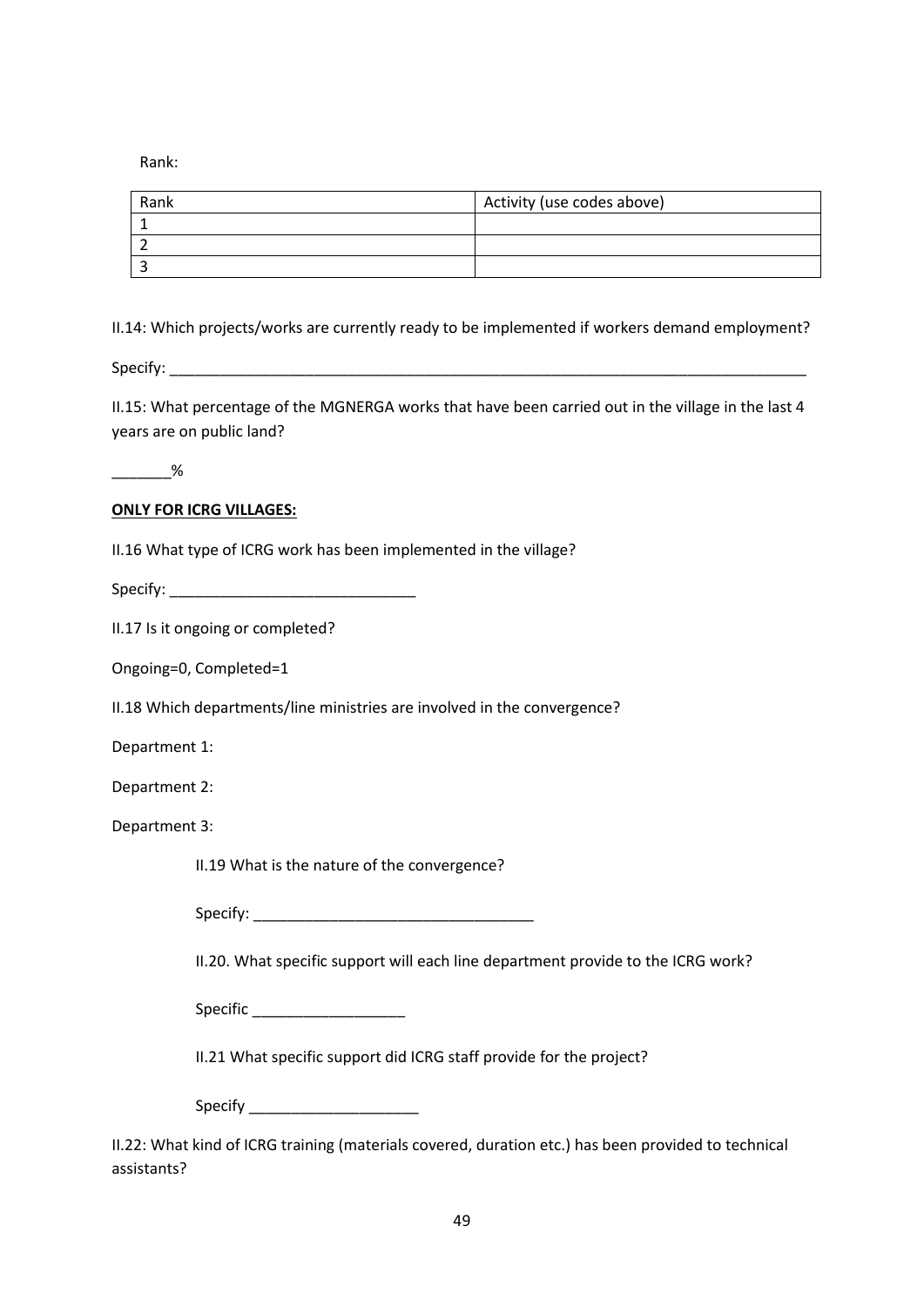Rank:

| Rank | Activity (use codes above) |
|---|---|
| 1 | |
| 2 | |
| 3 | |

II.14: Which projects/works are currently ready to be implemented if workers demand employment?

Specify: ______________________________________________________________________________

II.15: What percentage of the MGNERGA works that have been carried out in the village in the last 4 years are on public land?

_______%

**ONLY FOR ICRG VILLAGES:**

II.16 What type of ICRG work has been implemented in the village?

Specify: ______________________________

II.17 Is it ongoing or completed?

Ongoing=0, Completed=1

II.18 Which departments/line ministries are involved in the convergence?

Department 1:

Department 2:

Department 3:

II.19 What is the nature of the convergence?

Specify: __________________________________

II.20. What specific support will each line department provide to the ICRG work?

Specific __________________

II.21 What specific support did ICRG staff provide for the project?

Specify ____________________

II.22: What kind of ICRG training (materials covered, duration etc.) has been provided to technical assistants?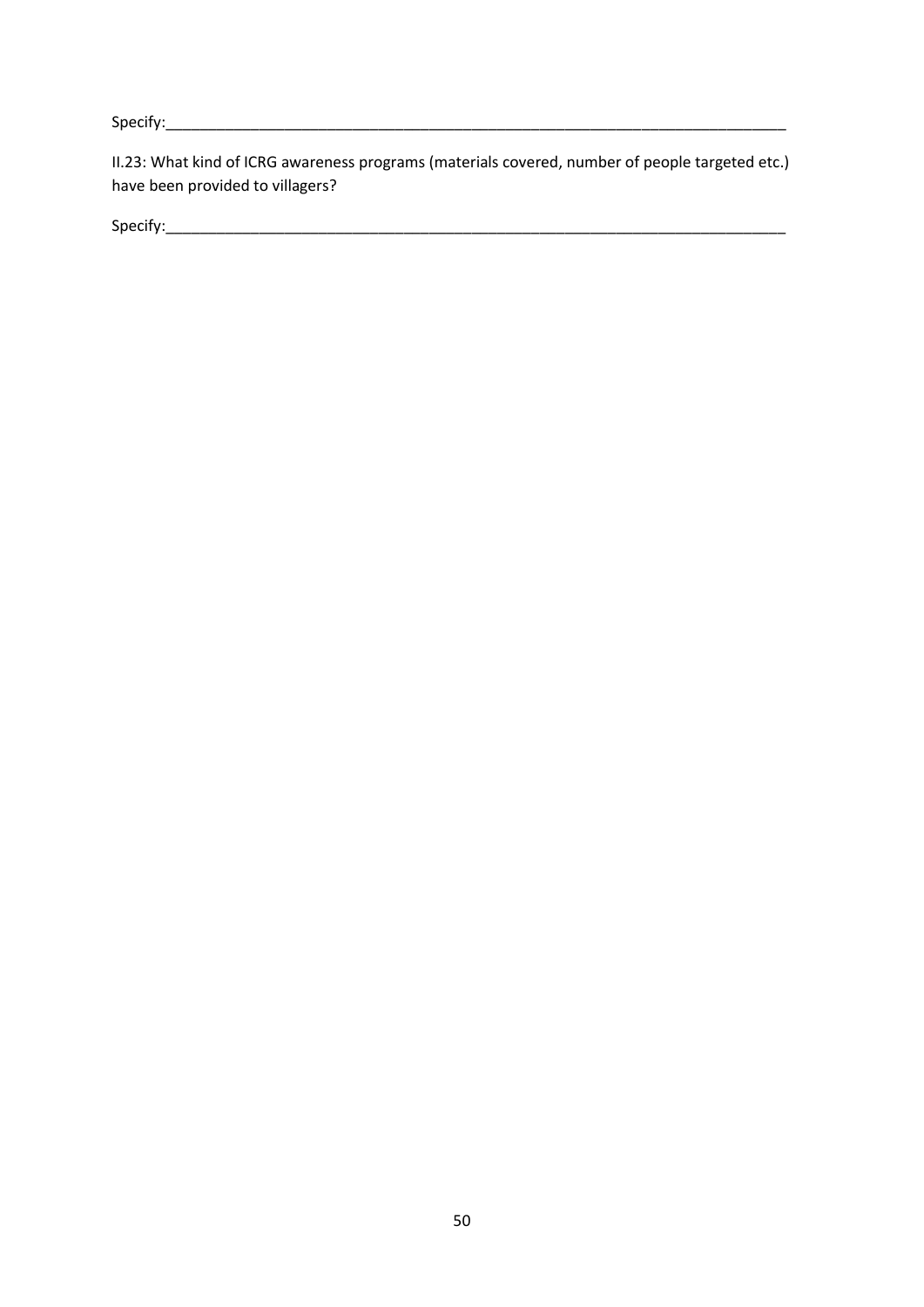Specify:___________________________________________________________________________

II.23: What kind of ICRG awareness programs (materials covered, number of people targeted etc.) have been provided to villagers?

Specify:___________________________________________________________________________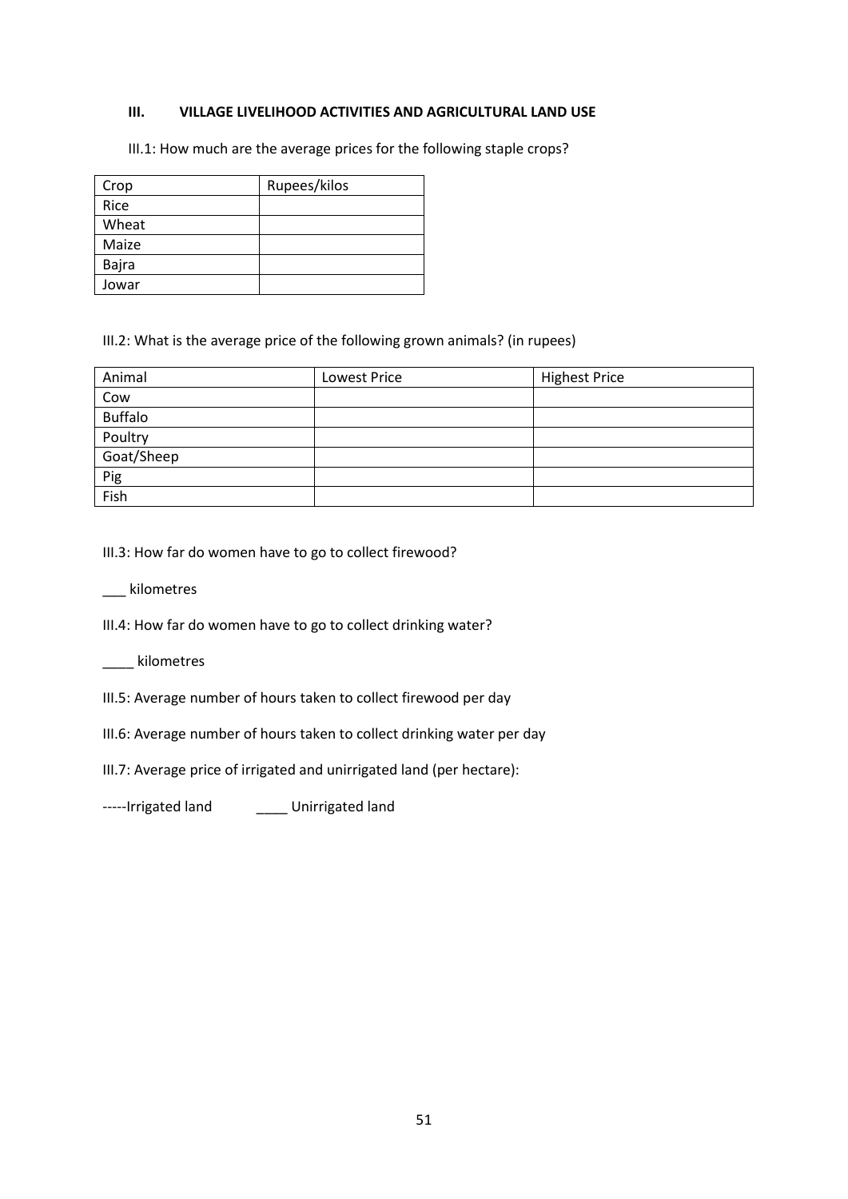### III. VILLAGE LIVELIHOOD ACTIVITIES AND AGRICULTURAL LAND USE

III.1: How much are the average prices for the following staple crops?

| Crop | Rupees/kilos |
|---|---|
| Rice | |
| Wheat | |
| Maize | |
| Bajra | |
| Jowar | |

III.2: What is the average price of the following grown animals? (in rupees)

| Animal | Lowest Price | Highest Price |
|---|---|---|
| Cow | | |
| Buffalo | | |
| Poultry | | |
| Goat/Sheep | | |
| Pig | | |
| Fish | | |

III.3: How far do women have to go to collect firewood?

___ kilometres

III.4: How far do women have to go to collect drinking water?

____ kilometres

III.5: Average number of hours taken to collect firewood per day

III.6: Average number of hours taken to collect drinking water per day

III.7: Average price of irrigated and unirrigated land (per hectare):

-----Irrigated land ____ Unirrigated land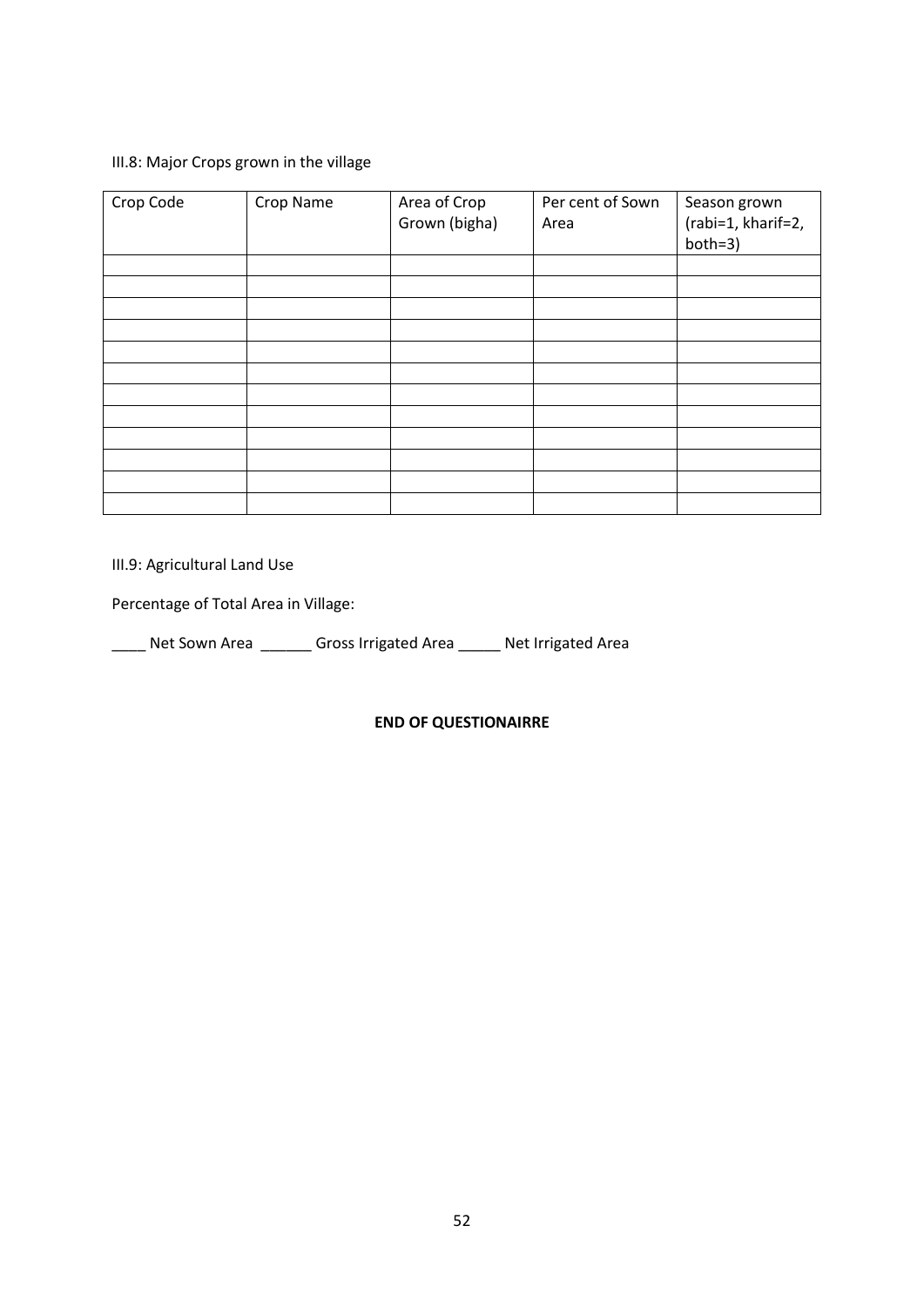III.8: Major Crops grown in the village

| Crop Code | Crop Name | Area of Crop Grown (bigha) | Per cent of Sown Area | Season grown (rabi=1, kharif=2, both=3) |
|---|---|---|---|---|
| | | | | |
| | | | | |
| | | | | |
| | | | | |
| | | | | |
| | | | | |
| | | | | |
| | | | | |
| | | | | |
| | | | | |
| | | | | |
| | | | | |

III.9: Agricultural Land Use

Percentage of Total Area in Village:

____ Net Sown Area ______ Gross Irrigated Area _____ Net Irrigated Area

**END OF QUESTIONAIRRE**